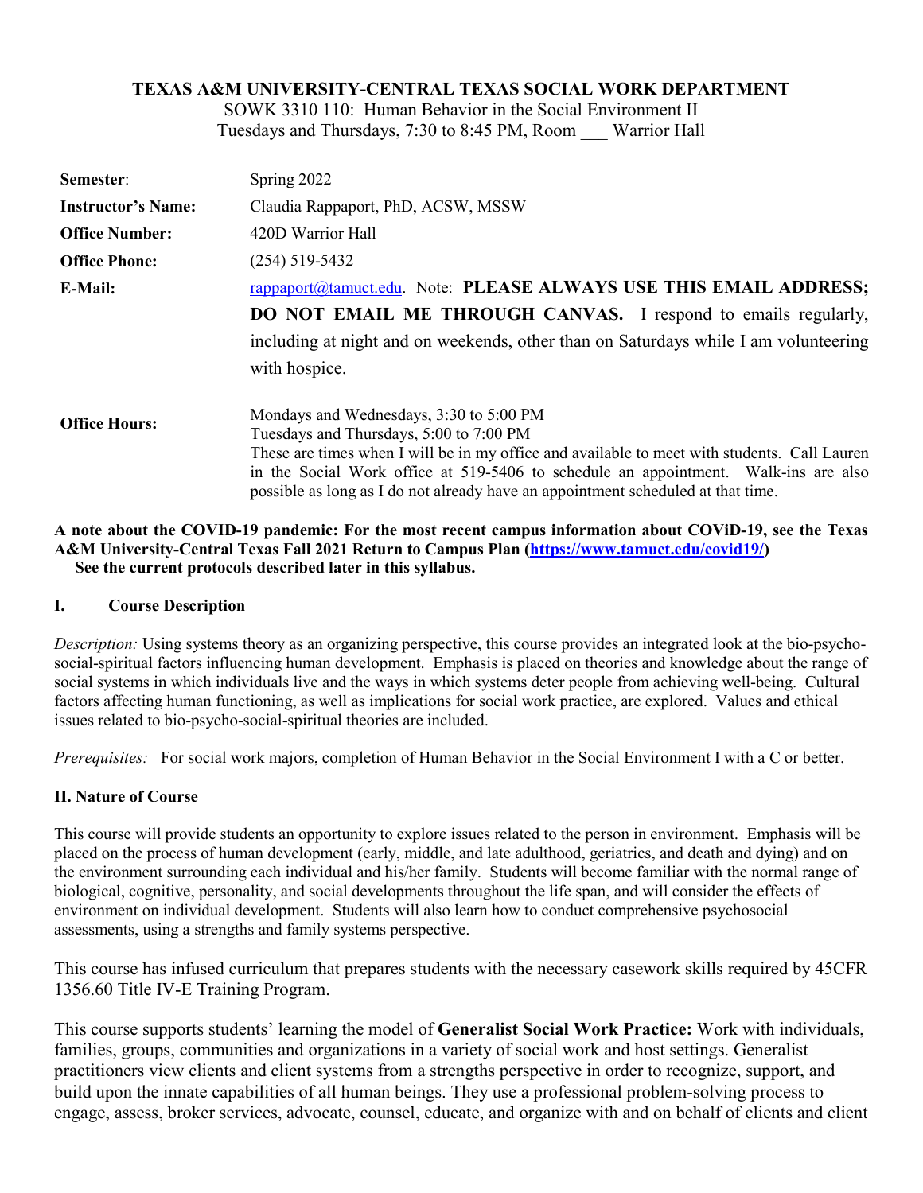**TEXAS A&M UNIVERSITY-CENTRAL TEXAS SOCIAL WORK DEPARTMENT**

SOWK 3310 110: Human Behavior in the Social Environment II

Tuesdays and Thursdays, 7:30 to 8:45 PM, Room ___ Warrior Hall

| | |
|---|---|
| **Semester**: | Spring 2022 |
| **Instructor's Name:** | Claudia Rappaport, PhD, ACSW, MSSW |
| **Office Number:** | 420D Warrior Hall |
| **Office Phone:** | (254) 519-5432 |
| **E-Mail:** | rappaport@tamuct.edu. Note: **PLEASE ALWAYS USE THIS EMAIL ADDRESS; DO NOT EMAIL ME THROUGH CANVAS.** I respond to emails regularly, including at night and on weekends, other than on Saturdays while I am volunteering with hospice. |
| **Office Hours:** | Mondays and Wednesdays, 3:30 to 5:00 PM<br>Tuesdays and Thursdays, 5:00 to 7:00 PM<br>These are times when I will be in my office and available to meet with students. Call Lauren in the Social Work office at 519-5406 to schedule an appointment. Walk-ins are also possible as long as I do not already have an appointment scheduled at that time. |

**A note about the COVID-19 pandemic: For the most recent campus information about COViD-19, see the Texas A&M University-Central Texas Fall 2021 Return to Campus Plan (https://www.tamuct.edu/covid19/)**
**See the current protocols described later in this syllabus.**

## I. Course Description

*Description:* Using systems theory as an organizing perspective, this course provides an integrated look at the bio-psycho-social-spiritual factors influencing human development. Emphasis is placed on theories and knowledge about the range of social systems in which individuals live and the ways in which systems deter people from achieving well-being. Cultural factors affecting human functioning, as well as implications for social work practice, are explored. Values and ethical issues related to bio-psycho-social-spiritual theories are included.

*Prerequisites:* For social work majors, completion of Human Behavior in the Social Environment I with a C or better.

## II. Nature of Course

This course will provide students an opportunity to explore issues related to the person in environment. Emphasis will be placed on the process of human development (early, middle, and late adulthood, geriatrics, and death and dying) and on the environment surrounding each individual and his/her family. Students will become familiar with the normal range of biological, cognitive, personality, and social developments throughout the life span, and will consider the effects of environment on individual development. Students will also learn how to conduct comprehensive psychosocial assessments, using a strengths and family systems perspective.

This course has infused curriculum that prepares students with the necessary casework skills required by 45CFR 1356.60 Title IV-E Training Program.

This course supports students' learning the model of **Generalist Social Work Practice:** Work with individuals, families, groups, communities and organizations in a variety of social work and host settings. Generalist practitioners view clients and client systems from a strengths perspective in order to recognize, support, and build upon the innate capabilities of all human beings. They use a professional problem-solving process to engage, assess, broker services, advocate, counsel, educate, and organize with and on behalf of clients and client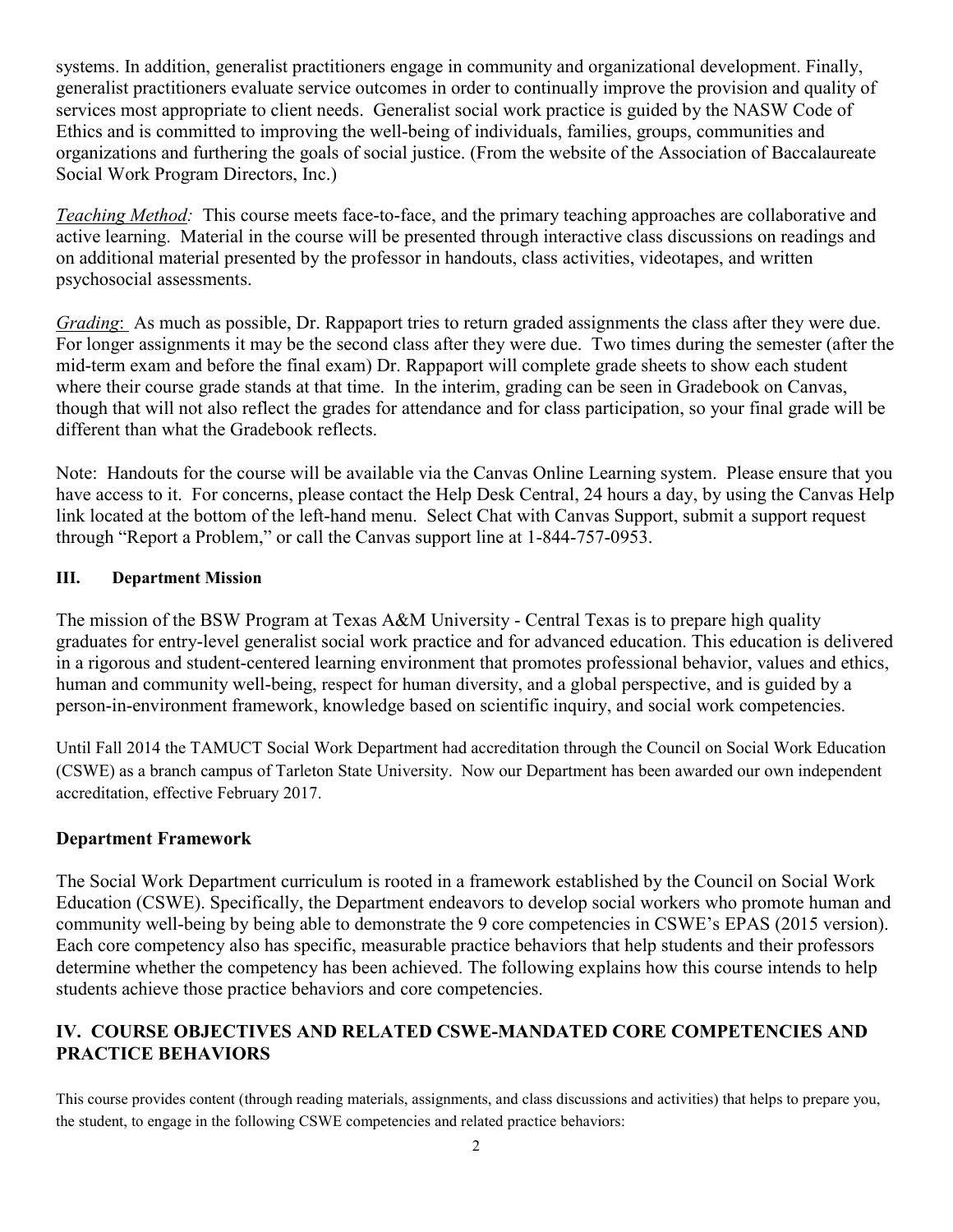systems. In addition, generalist practitioners engage in community and organizational development. Finally, generalist practitioners evaluate service outcomes in order to continually improve the provision and quality of services most appropriate to client needs. Generalist social work practice is guided by the NASW Code of Ethics and is committed to improving the well-being of individuals, families, groups, communities and organizations and furthering the goals of social justice. (From the website of the Association of Baccalaureate Social Work Program Directors, Inc.)

*Teaching Method:* This course meets face-to-face, and the primary teaching approaches are collaborative and active learning. Material in the course will be presented through interactive class discussions on readings and on additional material presented by the professor in handouts, class activities, videotapes, and written psychosocial assessments.

*Grading*: As much as possible, Dr. Rappaport tries to return graded assignments the class after they were due. For longer assignments it may be the second class after they were due. Two times during the semester (after the mid-term exam and before the final exam) Dr. Rappaport will complete grade sheets to show each student where their course grade stands at that time. In the interim, grading can be seen in Gradebook on Canvas, though that will not also reflect the grades for attendance and for class participation, so your final grade will be different than what the Gradebook reflects.

Note: Handouts for the course will be available via the Canvas Online Learning system. Please ensure that you have access to it. For concerns, please contact the Help Desk Central, 24 hours a day, by using the Canvas Help link located at the bottom of the left-hand menu. Select Chat with Canvas Support, submit a support request through "Report a Problem," or call the Canvas support line at 1-844-757-0953.

## III. Department Mission

The mission of the BSW Program at Texas A&M University - Central Texas is to prepare high quality graduates for entry-level generalist social work practice and for advanced education. This education is delivered in a rigorous and student-centered learning environment that promotes professional behavior, values and ethics, human and community well-being, respect for human diversity, and a global perspective, and is guided by a person-in-environment framework, knowledge based on scientific inquiry, and social work competencies.

Until Fall 2014 the TAMUCT Social Work Department had accreditation through the Council on Social Work Education (CSWE) as a branch campus of Tarleton State University. Now our Department has been awarded our own independent accreditation, effective February 2017.

## Department Framework

The Social Work Department curriculum is rooted in a framework established by the Council on Social Work Education (CSWE). Specifically, the Department endeavors to develop social workers who promote human and community well-being by being able to demonstrate the 9 core competencies in CSWE's EPAS (2015 version). Each core competency also has specific, measurable practice behaviors that help students and their professors determine whether the competency has been achieved. The following explains how this course intends to help students achieve those practice behaviors and core competencies.

## IV. COURSE OBJECTIVES AND RELATED CSWE-MANDATED CORE COMPETENCIES AND PRACTICE BEHAVIORS

This course provides content (through reading materials, assignments, and class discussions and activities) that helps to prepare you, the student, to engage in the following CSWE competencies and related practice behaviors: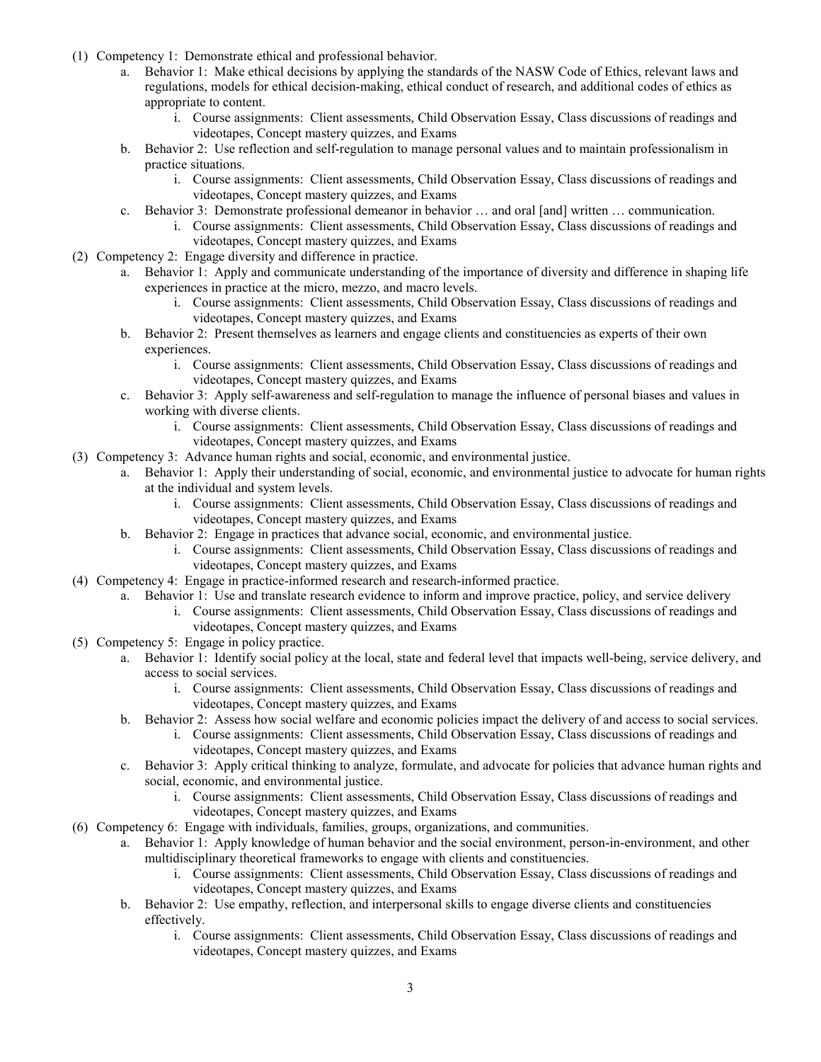(1) Competency 1: Demonstrate ethical and professional behavior.
   a. Behavior 1: Make ethical decisions by applying the standards of the NASW Code of Ethics, relevant laws and regulations, models for ethical decision-making, ethical conduct of research, and additional codes of ethics as appropriate to content.
      i. Course assignments: Client assessments, Child Observation Essay, Class discussions of readings and videotapes, Concept mastery quizzes, and Exams
   b. Behavior 2: Use reflection and self-regulation to manage personal values and to maintain professionalism in practice situations.
      i. Course assignments: Client assessments, Child Observation Essay, Class discussions of readings and videotapes, Concept mastery quizzes, and Exams
   c. Behavior 3: Demonstrate professional demeanor in behavior … and oral [and] written … communication.
      i. Course assignments: Client assessments, Child Observation Essay, Class discussions of readings and videotapes, Concept mastery quizzes, and Exams

(2) Competency 2: Engage diversity and difference in practice.
   a. Behavior 1: Apply and communicate understanding of the importance of diversity and difference in shaping life experiences in practice at the micro, mezzo, and macro levels.
      i. Course assignments: Client assessments, Child Observation Essay, Class discussions of readings and videotapes, Concept mastery quizzes, and Exams
   b. Behavior 2: Present themselves as learners and engage clients and constituencies as experts of their own experiences.
      i. Course assignments: Client assessments, Child Observation Essay, Class discussions of readings and videotapes, Concept mastery quizzes, and Exams
   c. Behavior 3: Apply self-awareness and self-regulation to manage the influence of personal biases and values in working with diverse clients.
      i. Course assignments: Client assessments, Child Observation Essay, Class discussions of readings and videotapes, Concept mastery quizzes, and Exams

(3) Competency 3: Advance human rights and social, economic, and environmental justice.
   a. Behavior 1: Apply their understanding of social, economic, and environmental justice to advocate for human rights at the individual and system levels.
      i. Course assignments: Client assessments, Child Observation Essay, Class discussions of readings and videotapes, Concept mastery quizzes, and Exams
   b. Behavior 2: Engage in practices that advance social, economic, and environmental justice.
      i. Course assignments: Client assessments, Child Observation Essay, Class discussions of readings and videotapes, Concept mastery quizzes, and Exams

(4) Competency 4: Engage in practice-informed research and research-informed practice.
   a. Behavior 1: Use and translate research evidence to inform and improve practice, policy, and service delivery
      i. Course assignments: Client assessments, Child Observation Essay, Class discussions of readings and videotapes, Concept mastery quizzes, and Exams

(5) Competency 5: Engage in policy practice.
   a. Behavior 1: Identify social policy at the local, state and federal level that impacts well-being, service delivery, and access to social services.
      i. Course assignments: Client assessments, Child Observation Essay, Class discussions of readings and videotapes, Concept mastery quizzes, and Exams
   b. Behavior 2: Assess how social welfare and economic policies impact the delivery of and access to social services.
      i. Course assignments: Client assessments, Child Observation Essay, Class discussions of readings and videotapes, Concept mastery quizzes, and Exams
   c. Behavior 3: Apply critical thinking to analyze, formulate, and advocate for policies that advance human rights and social, economic, and environmental justice.
      i. Course assignments: Client assessments, Child Observation Essay, Class discussions of readings and videotapes, Concept mastery quizzes, and Exams

(6) Competency 6: Engage with individuals, families, groups, organizations, and communities.
   a. Behavior 1: Apply knowledge of human behavior and the social environment, person-in-environment, and other multidisciplinary theoretical frameworks to engage with clients and constituencies.
      i. Course assignments: Client assessments, Child Observation Essay, Class discussions of readings and videotapes, Concept mastery quizzes, and Exams
   b. Behavior 2: Use empathy, reflection, and interpersonal skills to engage diverse clients and constituencies effectively.
      i. Course assignments: Client assessments, Child Observation Essay, Class discussions of readings and videotapes, Concept mastery quizzes, and Exams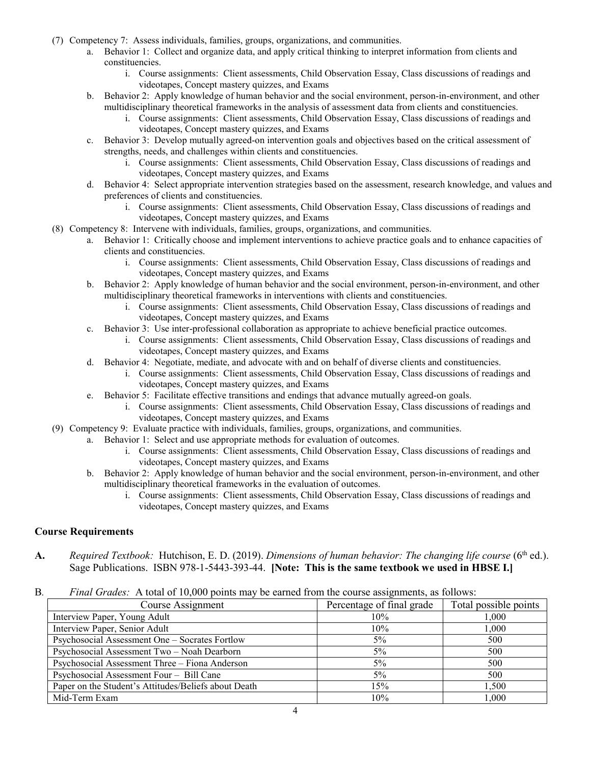(7) Competency 7: Assess individuals, families, groups, organizations, and communities.
   a. Behavior 1: Collect and organize data, and apply critical thinking to interpret information from clients and constituencies.
      i. Course assignments: Client assessments, Child Observation Essay, Class discussions of readings and videotapes, Concept mastery quizzes, and Exams
   b. Behavior 2: Apply knowledge of human behavior and the social environment, person-in-environment, and other multidisciplinary theoretical frameworks in the analysis of assessment data from clients and constituencies.
      i. Course assignments: Client assessments, Child Observation Essay, Class discussions of readings and videotapes, Concept mastery quizzes, and Exams
   c. Behavior 3: Develop mutually agreed-on intervention goals and objectives based on the critical assessment of strengths, needs, and challenges within clients and constituencies.
      i. Course assignments: Client assessments, Child Observation Essay, Class discussions of readings and videotapes, Concept mastery quizzes, and Exams
   d. Behavior 4: Select appropriate intervention strategies based on the assessment, research knowledge, and values and preferences of clients and constituencies.
      i. Course assignments: Client assessments, Child Observation Essay, Class discussions of readings and videotapes, Concept mastery quizzes, and Exams

(8) Competency 8: Intervene with individuals, families, groups, organizations, and communities.
   a. Behavior 1: Critically choose and implement interventions to achieve practice goals and to enhance capacities of clients and constituencies.
      i. Course assignments: Client assessments, Child Observation Essay, Class discussions of readings and videotapes, Concept mastery quizzes, and Exams
   b. Behavior 2: Apply knowledge of human behavior and the social environment, person-in-environment, and other multidisciplinary theoretical frameworks in interventions with clients and constituencies.
      i. Course assignments: Client assessments, Child Observation Essay, Class discussions of readings and videotapes, Concept mastery quizzes, and Exams
   c. Behavior 3: Use inter-professional collaboration as appropriate to achieve beneficial practice outcomes.
      i. Course assignments: Client assessments, Child Observation Essay, Class discussions of readings and videotapes, Concept mastery quizzes, and Exams
   d. Behavior 4: Negotiate, mediate, and advocate with and on behalf of diverse clients and constituencies.
      i. Course assignments: Client assessments, Child Observation Essay, Class discussions of readings and videotapes, Concept mastery quizzes, and Exams
   e. Behavior 5: Facilitate effective transitions and endings that advance mutually agreed-on goals.
      i. Course assignments: Client assessments, Child Observation Essay, Class discussions of readings and videotapes, Concept mastery quizzes, and Exams

(9) Competency 9: Evaluate practice with individuals, families, groups, organizations, and communities.
   a. Behavior 1: Select and use appropriate methods for evaluation of outcomes.
      i. Course assignments: Client assessments, Child Observation Essay, Class discussions of readings and videotapes, Concept mastery quizzes, and Exams
   b. Behavior 2: Apply knowledge of human behavior and the social environment, person-in-environment, and other multidisciplinary theoretical frameworks in the evaluation of outcomes.
      i. Course assignments: Client assessments, Child Observation Essay, Class discussions of readings and videotapes, Concept mastery quizzes, and Exams

## Course Requirements

**A.** *Required Textbook:* Hutchison, E. D. (2019). *Dimensions of human behavior: The changing life course* (6th ed.). Sage Publications. ISBN 978-1-5443-393-44. **[Note: This is the same textbook we used in HBSE I.]**

B. *Final Grades:* A total of 10,000 points may be earned from the course assignments, as follows:

| Course Assignment | Percentage of final grade | Total possible points |
|---|---|---|
| Interview Paper, Young Adult | 10% | 1,000 |
| Interview Paper, Senior Adult | 10% | 1,000 |
| Psychosocial Assessment One – Socrates Fortlow | 5% | 500 |
| Psychosocial Assessment Two – Noah Dearborn | 5% | 500 |
| Psychosocial Assessment Three – Fiona Anderson | 5% | 500 |
| Psychosocial Assessment Four – Bill Cane | 5% | 500 |
| Paper on the Student's Attitudes/Beliefs about Death | 15% | 1,500 |
| Mid-Term Exam | 10% | 1,000 |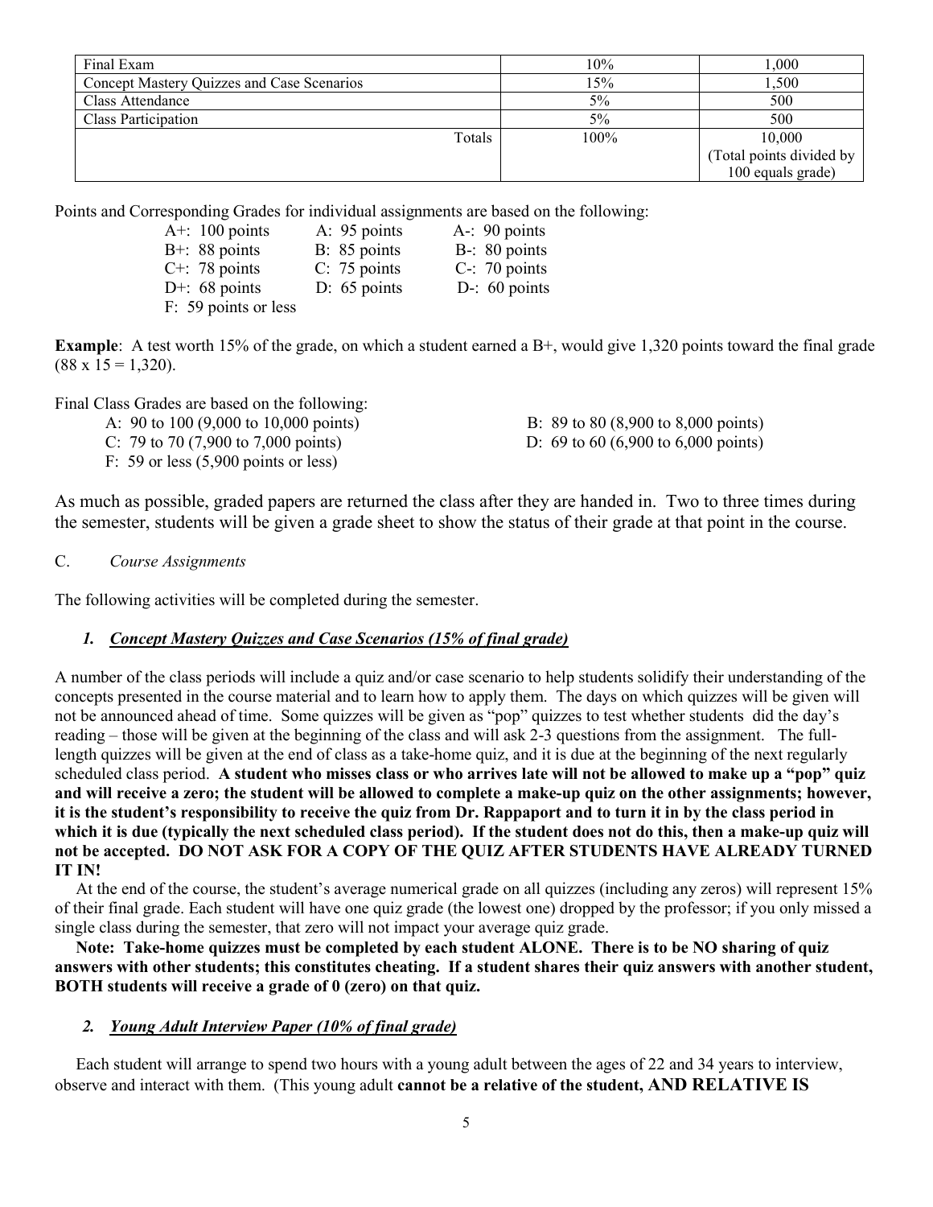| | | |
|---|---|---|
| Final Exam | 10% | 1,000 |
| Concept Mastery Quizzes and Case Scenarios | 15% | 1,500 |
| Class Attendance | 5% | 500 |
| Class Participation | 5% | 500 |
| Totals | 100% | 10,000 (Total points divided by 100 equals grade) |

Points and Corresponding Grades for individual assignments are based on the following:

| | | |
|---|---|---|
| A+: 100 points | A: 95 points | A-: 90 points |
| B+: 88 points | B: 85 points | B-: 80 points |
| C+: 78 points | C: 75 points | C-: 70 points |
| D+: 68 points | D: 65 points | D-: 60 points |
| F: 59 points or less | | |

**Example**: A test worth 15% of the grade, on which a student earned a B+, would give 1,320 points toward the final grade (88 x 15 = 1,320).

Final Class Grades are based on the following:

- A: 90 to 100 (9,000 to 10,000 points)
- B: 89 to 80 (8,900 to 8,000 points)
- C: 79 to 70 (7,900 to 7,000 points)
- D: 69 to 60 (6,900 to 6,000 points)
- F: 59 or less (5,900 points or less)

As much as possible, graded papers are returned the class after they are handed in. Two to three times during the semester, students will be given a grade sheet to show the status of their grade at that point in the course.

C. *Course Assignments*

The following activities will be completed during the semester.

### *1. Concept Mastery Quizzes and Case Scenarios (15% of final grade)*

A number of the class periods will include a quiz and/or case scenario to help students solidify their understanding of the concepts presented in the course material and to learn how to apply them. The days on which quizzes will be given will not be announced ahead of time. Some quizzes will be given as "pop" quizzes to test whether students did the day's reading – those will be given at the beginning of the class and will ask 2-3 questions from the assignment. The full-length quizzes will be given at the end of class as a take-home quiz, and it is due at the beginning of the next regularly scheduled class period. **A student who misses class or who arrives late will not be allowed to make up a "pop" quiz and will receive a zero; the student will be allowed to complete a make-up quiz on the other assignments; however, it is the student's responsibility to receive the quiz from Dr. Rappaport and to turn it in by the class period in which it is due (typically the next scheduled class period). If the student does not do this, then a make-up quiz will not be accepted. DO NOT ASK FOR A COPY OF THE QUIZ AFTER STUDENTS HAVE ALREADY TURNED IT IN!**

At the end of the course, the student's average numerical grade on all quizzes (including any zeros) will represent 15% of their final grade. Each student will have one quiz grade (the lowest one) dropped by the professor; if you only missed a single class during the semester, that zero will not impact your average quiz grade.

**Note: Take-home quizzes must be completed by each student ALONE. There is to be NO sharing of quiz answers with other students; this constitutes cheating. If a student shares their quiz answers with another student, BOTH students will receive a grade of 0 (zero) on that quiz.**

### *2. Young Adult Interview Paper (10% of final grade)*

Each student will arrange to spend two hours with a young adult between the ages of 22 and 34 years to interview, observe and interact with them. (This young adult **cannot be a relative of the student, AND RELATIVE IS**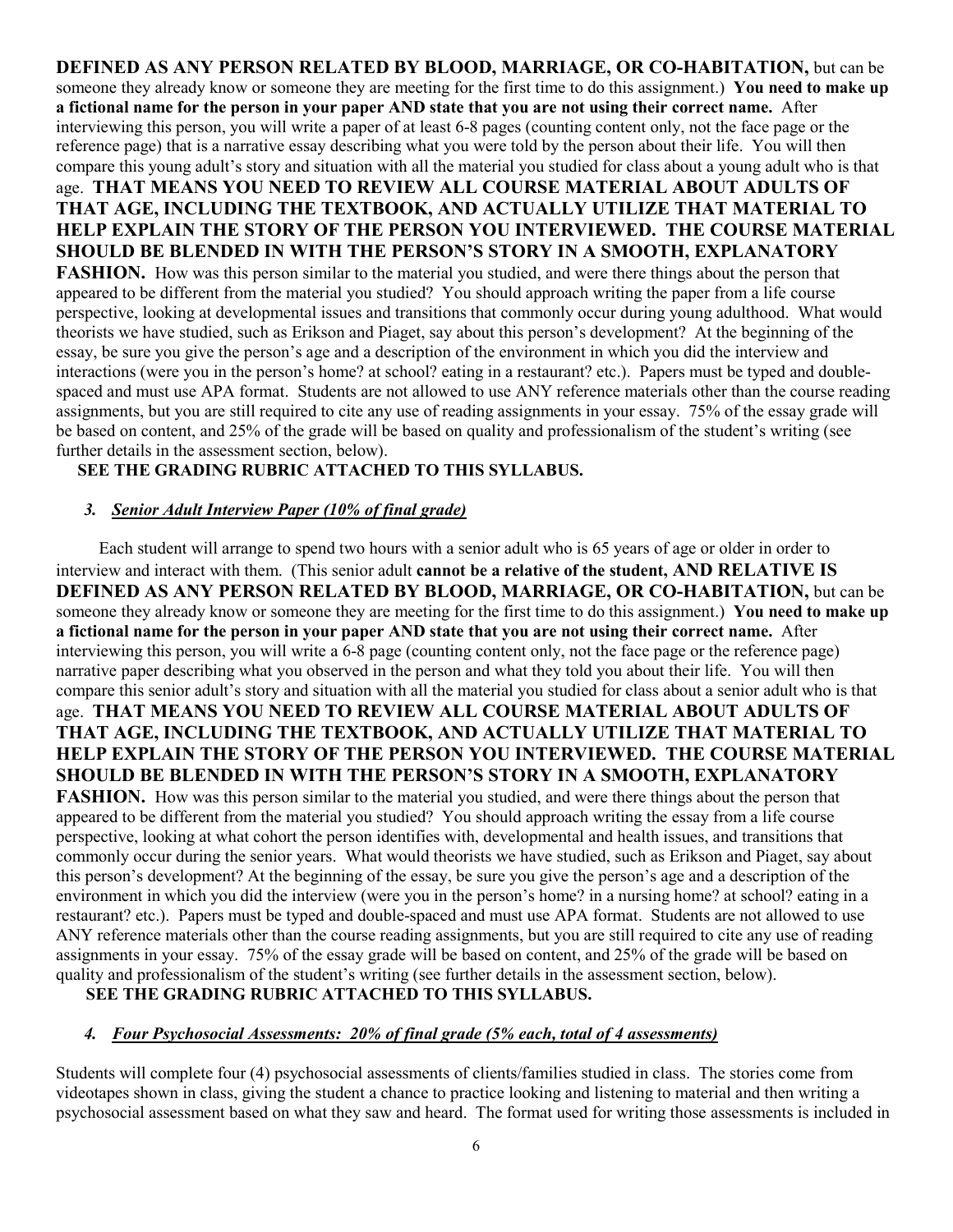**DEFINED AS ANY PERSON RELATED BY BLOOD, MARRIAGE, OR CO-HABITATION,** but can be someone they already know or someone they are meeting for the first time to do this assignment.) **You need to make up a fictional name for the person in your paper AND state that you are not using their correct name.** After interviewing this person, you will write a paper of at least 6-8 pages (counting content only, not the face page or the reference page) that is a narrative essay describing what you were told by the person about their life. You will then compare this young adult's story and situation with all the material you studied for class about a young adult who is that age. **THAT MEANS YOU NEED TO REVIEW ALL COURSE MATERIAL ABOUT ADULTS OF THAT AGE, INCLUDING THE TEXTBOOK, AND ACTUALLY UTILIZE THAT MATERIAL TO HELP EXPLAIN THE STORY OF THE PERSON YOU INTERVIEWED. THE COURSE MATERIAL SHOULD BE BLENDED IN WITH THE PERSON'S STORY IN A SMOOTH, EXPLANATORY FASHION.** How was this person similar to the material you studied, and were there things about the person that appeared to be different from the material you studied? You should approach writing the paper from a life course perspective, looking at developmental issues and transitions that commonly occur during young adulthood. What would theorists we have studied, such as Erikson and Piaget, say about this person's development? At the beginning of the essay, be sure you give the person's age and a description of the environment in which you did the interview and interactions (were you in the person's home? at school? eating in a restaurant? etc.). Papers must be typed and double-spaced and must use APA format. Students are not allowed to use ANY reference materials other than the course reading assignments, but you are still required to cite any use of reading assignments in your essay. 75% of the essay grade will be based on content, and 25% of the grade will be based on quality and professionalism of the student's writing (see further details in the assessment section, below).

**SEE THE GRADING RUBRIC ATTACHED TO THIS SYLLABUS.**

### *3. Senior Adult Interview Paper (10% of final grade)*

Each student will arrange to spend two hours with a senior adult who is 65 years of age or older in order to interview and interact with them. (This senior adult **cannot be a relative of the student, AND RELATIVE IS DEFINED AS ANY PERSON RELATED BY BLOOD, MARRIAGE, OR CO-HABITATION,** but can be someone they already know or someone they are meeting for the first time to do this assignment.) **You need to make up a fictional name for the person in your paper AND state that you are not using their correct name.** After interviewing this person, you will write a 6-8 page (counting content only, not the face page or the reference page) narrative paper describing what you observed in the person and what they told you about their life. You will then compare this senior adult's story and situation with all the material you studied for class about a senior adult who is that age. **THAT MEANS YOU NEED TO REVIEW ALL COURSE MATERIAL ABOUT ADULTS OF THAT AGE, INCLUDING THE TEXTBOOK, AND ACTUALLY UTILIZE THAT MATERIAL TO HELP EXPLAIN THE STORY OF THE PERSON YOU INTERVIEWED. THE COURSE MATERIAL SHOULD BE BLENDED IN WITH THE PERSON'S STORY IN A SMOOTH, EXPLANATORY FASHION.** How was this person similar to the material you studied, and were there things about the person that appeared to be different from the material you studied? You should approach writing the essay from a life course perspective, looking at what cohort the person identifies with, developmental and health issues, and transitions that commonly occur during the senior years. What would theorists we have studied, such as Erikson and Piaget, say about this person's development? At the beginning of the essay, be sure you give the person's age and a description of the environment in which you did the interview (were you in the person's home? in a nursing home? at school? eating in a restaurant? etc.). Papers must be typed and double-spaced and must use APA format. Students are not allowed to use ANY reference materials other than the course reading assignments, but you are still required to cite any use of reading assignments in your essay. 75% of the essay grade will be based on content, and 25% of the grade will be based on quality and professionalism of the student's writing (see further details in the assessment section, below).

**SEE THE GRADING RUBRIC ATTACHED TO THIS SYLLABUS.**

### *4. Four Psychosocial Assessments: 20% of final grade (5% each, total of 4 assessments)*

Students will complete four (4) psychosocial assessments of clients/families studied in class. The stories come from videotapes shown in class, giving the student a chance to practice looking and listening to material and then writing a psychosocial assessment based on what they saw and heard. The format used for writing those assessments is included in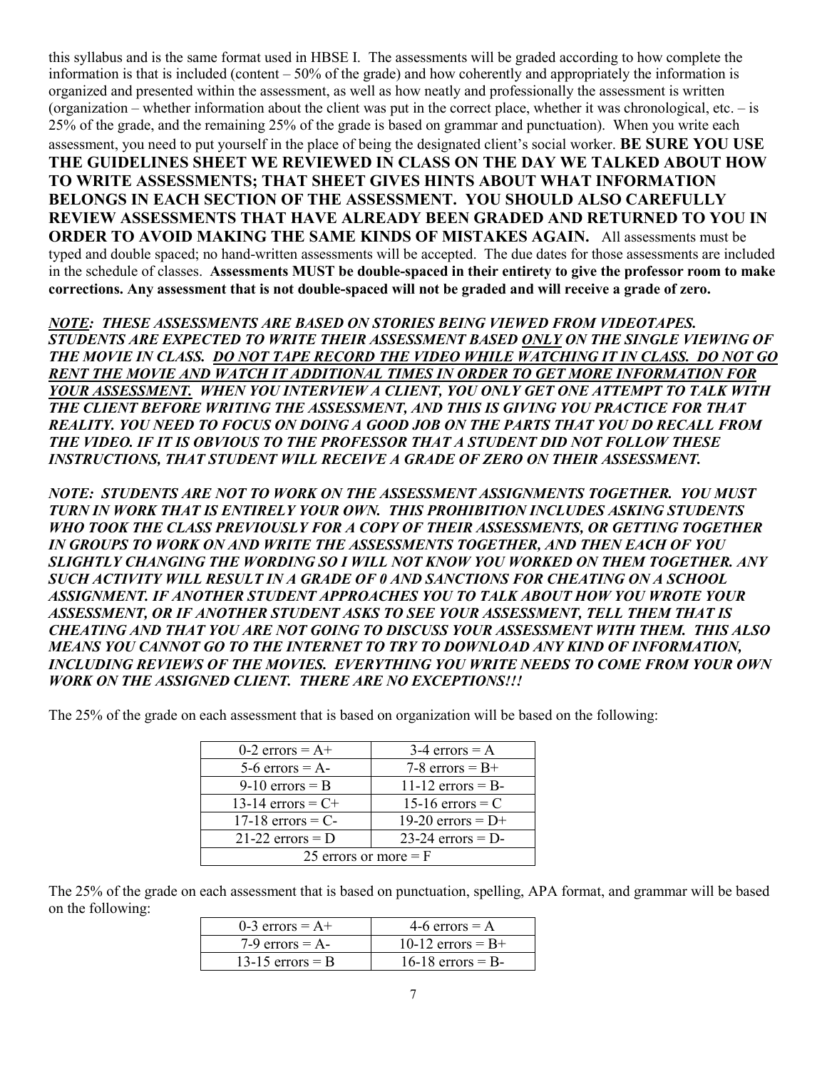this syllabus and is the same format used in HBSE I. The assessments will be graded according to how complete the information is that is included (content – 50% of the grade) and how coherently and appropriately the information is organized and presented within the assessment, as well as how neatly and professionally the assessment is written (organization – whether information about the client was put in the correct place, whether it was chronological, etc. – is 25% of the grade, and the remaining 25% of the grade is based on grammar and punctuation). When you write each assessment, you need to put yourself in the place of being the designated client's social worker. **BE SURE YOU USE THE GUIDELINES SHEET WE REVIEWED IN CLASS ON THE DAY WE TALKED ABOUT HOW TO WRITE ASSESSMENTS; THAT SHEET GIVES HINTS ABOUT WHAT INFORMATION BELONGS IN EACH SECTION OF THE ASSESSMENT. YOU SHOULD ALSO CAREFULLY REVIEW ASSESSMENTS THAT HAVE ALREADY BEEN GRADED AND RETURNED TO YOU IN ORDER TO AVOID MAKING THE SAME KINDS OF MISTAKES AGAIN.** All assessments must be typed and double spaced; no hand-written assessments will be accepted. The due dates for those assessments are included in the schedule of classes. **Assessments MUST be double-spaced in their entirety to give the professor room to make corrections. Any assessment that is not double-spaced will not be graded and will receive a grade of zero.**

***NOTE*: *THESE ASSESSMENTS ARE BASED ON STORIES BEING VIEWED FROM VIDEOTAPES. STUDENTS ARE EXPECTED TO WRITE THEIR ASSESSMENT BASED ONLY ON THE SINGLE VIEWING OF THE MOVIE IN CLASS. DO NOT TAPE RECORD THE VIDEO WHILE WATCHING IT IN CLASS. DO NOT GO RENT THE MOVIE AND WATCH IT ADDITIONAL TIMES IN ORDER TO GET MORE INFORMATION FOR YOUR ASSESSMENT. WHEN YOU INTERVIEW A CLIENT, YOU ONLY GET ONE ATTEMPT TO TALK WITH THE CLIENT BEFORE WRITING THE ASSESSMENT, AND THIS IS GIVING YOU PRACTICE FOR THAT REALITY. YOU NEED TO FOCUS ON DOING A GOOD JOB ON THE PARTS THAT YOU DO RECALL FROM THE VIDEO. IF IT IS OBVIOUS TO THE PROFESSOR THAT A STUDENT DID NOT FOLLOW THESE INSTRUCTIONS, THAT STUDENT WILL RECEIVE A GRADE OF ZERO ON THEIR ASSESSMENT.***

***NOTE: STUDENTS ARE NOT TO WORK ON THE ASSESSMENT ASSIGNMENTS TOGETHER. YOU MUST TURN IN WORK THAT IS ENTIRELY YOUR OWN. THIS PROHIBITION INCLUDES ASKING STUDENTS WHO TOOK THE CLASS PREVIOUSLY FOR A COPY OF THEIR ASSESSMENTS, OR GETTING TOGETHER IN GROUPS TO WORK ON AND WRITE THE ASSESSMENTS TOGETHER, AND THEN EACH OF YOU SLIGHTLY CHANGING THE WORDING SO I WILL NOT KNOW YOU WORKED ON THEM TOGETHER. ANY SUCH ACTIVITY WILL RESULT IN A GRADE OF 0 AND SANCTIONS FOR CHEATING ON A SCHOOL ASSIGNMENT. IF ANOTHER STUDENT APPROACHES YOU TO TALK ABOUT HOW YOU WROTE YOUR ASSESSMENT, OR IF ANOTHER STUDENT ASKS TO SEE YOUR ASSESSMENT, TELL THEM THAT IS CHEATING AND THAT YOU ARE NOT GOING TO DISCUSS YOUR ASSESSMENT WITH THEM. THIS ALSO MEANS YOU CANNOT GO TO THE INTERNET TO TRY TO DOWNLOAD ANY KIND OF INFORMATION, INCLUDING REVIEWS OF THE MOVIES. EVERYTHING YOU WRITE NEEDS TO COME FROM YOUR OWN WORK ON THE ASSIGNED CLIENT. THERE ARE NO EXCEPTIONS!!!***

The 25% of the grade on each assessment that is based on organization will be based on the following:

| | |
|---|---|
| 0-2 errors = A+ | 3-4 errors = A |
| 5-6 errors = A- | 7-8 errors = B+ |
| 9-10 errors = B | 11-12 errors = B- |
| 13-14 errors = C+ | 15-16 errors = C |
| 17-18 errors = C- | 19-20 errors = D+ |
| 21-22 errors = D | 23-24 errors = D- |
| 25 errors or more = F | |

The 25% of the grade on each assessment that is based on punctuation, spelling, APA format, and grammar will be based on the following:

| | |
|---|---|
| 0-3 errors = A+ | 4-6 errors = A |
| 7-9 errors = A- | 10-12 errors = B+ |
| 13-15 errors = B | 16-18 errors = B- |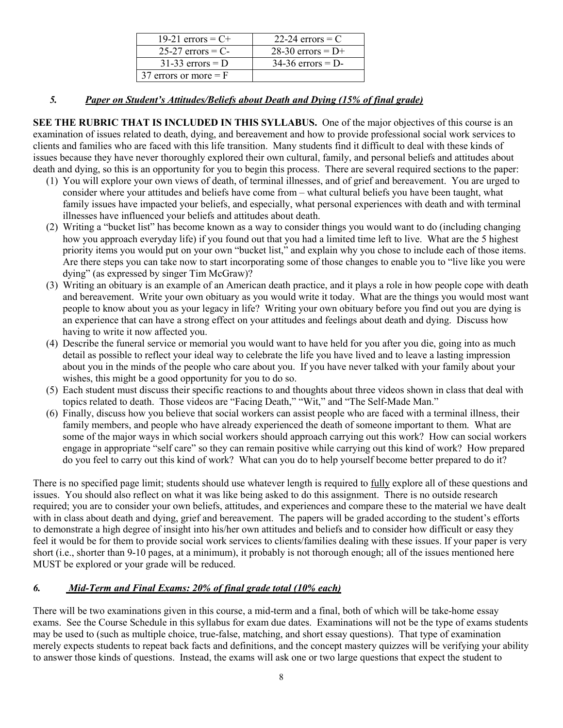| 19-21 errors = C+ | 22-24 errors = C |
| --- | --- |
| 25-27 errors = C- | 28-30 errors = D+ |
| 31-33 errors = D | 34-36 errors = D- |
| 37 errors or more = F | |

### *5. Paper on Student's Attitudes/Beliefs about Death and Dying (15% of final grade)*

**SEE THE RUBRIC THAT IS INCLUDED IN THIS SYLLABUS.** One of the major objectives of this course is an examination of issues related to death, dying, and bereavement and how to provide professional social work services to clients and families who are faced with this life transition. Many students find it difficult to deal with these kinds of issues because they have never thoroughly explored their own cultural, family, and personal beliefs and attitudes about death and dying, so this is an opportunity for you to begin this process. There are several required sections to the paper:

(1) You will explore your own views of death, of terminal illnesses, and of grief and bereavement. You are urged to consider where your attitudes and beliefs have come from – what cultural beliefs you have been taught, what family issues have impacted your beliefs, and especially, what personal experiences with death and with terminal illnesses have influenced your beliefs and attitudes about death.

(2) Writing a "bucket list" has become known as a way to consider things you would want to do (including changing how you approach everyday life) if you found out that you had a limited time left to live. What are the 5 highest priority items you would put on your own "bucket list," and explain why you chose to include each of those items. Are there steps you can take now to start incorporating some of those changes to enable you to "live like you were dying" (as expressed by singer Tim McGraw)?

(3) Writing an obituary is an example of an American death practice, and it plays a role in how people cope with death and bereavement. Write your own obituary as you would write it today. What are the things you would most want people to know about you as your legacy in life? Writing your own obituary before you find out you are dying is an experience that can have a strong effect on your attitudes and feelings about death and dying. Discuss how having to write it now affected you.

(4) Describe the funeral service or memorial you would want to have held for you after you die, going into as much detail as possible to reflect your ideal way to celebrate the life you have lived and to leave a lasting impression about you in the minds of the people who care about you. If you have never talked with your family about your wishes, this might be a good opportunity for you to do so.

(5) Each student must discuss their specific reactions to and thoughts about three videos shown in class that deal with topics related to death. Those videos are "Facing Death," "Wit," and "The Self-Made Man."

(6) Finally, discuss how you believe that social workers can assist people who are faced with a terminal illness, their family members, and people who have already experienced the death of someone important to them. What are some of the major ways in which social workers should approach carrying out this work? How can social workers engage in appropriate "self care" so they can remain positive while carrying out this kind of work? How prepared do you feel to carry out this kind of work? What can you do to help yourself become better prepared to do it?

There is no specified page limit; students should use whatever length is required to <u>fully</u> explore all of these questions and issues. You should also reflect on what it was like being asked to do this assignment. There is no outside research required; you are to consider your own beliefs, attitudes, and experiences and compare these to the material we have dealt with in class about death and dying, grief and bereavement. The papers will be graded according to the student's efforts to demonstrate a high degree of insight into his/her own attitudes and beliefs and to consider how difficult or easy they feel it would be for them to provide social work services to clients/families dealing with these issues. If your paper is very short (i.e., shorter than 9-10 pages, at a minimum), it probably is not thorough enough; all of the issues mentioned here MUST be explored or your grade will be reduced.

### *6. Mid-Term and Final Exams: 20% of final grade total (10% each)*

There will be two examinations given in this course, a mid-term and a final, both of which will be take-home essay exams. See the Course Schedule in this syllabus for exam due dates. Examinations will not be the type of exams students may be used to (such as multiple choice, true-false, matching, and short essay questions). That type of examination merely expects students to repeat back facts and definitions, and the concept mastery quizzes will be verifying your ability to answer those kinds of questions. Instead, the exams will ask one or two large questions that expect the student to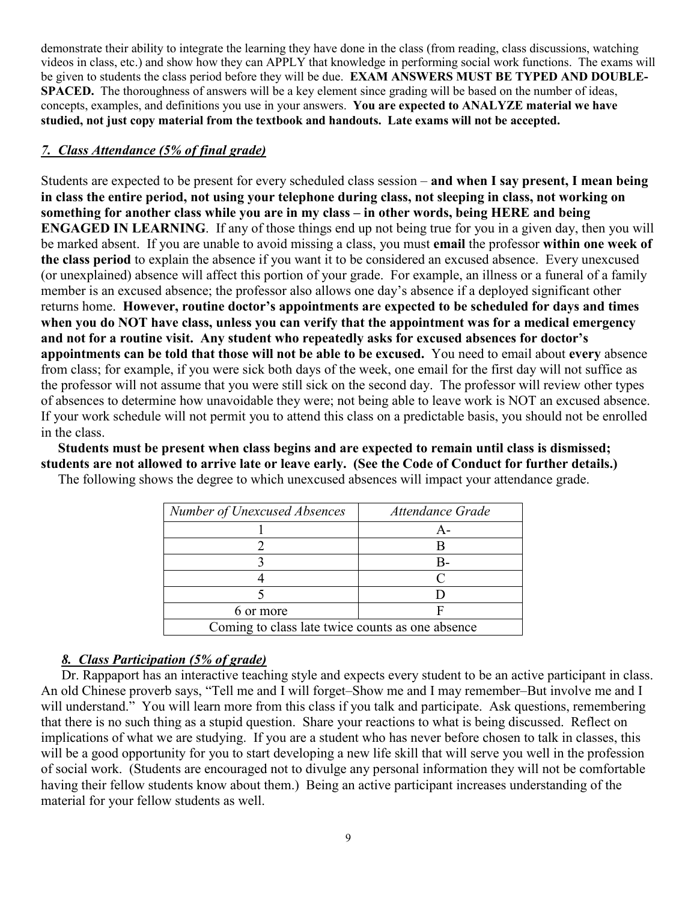demonstrate their ability to integrate the learning they have done in the class (from reading, class discussions, watching videos in class, etc.) and show how they can APPLY that knowledge in performing social work functions. The exams will be given to students the class period before they will be due. **EXAM ANSWERS MUST BE TYPED AND DOUBLE-SPACED.** The thoroughness of answers will be a key element since grading will be based on the number of ideas, concepts, examples, and definitions you use in your answers. **You are expected to ANALYZE material we have studied, not just copy material from the textbook and handouts. Late exams will not be accepted.**

### *7. Class Attendance (5% of final grade)*

Students are expected to be present for every scheduled class session – **and when I say present, I mean being in class the entire period, not using your telephone during class, not sleeping in class, not working on something for another class while you are in my class – in other words, being HERE and being ENGAGED IN LEARNING**. If any of those things end up not being true for you in a given day, then you will be marked absent. If you are unable to avoid missing a class, you must **email** the professor **within one week of the class period** to explain the absence if you want it to be considered an excused absence. Every unexcused (or unexplained) absence will affect this portion of your grade. For example, an illness or a funeral of a family member is an excused absence; the professor also allows one day's absence if a deployed significant other returns home. **However, routine doctor's appointments are expected to be scheduled for days and times when you do NOT have class, unless you can verify that the appointment was for a medical emergency and not for a routine visit. Any student who repeatedly asks for excused absences for doctor's appointments can be told that those will not be able to be excused.** You need to email about **every** absence from class; for example, if you were sick both days of the week, one email for the first day will not suffice as the professor will not assume that you were still sick on the second day. The professor will review other types of absences to determine how unavoidable they were; not being able to leave work is NOT an excused absence. If your work schedule will not permit you to attend this class on a predictable basis, you should not be enrolled in the class.

**Students must be present when class begins and are expected to remain until class is dismissed; students are not allowed to arrive late or leave early. (See the Code of Conduct for further details.)**

The following shows the degree to which unexcused absences will impact your attendance grade.

| *Number of Unexcused Absences* | *Attendance Grade* |
|---|---|
| 1 | A- |
| 2 | B |
| 3 | B- |
| 4 | C |
| 5 | D |
| 6 or more | F |
| Coming to class late twice counts as one absence | |

### *8. Class Participation (5% of grade)*

Dr. Rappaport has an interactive teaching style and expects every student to be an active participant in class. An old Chinese proverb says, "Tell me and I will forget–Show me and I may remember–But involve me and I will understand." You will learn more from this class if you talk and participate. Ask questions, remembering that there is no such thing as a stupid question. Share your reactions to what is being discussed. Reflect on implications of what we are studying. If you are a student who has never before chosen to talk in classes, this will be a good opportunity for you to start developing a new life skill that will serve you well in the profession of social work. (Students are encouraged not to divulge any personal information they will not be comfortable having their fellow students know about them.) Being an active participant increases understanding of the material for your fellow students as well.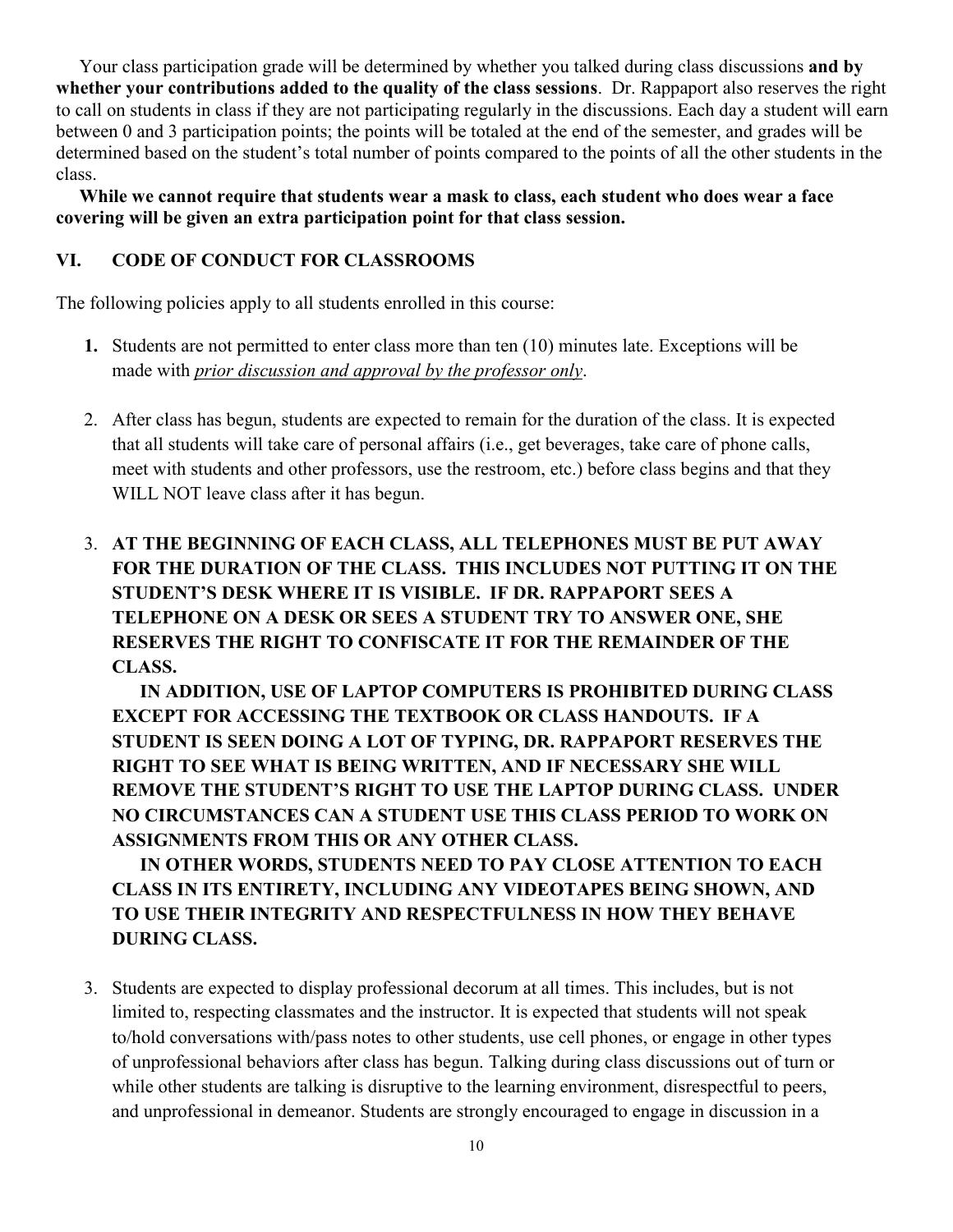Your class participation grade will be determined by whether you talked during class discussions **and by whether your contributions added to the quality of the class sessions**. Dr. Rappaport also reserves the right to call on students in class if they are not participating regularly in the discussions. Each day a student will earn between 0 and 3 participation points; the points will be totaled at the end of the semester, and grades will be determined based on the student's total number of points compared to the points of all the other students in the class.

**While we cannot require that students wear a mask to class, each student who does wear a face covering will be given an extra participation point for that class session.**

## VI. CODE OF CONDUCT FOR CLASSROOMS

The following policies apply to all students enrolled in this course:

1. Students are not permitted to enter class more than ten (10) minutes late. Exceptions will be made with *prior discussion and approval by the professor only*.

2. After class has begun, students are expected to remain for the duration of the class. It is expected that all students will take care of personal affairs (i.e., get beverages, take care of phone calls, meet with students and other professors, use the restroom, etc.) before class begins and that they WILL NOT leave class after it has begun.

3. **AT THE BEGINNING OF EACH CLASS, ALL TELEPHONES MUST BE PUT AWAY FOR THE DURATION OF THE CLASS. THIS INCLUDES NOT PUTTING IT ON THE STUDENT'S DESK WHERE IT IS VISIBLE. IF DR. RAPPAPORT SEES A TELEPHONE ON A DESK OR SEES A STUDENT TRY TO ANSWER ONE, SHE RESERVES THE RIGHT TO CONFISCATE IT FOR THE REMAINDER OF THE CLASS.**

   **IN ADDITION, USE OF LAPTOP COMPUTERS IS PROHIBITED DURING CLASS EXCEPT FOR ACCESSING THE TEXTBOOK OR CLASS HANDOUTS. IF A STUDENT IS SEEN DOING A LOT OF TYPING, DR. RAPPAPORT RESERVES THE RIGHT TO SEE WHAT IS BEING WRITTEN, AND IF NECESSARY SHE WILL REMOVE THE STUDENT'S RIGHT TO USE THE LAPTOP DURING CLASS. UNDER NO CIRCUMSTANCES CAN A STUDENT USE THIS CLASS PERIOD TO WORK ON ASSIGNMENTS FROM THIS OR ANY OTHER CLASS.**

   **IN OTHER WORDS, STUDENTS NEED TO PAY CLOSE ATTENTION TO EACH CLASS IN ITS ENTIRETY, INCLUDING ANY VIDEOTAPES BEING SHOWN, AND TO USE THEIR INTEGRITY AND RESPECTFULNESS IN HOW THEY BEHAVE DURING CLASS.**

3. Students are expected to display professional decorum at all times. This includes, but is not limited to, respecting classmates and the instructor. It is expected that students will not speak to/hold conversations with/pass notes to other students, use cell phones, or engage in other types of unprofessional behaviors after class has begun. Talking during class discussions out of turn or while other students are talking is disruptive to the learning environment, disrespectful to peers, and unprofessional in demeanor. Students are strongly encouraged to engage in discussion in a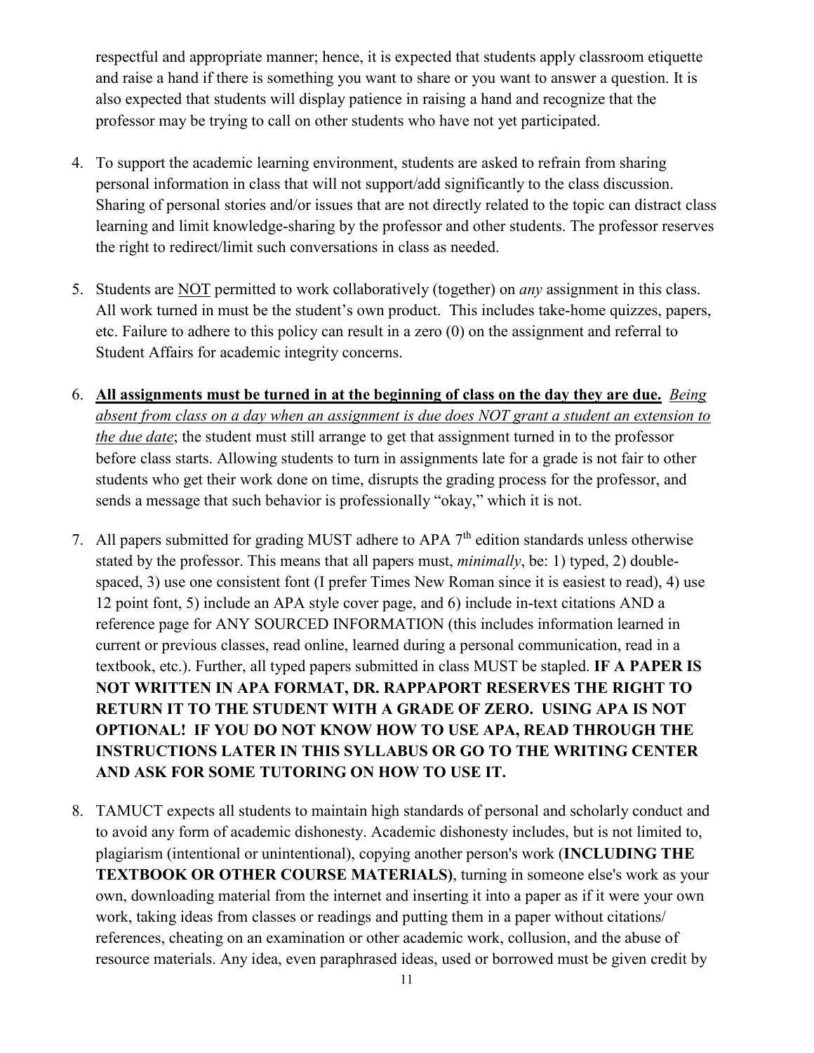respectful and appropriate manner; hence, it is expected that students apply classroom etiquette and raise a hand if there is something you want to share or you want to answer a question. It is also expected that students will display patience in raising a hand and recognize that the professor may be trying to call on other students who have not yet participated.

4. To support the academic learning environment, students are asked to refrain from sharing personal information in class that will not support/add significantly to the class discussion. Sharing of personal stories and/or issues that are not directly related to the topic can distract class learning and limit knowledge-sharing by the professor and other students. The professor reserves the right to redirect/limit such conversations in class as needed.

5. Students are <u>NOT</u> permitted to work collaboratively (together) on *any* assignment in this class. All work turned in must be the student's own product. This includes take-home quizzes, papers, etc. Failure to adhere to this policy can result in a zero (0) on the assignment and referral to Student Affairs for academic integrity concerns.

6. <u>**All assignments must be turned in at the beginning of class on the day they are due.**</u> <u>*Being absent from class on a day when an assignment is due does NOT grant a student an extension to the due date*</u>; the student must still arrange to get that assignment turned in to the professor before class starts. Allowing students to turn in assignments late for a grade is not fair to other students who get their work done on time, disrupts the grading process for the professor, and sends a message that such behavior is professionally "okay," which it is not.

7. All papers submitted for grading MUST adhere to APA 7th edition standards unless otherwise stated by the professor. This means that all papers must, *minimally*, be: 1) typed, 2) double-spaced, 3) use one consistent font (I prefer Times New Roman since it is easiest to read), 4) use 12 point font, 5) include an APA style cover page, and 6) include in-text citations AND a reference page for ANY SOURCED INFORMATION (this includes information learned in current or previous classes, read online, learned during a personal communication, read in a textbook, etc.). Further, all typed papers submitted in class MUST be stapled. **IF A PAPER IS NOT WRITTEN IN APA FORMAT, DR. RAPPAPORT RESERVES THE RIGHT TO RETURN IT TO THE STUDENT WITH A GRADE OF ZERO. USING APA IS NOT OPTIONAL! IF YOU DO NOT KNOW HOW TO USE APA, READ THROUGH THE INSTRUCTIONS LATER IN THIS SYLLABUS OR GO TO THE WRITING CENTER AND ASK FOR SOME TUTORING ON HOW TO USE IT.**

8. TAMUCT expects all students to maintain high standards of personal and scholarly conduct and to avoid any form of academic dishonesty. Academic dishonesty includes, but is not limited to, plagiarism (intentional or unintentional), copying another person's work (**INCLUDING THE TEXTBOOK OR OTHER COURSE MATERIALS)**, turning in someone else's work as your own, downloading material from the internet and inserting it into a paper as if it were your own work, taking ideas from classes or readings and putting them in a paper without citations/ references, cheating on an examination or other academic work, collusion, and the abuse of resource materials. Any idea, even paraphrased ideas, used or borrowed must be given credit by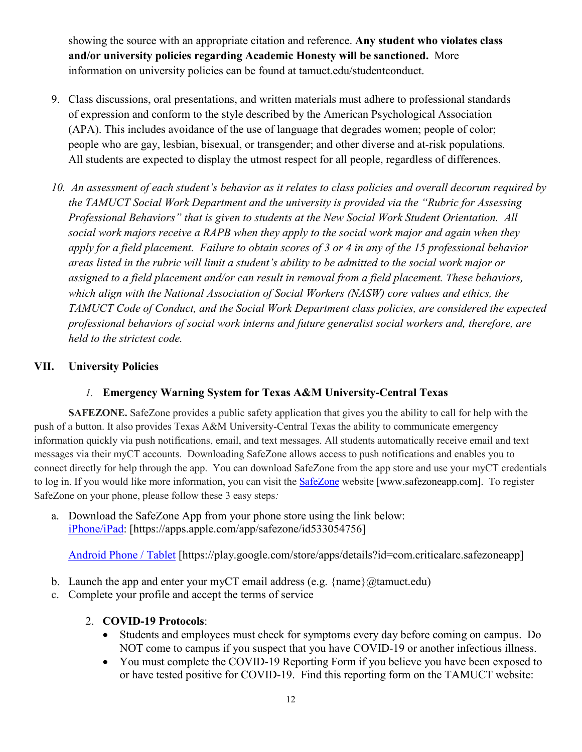showing the source with an appropriate citation and reference. **Any student who violates class and/or university policies regarding Academic Honesty will be sanctioned.** More information on university policies can be found at tamuct.edu/studentconduct.

9. Class discussions, oral presentations, and written materials must adhere to professional standards of expression and conform to the style described by the American Psychological Association (APA). This includes avoidance of the use of language that degrades women; people of color; people who are gay, lesbian, bisexual, or transgender; and other diverse and at-risk populations. All students are expected to display the utmost respect for all people, regardless of differences.

10. *An assessment of each student's behavior as it relates to class policies and overall decorum required by the TAMUCT Social Work Department and the university is provided via the "Rubric for Assessing Professional Behaviors" that is given to students at the New Social Work Student Orientation. All social work majors receive a RAPB when they apply to the social work major and again when they apply for a field placement. Failure to obtain scores of 3 or 4 in any of the 15 professional behavior areas listed in the rubric will limit a student's ability to be admitted to the social work major or assigned to a field placement and/or can result in removal from a field placement. These behaviors, which align with the National Association of Social Workers (NASW) core values and ethics, the TAMUCT Code of Conduct, and the Social Work Department class policies, are considered the expected professional behaviors of social work interns and future generalist social workers and, therefore, are held to the strictest code.*

## VII. University Policies

### *1.* Emergency Warning System for Texas A&M University-Central Texas

**SAFEZONE.** SafeZone provides a public safety application that gives you the ability to call for help with the push of a button. It also provides Texas A&M University-Central Texas the ability to communicate emergency information quickly via push notifications, email, and text messages. All students automatically receive email and text messages via their myCT accounts. Downloading SafeZone allows access to push notifications and enables you to connect directly for help through the app. You can download SafeZone from the app store and use your myCT credentials to log in. If you would like more information, you can visit the SafeZone website [www.safezoneapp.com]. To register SafeZone on your phone, please follow these 3 easy steps*:*

a. Download the SafeZone App from your phone store using the link below:
   iPhone/iPad: [https://apps.apple.com/app/safezone/id533054756]

   Android Phone / Tablet [https://play.google.com/store/apps/details?id=com.criticalarc.safezoneapp]

b. Launch the app and enter your myCT email address (e.g. {name}@tamuct.edu)
c. Complete your profile and accept the terms of service

### 2. **COVID-19 Protocols**:

- Students and employees must check for symptoms every day before coming on campus. Do NOT come to campus if you suspect that you have COVID-19 or another infectious illness.
- You must complete the COVID-19 Reporting Form if you believe you have been exposed to or have tested positive for COVID-19. Find this reporting form on the TAMUCT website: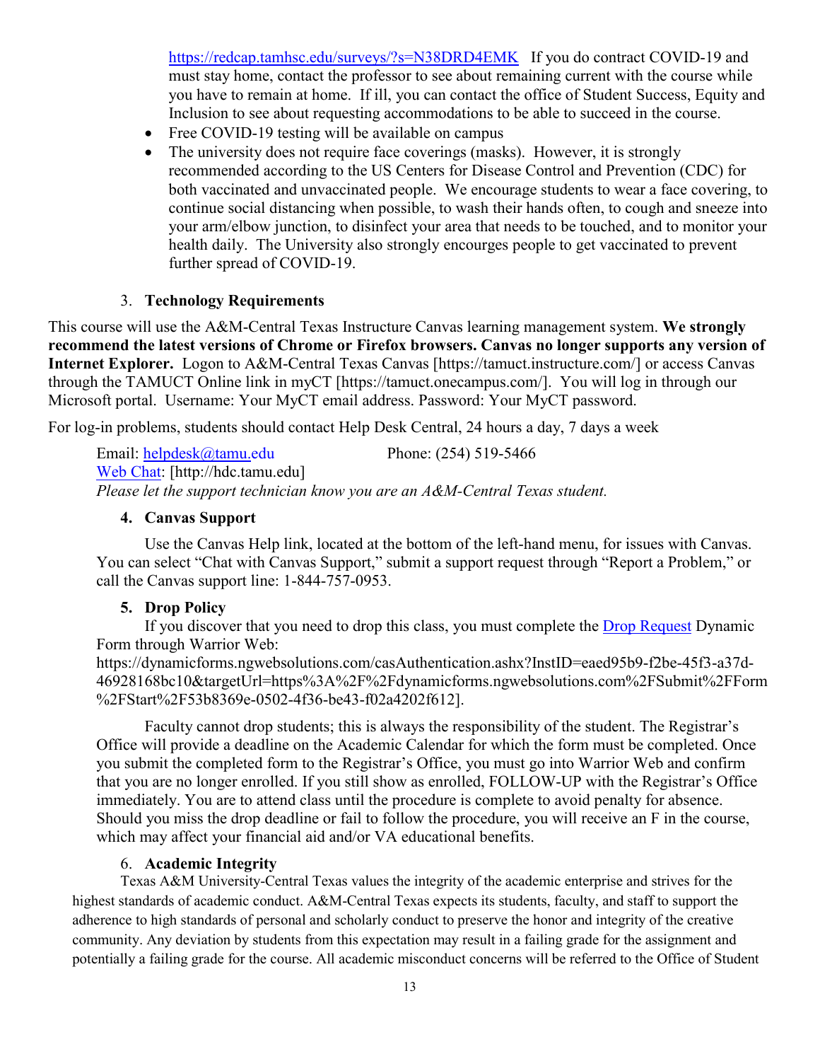https://redcap.tamhsc.edu/surveys/?s=N38DRD4EMK If you do contract COVID-19 and must stay home, contact the professor to see about remaining current with the course while you have to remain at home. If ill, you can contact the office of Student Success, Equity and Inclusion to see about requesting accommodations to be able to succeed in the course.

- Free COVID-19 testing will be available on campus
- The university does not require face coverings (masks). However, it is strongly recommended according to the US Centers for Disease Control and Prevention (CDC) for both vaccinated and unvaccinated people. We encourage students to wear a face covering, to continue social distancing when possible, to wash their hands often, to cough and sneeze into your arm/elbow junction, to disinfect your area that needs to be touched, and to monitor your health daily. The University also strongly encourages people to get vaccinated to prevent further spread of COVID-19.

3. **Technology Requirements**

This course will use the A&M-Central Texas Instructure Canvas learning management system. **We strongly recommend the latest versions of Chrome or Firefox browsers. Canvas no longer supports any version of Internet Explorer.** Logon to A&M-Central Texas Canvas [https://tamuct.instructure.com/] or access Canvas through the TAMUCT Online link in myCT [https://tamuct.onecampus.com/]. You will log in through our Microsoft portal. Username: Your MyCT email address. Password: Your MyCT password.

For log-in problems, students should contact Help Desk Central, 24 hours a day, 7 days a week

Email: helpdesk@tamu.edu Phone: (254) 519-5466
Web Chat: [http://hdc.tamu.edu]
*Please let the support technician know you are an A&M-Central Texas student.*

4. **Canvas Support**

Use the Canvas Help link, located at the bottom of the left-hand menu, for issues with Canvas. You can select "Chat with Canvas Support," submit a support request through "Report a Problem," or call the Canvas support line: 1-844-757-0953.

5. **Drop Policy**

If you discover that you need to drop this class, you must complete the Drop Request Dynamic Form through Warrior Web:
https://dynamicforms.ngwebsolutions.com/casAuthentication.ashx?InstID=eaed95b9-f2be-45f3-a37d-46928168bc10&targetUrl=https%3A%2F%2Fdynamicforms.ngwebsolutions.com%2FSubmit%2FForm%2FStart%2F53b8369e-0502-4f36-be43-f02a4202f612].

Faculty cannot drop students; this is always the responsibility of the student. The Registrar's Office will provide a deadline on the Academic Calendar for which the form must be completed. Once you submit the completed form to the Registrar's Office, you must go into Warrior Web and confirm that you are no longer enrolled. If you still show as enrolled, FOLLOW-UP with the Registrar's Office immediately. You are to attend class until the procedure is complete to avoid penalty for absence. Should you miss the drop deadline or fail to follow the procedure, you will receive an F in the course, which may affect your financial aid and/or VA educational benefits.

6. **Academic Integrity**

Texas A&M University-Central Texas values the integrity of the academic enterprise and strives for the highest standards of academic conduct. A&M-Central Texas expects its students, faculty, and staff to support the adherence to high standards of personal and scholarly conduct to preserve the honor and integrity of the creative community. Any deviation by students from this expectation may result in a failing grade for the assignment and potentially a failing grade for the course. All academic misconduct concerns will be referred to the Office of Student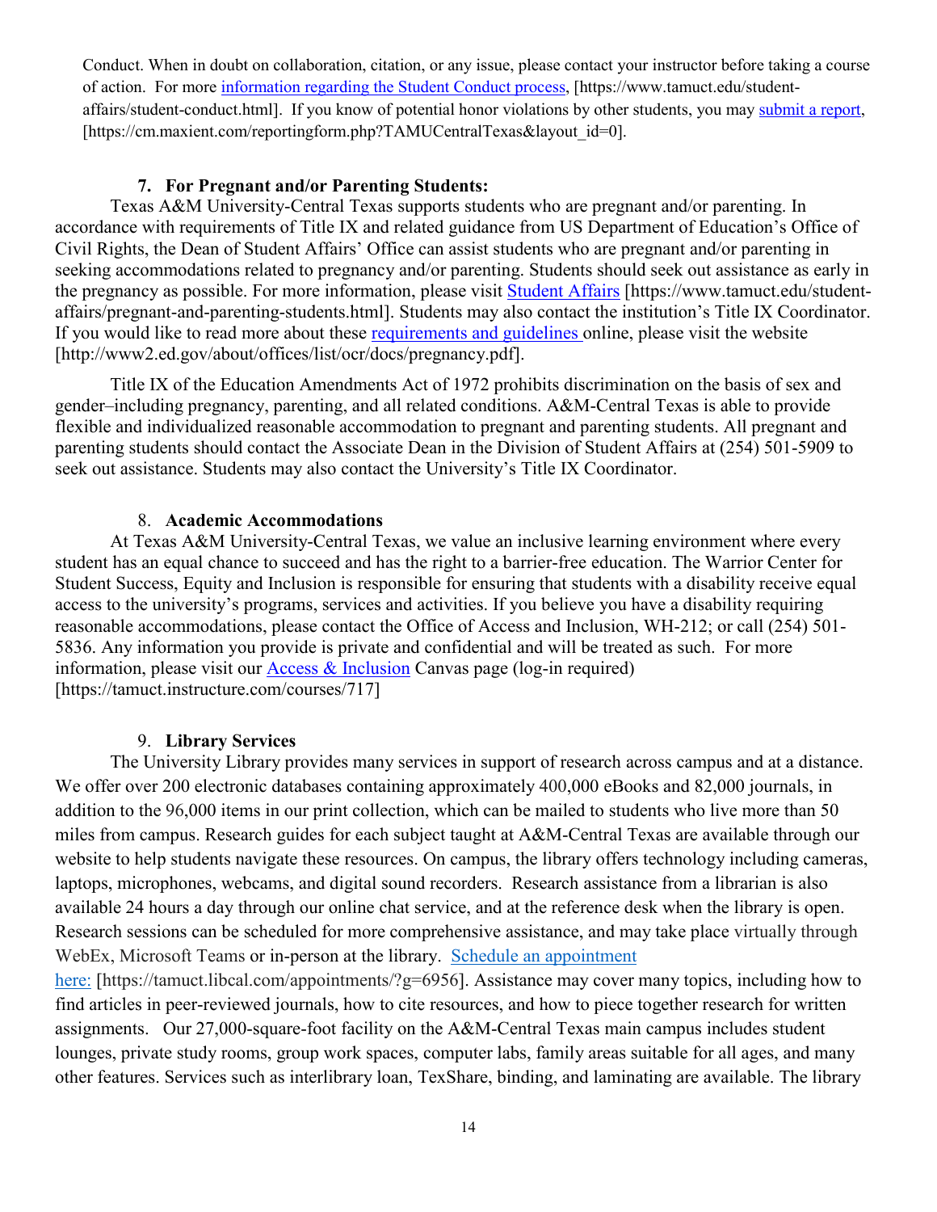Conduct. When in doubt on collaboration, citation, or any issue, please contact your instructor before taking a course of action. For more information regarding the Student Conduct process, [https://www.tamuct.edu/student-affairs/student-conduct.html]. If you know of potential honor violations by other students, you may submit a report, [https://cm.maxient.com/reportingform.php?TAMUCentralTexas&layout_id=0].

### 7. For Pregnant and/or Parenting Students:

Texas A&M University-Central Texas supports students who are pregnant and/or parenting. In accordance with requirements of Title IX and related guidance from US Department of Education's Office of Civil Rights, the Dean of Student Affairs' Office can assist students who are pregnant and/or parenting in seeking accommodations related to pregnancy and/or parenting. Students should seek out assistance as early in the pregnancy as possible. For more information, please visit Student Affairs [https://www.tamuct.edu/student-affairs/pregnant-and-parenting-students.html]. Students may also contact the institution's Title IX Coordinator. If you would like to read more about these requirements and guidelines online, please visit the website [http://www2.ed.gov/about/offices/list/ocr/docs/pregnancy.pdf].

Title IX of the Education Amendments Act of 1972 prohibits discrimination on the basis of sex and gender–including pregnancy, parenting, and all related conditions. A&M-Central Texas is able to provide flexible and individualized reasonable accommodation to pregnant and parenting students. All pregnant and parenting students should contact the Associate Dean in the Division of Student Affairs at (254) 501-5909 to seek out assistance. Students may also contact the University's Title IX Coordinator.

### 8. Academic Accommodations

At Texas A&M University-Central Texas, we value an inclusive learning environment where every student has an equal chance to succeed and has the right to a barrier-free education. The Warrior Center for Student Success, Equity and Inclusion is responsible for ensuring that students with a disability receive equal access to the university's programs, services and activities. If you believe you have a disability requiring reasonable accommodations, please contact the Office of Access and Inclusion, WH-212; or call (254) 501-5836. Any information you provide is private and confidential and will be treated as such. For more information, please visit our Access & Inclusion Canvas page (log-in required) [https://tamuct.instructure.com/courses/717]

### 9. Library Services

The University Library provides many services in support of research across campus and at a distance. We offer over 200 electronic databases containing approximately 400,000 eBooks and 82,000 journals, in addition to the 96,000 items in our print collection, which can be mailed to students who live more than 50 miles from campus. Research guides for each subject taught at A&M-Central Texas are available through our website to help students navigate these resources. On campus, the library offers technology including cameras, laptops, microphones, webcams, and digital sound recorders. Research assistance from a librarian is also available 24 hours a day through our online chat service, and at the reference desk when the library is open. Research sessions can be scheduled for more comprehensive assistance, and may take place virtually through WebEx, Microsoft Teams or in-person at the library. Schedule an appointment here: [https://tamuct.libcal.com/appointments/?g=6956]. Assistance may cover many topics, including how to find articles in peer-reviewed journals, how to cite resources, and how to piece together research for written assignments. Our 27,000-square-foot facility on the A&M-Central Texas main campus includes student lounges, private study rooms, group work spaces, computer labs, family areas suitable for all ages, and many other features. Services such as interlibrary loan, TexShare, binding, and laminating are available. The library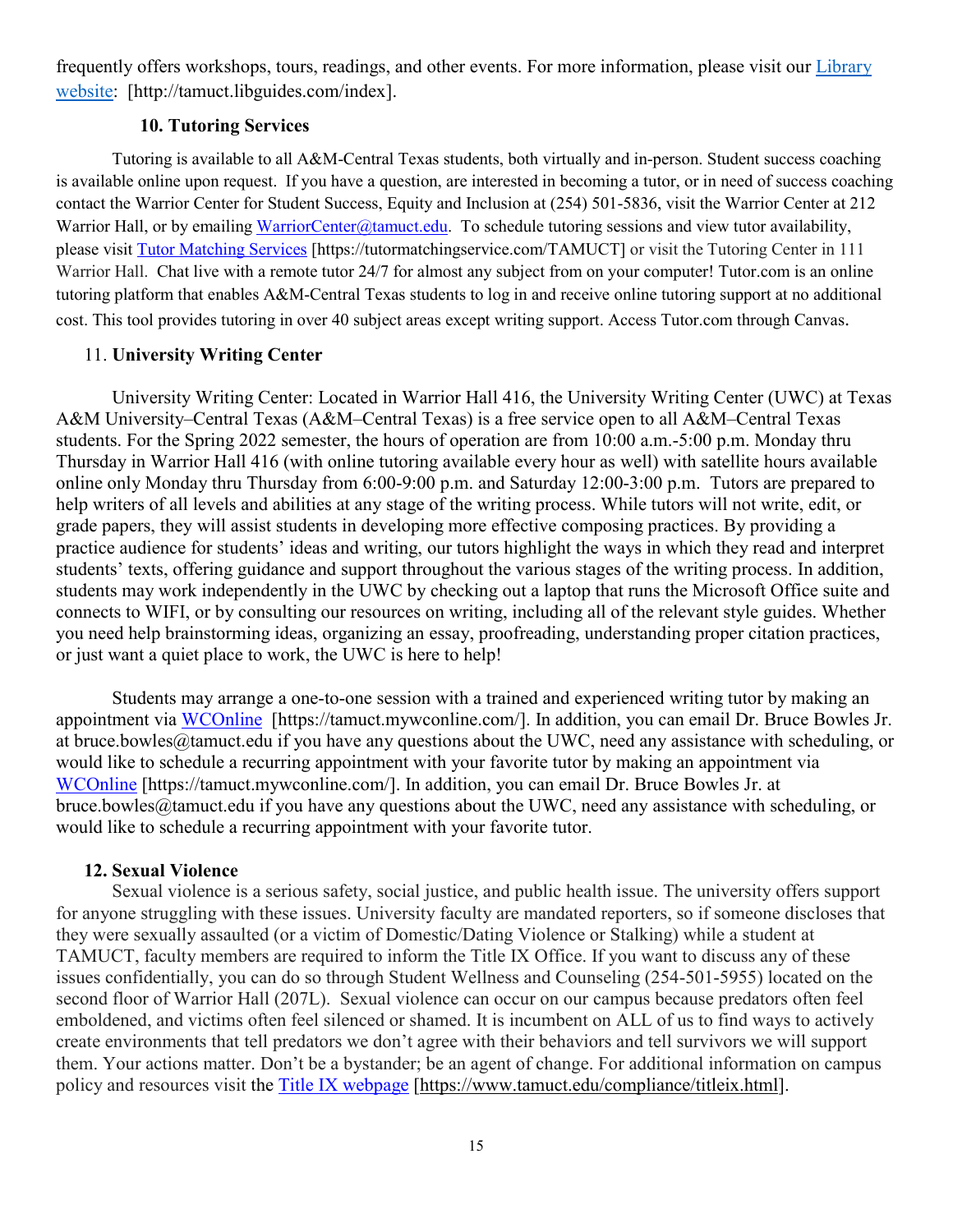frequently offers workshops, tours, readings, and other events. For more information, please visit our Library website: [http://tamuct.libguides.com/index].

### 10. Tutoring Services

Tutoring is available to all A&M-Central Texas students, both virtually and in-person. Student success coaching is available online upon request. If you have a question, are interested in becoming a tutor, or in need of success coaching contact the Warrior Center for Student Success, Equity and Inclusion at (254) 501-5836, visit the Warrior Center at 212 Warrior Hall, or by emailing WarriorCenter@tamuct.edu. To schedule tutoring sessions and view tutor availability, please visit Tutor Matching Services [https://tutormatchingservice.com/TAMUCT] or visit the Tutoring Center in 111 Warrior Hall. Chat live with a remote tutor 24/7 for almost any subject from on your computer! Tutor.com is an online tutoring platform that enables A&M-Central Texas students to log in and receive online tutoring support at no additional cost. This tool provides tutoring in over 40 subject areas except writing support. Access Tutor.com through Canvas.

### 11. University Writing Center

University Writing Center: Located in Warrior Hall 416, the University Writing Center (UWC) at Texas A&M University–Central Texas (A&M–Central Texas) is a free service open to all A&M–Central Texas students. For the Spring 2022 semester, the hours of operation are from 10:00 a.m.-5:00 p.m. Monday thru Thursday in Warrior Hall 416 (with online tutoring available every hour as well) with satellite hours available online only Monday thru Thursday from 6:00-9:00 p.m. and Saturday 12:00-3:00 p.m. Tutors are prepared to help writers of all levels and abilities at any stage of the writing process. While tutors will not write, edit, or grade papers, they will assist students in developing more effective composing practices. By providing a practice audience for students' ideas and writing, our tutors highlight the ways in which they read and interpret students' texts, offering guidance and support throughout the various stages of the writing process. In addition, students may work independently in the UWC by checking out a laptop that runs the Microsoft Office suite and connects to WIFI, or by consulting our resources on writing, including all of the relevant style guides. Whether you need help brainstorming ideas, organizing an essay, proofreading, understanding proper citation practices, or just want a quiet place to work, the UWC is here to help!

Students may arrange a one-to-one session with a trained and experienced writing tutor by making an appointment via WCOnline [https://tamuct.mywconline.com/]. In addition, you can email Dr. Bruce Bowles Jr. at bruce.bowles@tamuct.edu if you have any questions about the UWC, need any assistance with scheduling, or would like to schedule a recurring appointment with your favorite tutor by making an appointment via WCOnline [https://tamuct.mywconline.com/]. In addition, you can email Dr. Bruce Bowles Jr. at bruce.bowles@tamuct.edu if you have any questions about the UWC, need any assistance with scheduling, or would like to schedule a recurring appointment with your favorite tutor.

### 12. Sexual Violence

Sexual violence is a serious safety, social justice, and public health issue. The university offers support for anyone struggling with these issues. University faculty are mandated reporters, so if someone discloses that they were sexually assaulted (or a victim of Domestic/Dating Violence or Stalking) while a student at TAMUCT, faculty members are required to inform the Title IX Office. If you want to discuss any of these issues confidentially, you can do so through Student Wellness and Counseling (254-501-5955) located on the second floor of Warrior Hall (207L). Sexual violence can occur on our campus because predators often feel emboldened, and victims often feel silenced or shamed. It is incumbent on ALL of us to find ways to actively create environments that tell predators we don't agree with their behaviors and tell survivors we will support them. Your actions matter. Don't be a bystander; be an agent of change. For additional information on campus policy and resources visit the Title IX webpage [https://www.tamuct.edu/compliance/titleix.html].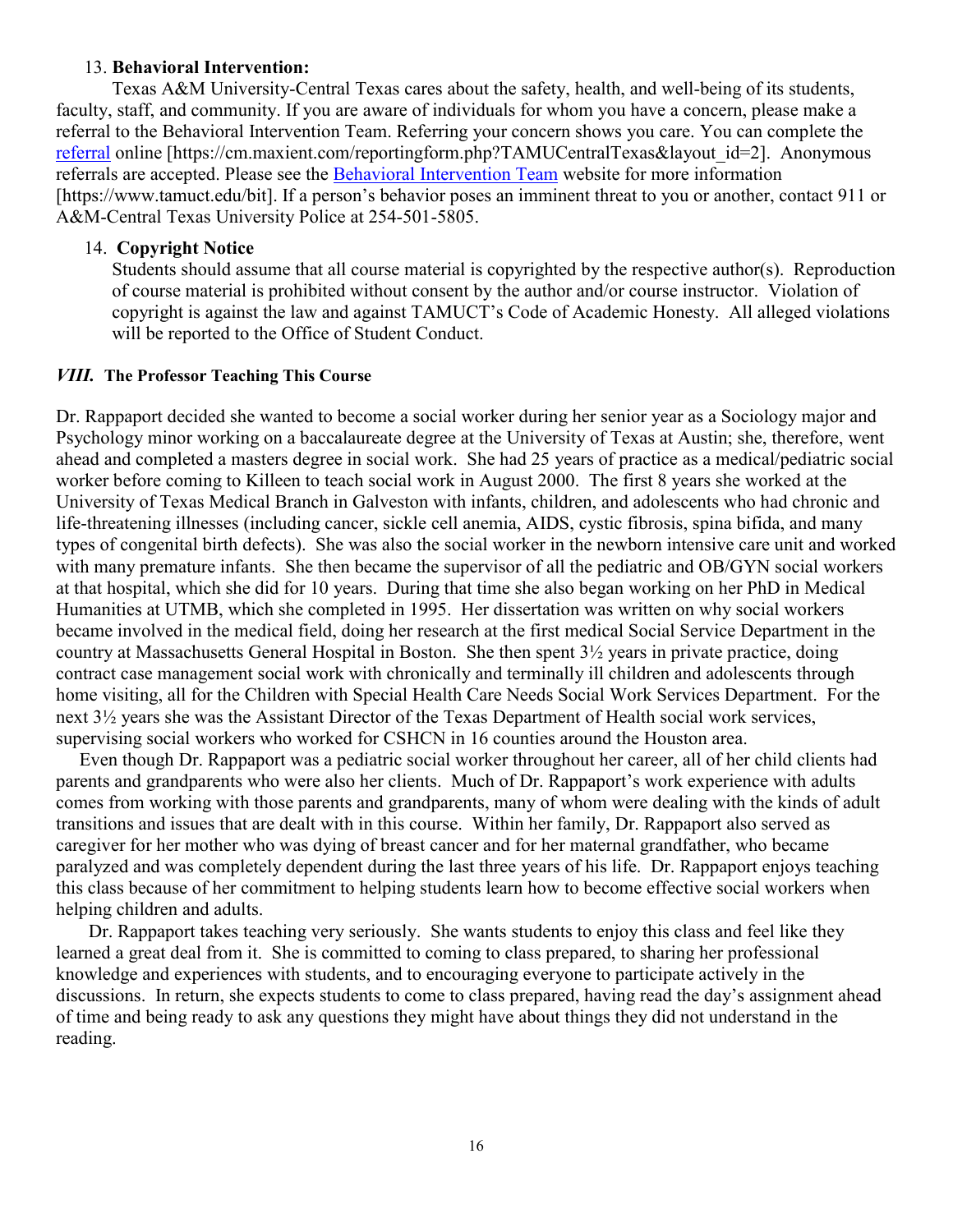13. **Behavioral Intervention:**

Texas A&M University-Central Texas cares about the safety, health, and well-being of its students, faculty, staff, and community. If you are aware of individuals for whom you have a concern, please make a referral to the Behavioral Intervention Team. Referring your concern shows you care. You can complete the [referral](https://cm.maxient.com/reportingform.php?TAMUCentralTexas&layout_id=2) online [https://cm.maxient.com/reportingform.php?TAMUCentralTexas&layout_id=2]. Anonymous referrals are accepted. Please see the [Behavioral Intervention Team](https://www.tamuct.edu/bit) website for more information [https://www.tamuct.edu/bit]. If a person's behavior poses an imminent threat to you or another, contact 911 or A&M-Central Texas University Police at 254-501-5805.

14. **Copyright Notice**

Students should assume that all course material is copyrighted by the respective author(s). Reproduction of course material is prohibited without consent by the author and/or course instructor. Violation of copyright is against the law and against TAMUCT's Code of Academic Honesty. All alleged violations will be reported to the Office of Student Conduct.

### *VIII.* The Professor Teaching This Course

Dr. Rappaport decided she wanted to become a social worker during her senior year as a Sociology major and Psychology minor working on a baccalaureate degree at the University of Texas at Austin; she, therefore, went ahead and completed a masters degree in social work. She had 25 years of practice as a medical/pediatric social worker before coming to Killeen to teach social work in August 2000. The first 8 years she worked at the University of Texas Medical Branch in Galveston with infants, children, and adolescents who had chronic and life-threatening illnesses (including cancer, sickle cell anemia, AIDS, cystic fibrosis, spina bifida, and many types of congenital birth defects). She was also the social worker in the newborn intensive care unit and worked with many premature infants. She then became the supervisor of all the pediatric and OB/GYN social workers at that hospital, which she did for 10 years. During that time she also began working on her PhD in Medical Humanities at UTMB, which she completed in 1995. Her dissertation was written on why social workers became involved in the medical field, doing her research at the first medical Social Service Department in the country at Massachusetts General Hospital in Boston. She then spent 3½ years in private practice, doing contract case management social work with chronically and terminally ill children and adolescents through home visiting, all for the Children with Special Health Care Needs Social Work Services Department. For the next 3½ years she was the Assistant Director of the Texas Department of Health social work services, supervising social workers who worked for CSHCN in 16 counties around the Houston area.

Even though Dr. Rappaport was a pediatric social worker throughout her career, all of her child clients had parents and grandparents who were also her clients. Much of Dr. Rappaport's work experience with adults comes from working with those parents and grandparents, many of whom were dealing with the kinds of adult transitions and issues that are dealt with in this course. Within her family, Dr. Rappaport also served as caregiver for her mother who was dying of breast cancer and for her maternal grandfather, who became paralyzed and was completely dependent during the last three years of his life. Dr. Rappaport enjoys teaching this class because of her commitment to helping students learn how to become effective social workers when helping children and adults.

Dr. Rappaport takes teaching very seriously. She wants students to enjoy this class and feel like they learned a great deal from it. She is committed to coming to class prepared, to sharing her professional knowledge and experiences with students, and to encouraging everyone to participate actively in the discussions. In return, she expects students to come to class prepared, having read the day's assignment ahead of time and being ready to ask any questions they might have about things they did not understand in the reading.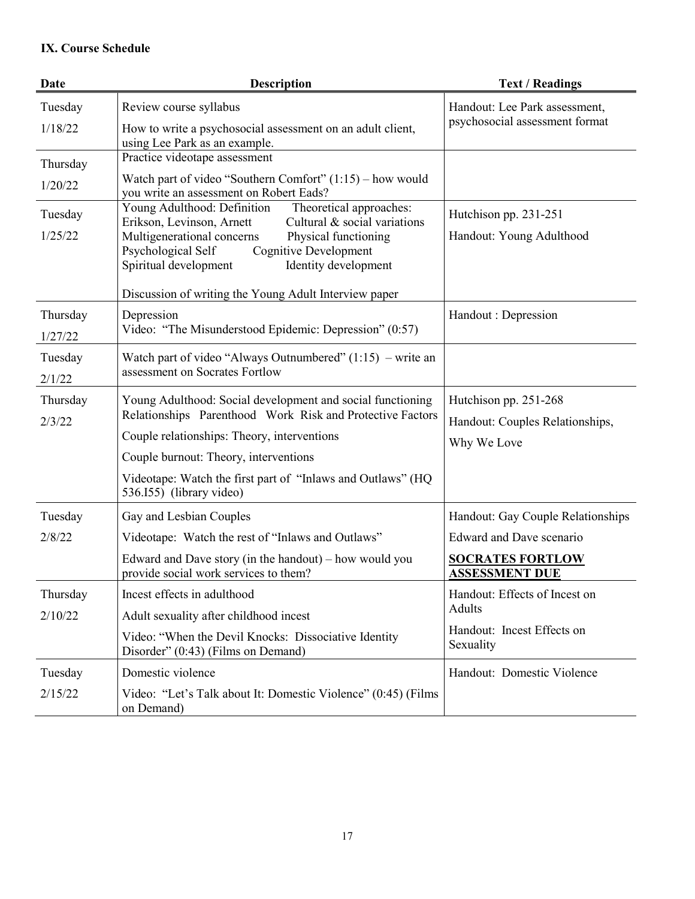**IX. Course Schedule**

| Date | Description | Text / Readings |
| --- | --- | --- |
| Tuesday 1/18/22 | Review course syllabus<br>How to write a psychosocial assessment on an adult client, using Lee Park as an example. | Handout: Lee Park assessment, psychosocial assessment format |
| Thursday 1/20/22 | Practice videotape assessment<br>Watch part of video "Southern Comfort" (1:15) – how would you write an assessment on Robert Eads? | |
| Tuesday 1/25/22 | Young Adulthood: Definition Theoretical approaches: Erikson, Levinson, Arnett Cultural & social variations Multigenerational concerns Physical functioning Psychological Self Cognitive Development Spiritual development Identity development<br>Discussion of writing the Young Adult Interview paper | Hutchison pp. 231-251<br>Handout: Young Adulthood |
| Thursday 1/27/22 | Depression<br>Video: "The Misunderstood Epidemic: Depression" (0:57) | Handout : Depression |
| Tuesday 2/1/22 | Watch part of video "Always Outnumbered" (1:15) – write an assessment on Socrates Fortlow | |
| Thursday 2/3/22 | Young Adulthood: Social development and social functioning Relationships Parenthood Work Risk and Protective Factors<br>Couple relationships: Theory, interventions<br>Couple burnout: Theory, interventions<br>Videotape: Watch the first part of "Inlaws and Outlaws" (HQ 536.I55) (library video) | Hutchison pp. 251-268<br>Handout: Couples Relationships, Why We Love |
| Tuesday 2/8/22 | Gay and Lesbian Couples<br>Videotape: Watch the rest of "Inlaws and Outlaws"<br>Edward and Dave story (in the handout) – how would you provide social work services to them? | Handout: Gay Couple Relationships<br>Edward and Dave scenario<br>**SOCRATES FORTLOW ASSESSMENT DUE** |
| Thursday 2/10/22 | Incest effects in adulthood<br>Adult sexuality after childhood incest<br>Video: "When the Devil Knocks: Dissociative Identity Disorder" (0:43) (Films on Demand) | Handout: Effects of Incest on Adults<br>Handout: Incest Effects on Sexuality |
| Tuesday 2/15/22 | Domestic violence<br>Video: "Let's Talk about It: Domestic Violence" (0:45) (Films on Demand) | Handout: Domestic Violence |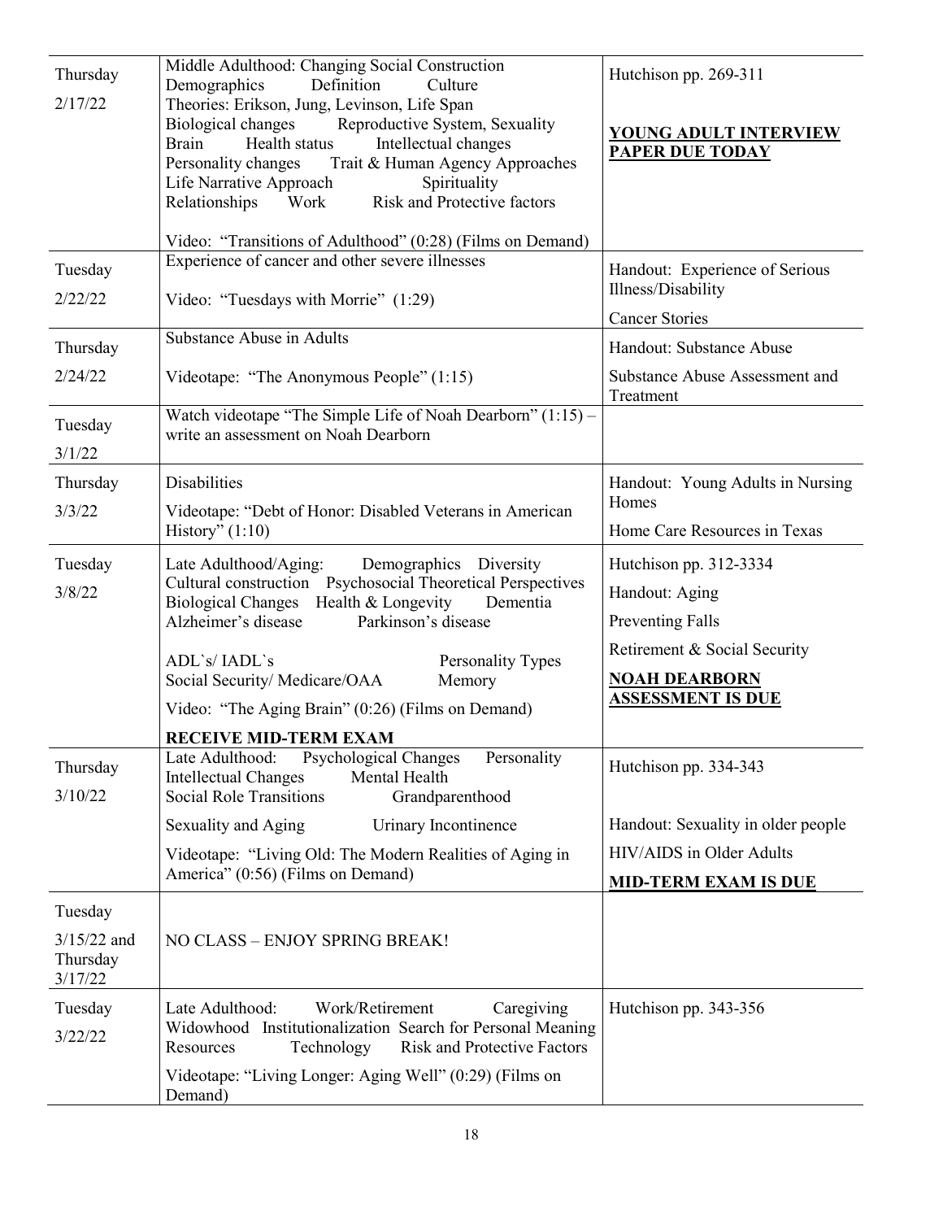| | | |
|---|---|---|
| Thursday<br>2/17/22 | Middle Adulthood: Changing Social Construction<br>Demographics Definition Culture<br>Theories: Erikson, Jung, Levinson, Life Span<br>Biological changes Reproductive System, Sexuality<br>Brain Health status Intellectual changes<br>Personality changes Trait & Human Agency Approaches<br>Life Narrative Approach Spirituality<br>Relationships Work Risk and Protective factors<br><br>Video: "Transitions of Adulthood" (0:28) (Films on Demand) | Hutchison pp. 269-311<br><br>**YOUNG ADULT INTERVIEW PAPER DUE TODAY** |
| Tuesday<br>2/22/22 | Experience of cancer and other severe illnesses<br><br>Video: "Tuesdays with Morrie" (1:29) | Handout: Experience of Serious Illness/Disability<br><br>Cancer Stories |
| Thursday<br>2/24/22 | Substance Abuse in Adults<br><br>Videotape: "The Anonymous People" (1:15) | Handout: Substance Abuse<br><br>Substance Abuse Assessment and Treatment |
| Tuesday<br>3/1/22 | Watch videotape "The Simple Life of Noah Dearborn" (1:15) – write an assessment on Noah Dearborn | |
| Thursday<br>3/3/22 | Disabilities<br><br>Videotape: "Debt of Honor: Disabled Veterans in American History" (1:10) | Handout: Young Adults in Nursing Homes<br><br>Home Care Resources in Texas |
| Tuesday<br>3/8/22 | Late Adulthood/Aging: Demographics Diversity<br>Cultural construction Psychosocial Theoretical Perspectives<br>Biological Changes Health & Longevity Dementia<br>Alzheimer's disease Parkinson's disease<br><br>ADL`s/ IADL`s Personality Types<br>Social Security/ Medicare/OAA Memory<br><br>Video: "The Aging Brain" (0:26) (Films on Demand)<br><br>**RECEIVE MID-TERM EXAM** | Hutchison pp. 312-3334<br><br>Handout: Aging<br><br>Preventing Falls<br><br>Retirement & Social Security<br><br>**NOAH DEARBORN ASSESSMENT IS DUE** |
| Thursday<br>3/10/22 | Late Adulthood: Psychological Changes Personality<br>Intellectual Changes Mental Health<br>Social Role Transitions Grandparenthood<br><br>Sexuality and Aging Urinary Incontinence<br><br>Videotape: "Living Old: The Modern Realities of Aging in America" (0:56) (Films on Demand) | Hutchison pp. 334-343<br><br>Handout: Sexuality in older people<br><br>HIV/AIDS in Older Adults<br><br>**MID-TERM EXAM IS DUE** |
| Tuesday<br>3/15/22 and Thursday 3/17/22 | NO CLASS – ENJOY SPRING BREAK! | |
| Tuesday<br>3/22/22 | Late Adulthood: Work/Retirement Caregiving<br>Widowhood Institutionalization Search for Personal Meaning<br>Resources Technology Risk and Protective Factors<br><br>Videotape: "Living Longer: Aging Well" (0:29) (Films on Demand) | Hutchison pp. 343-356 |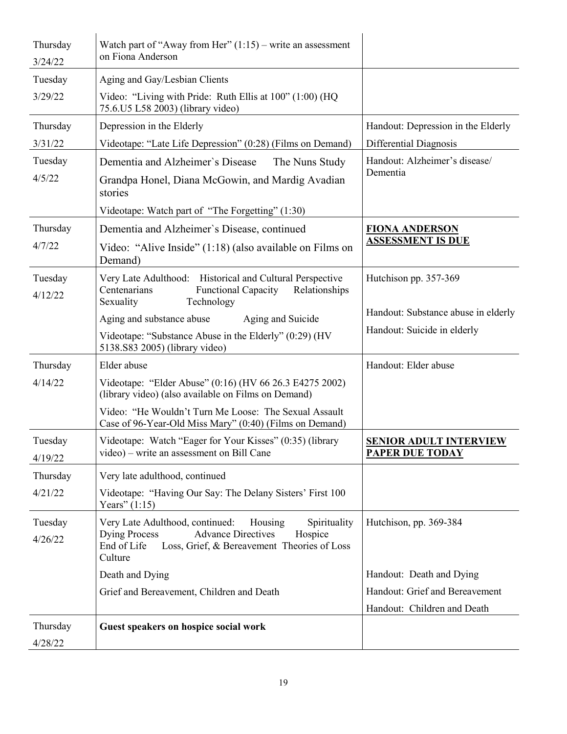| | | |
|---|---|---|
| Thursday<br>3/24/22 | Watch part of "Away from Her" (1:15) – write an assessment on Fiona Anderson | |
| Tuesday<br>3/29/22 | Aging and Gay/Lesbian Clients<br>Video: "Living with Pride: Ruth Ellis at 100" (1:00) (HQ 75.6.U5 L58 2003) (library video) | |
| Thursday<br>3/31/22 | Depression in the Elderly<br>Videotape: "Late Life Depression" (0:28) (Films on Demand) | Handout: Depression in the Elderly<br>Differential Diagnosis |
| Tuesday<br>4/5/22 | Dementia and Alzheimer`s Disease    The Nuns Study<br>Grandpa Honel, Diana McGowin, and Mardig Avadian stories<br>Videotape: Watch part of "The Forgetting" (1:30) | Handout: Alzheimer's disease/ Dementia |
| Thursday<br>4/7/22 | Dementia and Alzheimer`s Disease, continued<br>Video: "Alive Inside" (1:18) (also available on Films on Demand) | **FIONA ANDERSON ASSESSMENT IS DUE** |
| Tuesday<br>4/12/22 | Very Late Adulthood: Historical and Cultural Perspective Centenarians Functional Capacity Relationships Sexuality Technology<br>Aging and substance abuse    Aging and Suicide<br>Videotape: "Substance Abuse in the Elderly" (0:29) (HV 5138.S83 2005) (library video) | Hutchison pp. 357-369<br>Handout: Substance abuse in elderly<br>Handout: Suicide in elderly |
| Thursday<br>4/14/22 | Elder abuse<br>Videotape: "Elder Abuse" (0:16) (HV 66 26.3 E4275 2002) (library video) (also available on Films on Demand)<br>Video: "He Wouldn't Turn Me Loose: The Sexual Assault Case of 96-Year-Old Miss Mary" (0:40) (Films on Demand) | Handout: Elder abuse |
| Tuesday<br>4/19/22 | Videotape: Watch "Eager for Your Kisses" (0:35) (library video) – write an assessment on Bill Cane | **SENIOR ADULT INTERVIEW PAPER DUE TODAY** |
| Thursday<br>4/21/22 | Very late adulthood, continued<br>Videotape: "Having Our Say: The Delany Sisters' First 100 Years" (1:15) | |
| Tuesday<br>4/26/22 | Very Late Adulthood, continued: Housing Spirituality Dying Process Advance Directives Hospice End of Life Loss, Grief, & Bereavement Theories of Loss Culture<br>Death and Dying<br>Grief and Bereavement, Children and Death | Hutchison, pp. 369-384<br>Handout: Death and Dying<br>Handout: Grief and Bereavement<br>Handout: Children and Death |
| Thursday<br>4/28/22 | **Guest speakers on hospice social work** | |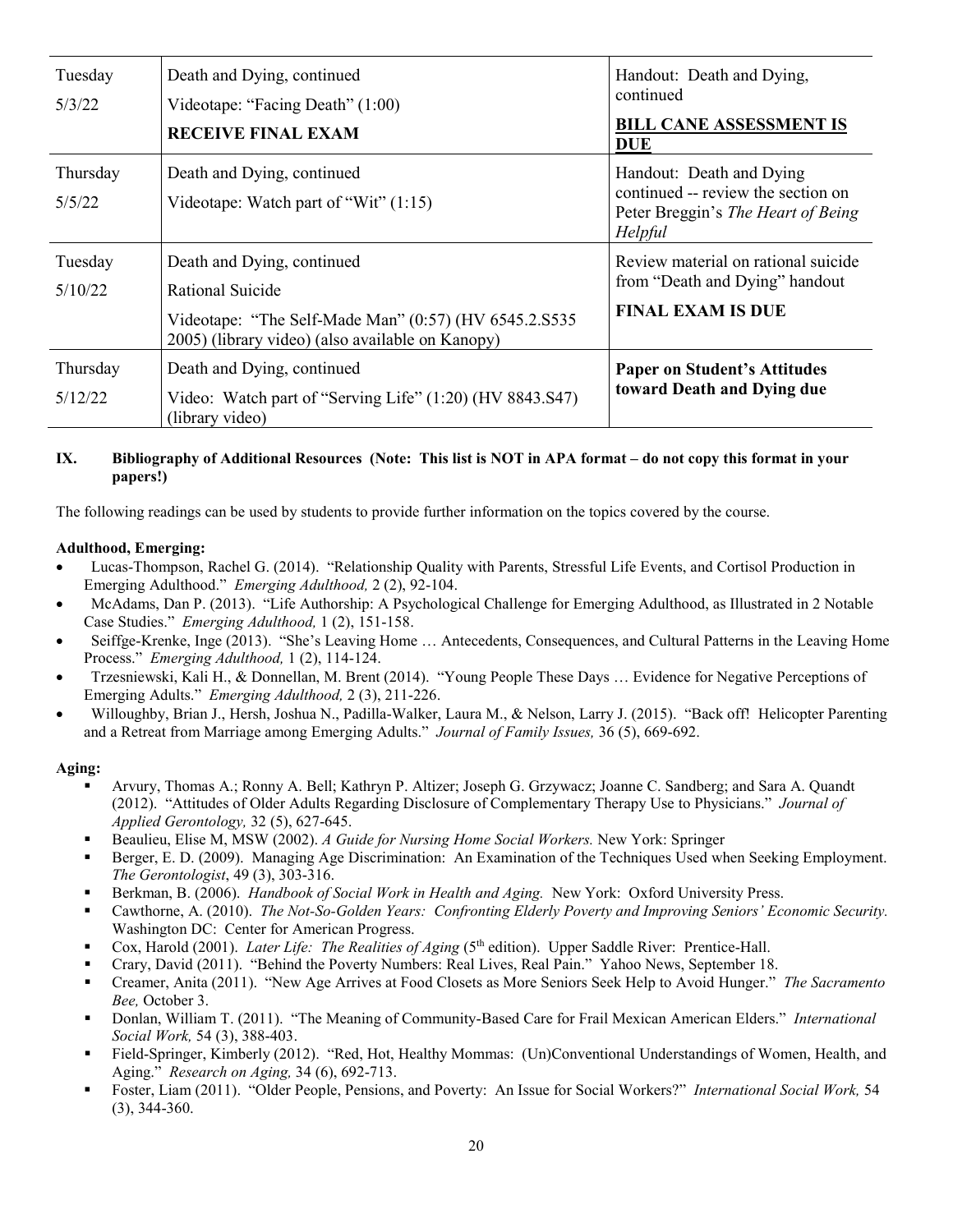| | | |
|---|---|---|
| Tuesday<br>5/3/22 | Death and Dying, continued<br>Videotape: "Facing Death" (1:00)<br>**RECEIVE FINAL EXAM** | Handout: Death and Dying, continued<br>**BILL CANE ASSESSMENT IS DUE** |
| Thursday<br>5/5/22 | Death and Dying, continued<br>Videotape: Watch part of "Wit" (1:15) | Handout: Death and Dying continued -- review the section on Peter Breggin's *The Heart of Being Helpful* |
| Tuesday<br>5/10/22 | Death and Dying, continued<br>Rational Suicide<br>Videotape: "The Self-Made Man" (0:57) (HV 6545.2.S535 2005) (library video) (also available on Kanopy) | Review material on rational suicide from "Death and Dying" handout<br>**FINAL EXAM IS DUE** |
| Thursday<br>5/12/22 | Death and Dying, continued<br>Video: Watch part of "Serving Life" (1:20) (HV 8843.S47) (library video) | **Paper on Student's Attitudes toward Death and Dying due** |

## IX. Bibliography of Additional Resources (Note: This list is NOT in APA format – do not copy this format in your papers!)

The following readings can be used by students to provide further information on the topics covered by the course.

**Adulthood, Emerging:**

- Lucas-Thompson, Rachel G. (2014). "Relationship Quality with Parents, Stressful Life Events, and Cortisol Production in Emerging Adulthood." *Emerging Adulthood,* 2 (2), 92-104.
- McAdams, Dan P. (2013). "Life Authorship: A Psychological Challenge for Emerging Adulthood, as Illustrated in 2 Notable Case Studies." *Emerging Adulthood,* 1 (2), 151-158.
- Seiffge-Krenke, Inge (2013). "She's Leaving Home … Antecedents, Consequences, and Cultural Patterns in the Leaving Home Process." *Emerging Adulthood,* 1 (2), 114-124.
- Trzesniewski, Kali H., & Donnellan, M. Brent (2014). "Young People These Days … Evidence for Negative Perceptions of Emerging Adults." *Emerging Adulthood,* 2 (3), 211-226.
- Willoughby, Brian J., Hersh, Joshua N., Padilla-Walker, Laura M., & Nelson, Larry J. (2015). "Back off! Helicopter Parenting and a Retreat from Marriage among Emerging Adults." *Journal of Family Issues,* 36 (5), 669-692.

**Aging:**

- Arvury, Thomas A.; Ronny A. Bell; Kathryn P. Altizer; Joseph G. Grzywacz; Joanne C. Sandberg; and Sara A. Quandt (2012). "Attitudes of Older Adults Regarding Disclosure of Complementary Therapy Use to Physicians." *Journal of Applied Gerontology,* 32 (5), 627-645.
- Beaulieu, Elise M, MSW (2002). *A Guide for Nursing Home Social Workers.* New York: Springer
- Berger, E. D. (2009). Managing Age Discrimination: An Examination of the Techniques Used when Seeking Employment. *The Gerontologist*, 49 (3), 303-316.
- Berkman, B. (2006). *Handbook of Social Work in Health and Aging.* New York: Oxford University Press.
- Cawthorne, A. (2010). *The Not-So-Golden Years: Confronting Elderly Poverty and Improving Seniors' Economic Security.* Washington DC: Center for American Progress.
- Cox, Harold (2001). *Later Life: The Realities of Aging* (5th edition). Upper Saddle River: Prentice-Hall.
- Crary, David (2011). "Behind the Poverty Numbers: Real Lives, Real Pain." Yahoo News, September 18.
- Creamer, Anita (2011). "New Age Arrives at Food Closets as More Seniors Seek Help to Avoid Hunger." *The Sacramento Bee,* October 3.
- Donlan, William T. (2011). "The Meaning of Community-Based Care for Frail Mexican American Elders." *International Social Work,* 54 (3), 388-403.
- Field-Springer, Kimberly (2012). "Red, Hot, Healthy Mommas: (Un)Conventional Understandings of Women, Health, and Aging." *Research on Aging,* 34 (6), 692-713.
- Foster, Liam (2011). "Older People, Pensions, and Poverty: An Issue for Social Workers?" *International Social Work,* 54 (3), 344-360.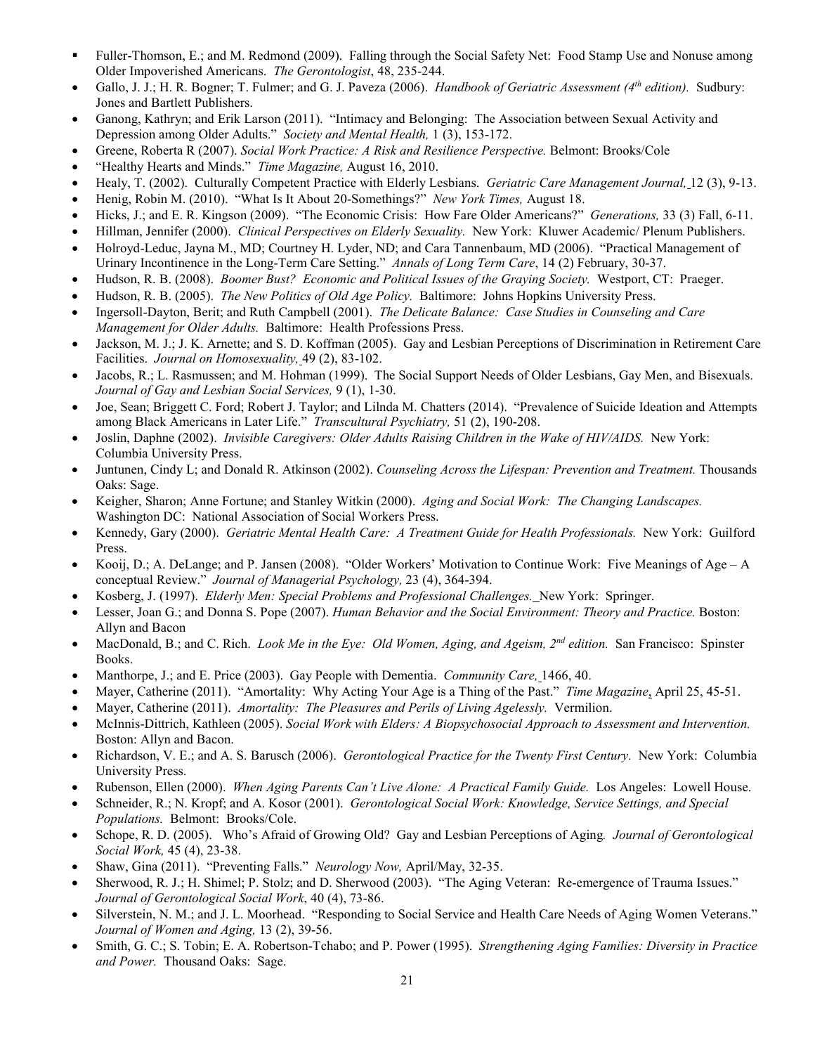- Fuller-Thomson, E.; and M. Redmond (2009). Falling through the Social Safety Net: Food Stamp Use and Nonuse among Older Impoverished Americans. *The Gerontologist*, 48, 235-244.
- Gallo, J. J.; H. R. Bogner; T. Fulmer; and G. J. Paveza (2006). *Handbook of Geriatric Assessment (4th edition).* Sudbury: Jones and Bartlett Publishers.
- Ganong, Kathryn; and Erik Larson (2011). "Intimacy and Belonging: The Association between Sexual Activity and Depression among Older Adults." *Society and Mental Health,* 1 (3), 153-172.
- Greene, Roberta R (2007). *Social Work Practice: A Risk and Resilience Perspective.* Belmont: Brooks/Cole
- "Healthy Hearts and Minds." *Time Magazine,* August 16, 2010.
- Healy, T. (2002). Culturally Competent Practice with Elderly Lesbians. *Geriatric Care Management Journal,* 12 (3), 9-13.
- Henig, Robin M. (2010). "What Is It About 20-Somethings?" *New York Times,* August 18.
- Hicks, J.; and E. R. Kingson (2009). "The Economic Crisis: How Fare Older Americans?" *Generations,* 33 (3) Fall, 6-11.
- Hillman, Jennifer (2000). *Clinical Perspectives on Elderly Sexuality.* New York: Kluwer Academic/ Plenum Publishers.
- Holroyd-Leduc, Jayna M., MD; Courtney H. Lyder, ND; and Cara Tannenbaum, MD (2006). "Practical Management of Urinary Incontinence in the Long-Term Care Setting." *Annals of Long Term Care*, 14 (2) February, 30-37.
- Hudson, R. B. (2008). *Boomer Bust? Economic and Political Issues of the Graying Society.* Westport, CT: Praeger.
- Hudson, R. B. (2005). *The New Politics of Old Age Policy.* Baltimore: Johns Hopkins University Press.
- Ingersoll-Dayton, Berit; and Ruth Campbell (2001). *The Delicate Balance: Case Studies in Counseling and Care Management for Older Adults.* Baltimore: Health Professions Press.
- Jackson, M. J.; J. K. Arnette; and S. D. Koffman (2005). Gay and Lesbian Perceptions of Discrimination in Retirement Care Facilities. *Journal on Homosexuality,* 49 (2), 83-102.
- Jacobs, R.; L. Rasmussen; and M. Hohman (1999). The Social Support Needs of Older Lesbians, Gay Men, and Bisexuals. *Journal of Gay and Lesbian Social Services,* 9 (1), 1-30.
- Joe, Sean; Briggett C. Ford; Robert J. Taylor; and Lilnda M. Chatters (2014). "Prevalence of Suicide Ideation and Attempts among Black Americans in Later Life." *Transcultural Psychiatry,* 51 (2), 190-208.
- Joslin, Daphne (2002). *Invisible Caregivers: Older Adults Raising Children in the Wake of HIV/AIDS.* New York: Columbia University Press.
- Juntunen, Cindy L; and Donald R. Atkinson (2002). *Counseling Across the Lifespan: Prevention and Treatment.* Thousands Oaks: Sage.
- Keigher, Sharon; Anne Fortune; and Stanley Witkin (2000). *Aging and Social Work: The Changing Landscapes.* Washington DC: National Association of Social Workers Press.
- Kennedy, Gary (2000). *Geriatric Mental Health Care: A Treatment Guide for Health Professionals.* New York: Guilford Press.
- Kooij, D.; A. DeLange; and P. Jansen (2008). "Older Workers' Motivation to Continue Work: Five Meanings of Age – A conceptual Review." *Journal of Managerial Psychology,* 23 (4), 364-394.
- Kosberg, J. (1997). *Elderly Men: Special Problems and Professional Challenges.* New York: Springer.
- Lesser, Joan G.; and Donna S. Pope (2007). *Human Behavior and the Social Environment: Theory and Practice.* Boston: Allyn and Bacon
- MacDonald, B.; and C. Rich. *Look Me in the Eye: Old Women, Aging, and Ageism, 2nd edition.* San Francisco: Spinster Books.
- Manthorpe, J.; and E. Price (2003). Gay People with Dementia. *Community Care,* 1466, 40.
- Mayer, Catherine (2011). "Amortality: Why Acting Your Age is a Thing of the Past." *Time Magazine*, April 25, 45-51.
- Mayer, Catherine (2011). *Amortality: The Pleasures and Perils of Living Agelessly.* Vermilion.
- McInnis-Dittrich, Kathleen (2005). *Social Work with Elders: A Biopsychosocial Approach to Assessment and Intervention.* Boston: Allyn and Bacon.
- Richardson, V. E.; and A. S. Barusch (2006). *Gerontological Practice for the Twenty First Century.* New York: Columbia University Press.
- Rubenson, Ellen (2000). *When Aging Parents Can't Live Alone: A Practical Family Guide.* Los Angeles: Lowell House.
- Schneider, R.; N. Kropf; and A. Kosor (2001). *Gerontological Social Work: Knowledge, Service Settings, and Special Populations.* Belmont: Brooks/Cole.
- Schope, R. D. (2005). Who's Afraid of Growing Old? Gay and Lesbian Perceptions of Aging. *Journal of Gerontological Social Work,* 45 (4), 23-38.
- Shaw, Gina (2011). "Preventing Falls." *Neurology Now,* April/May, 32-35.
- Sherwood, R. J.; H. Shimel; P. Stolz; and D. Sherwood (2003). "The Aging Veteran: Re-emergence of Trauma Issues." *Journal of Gerontological Social Work*, 40 (4), 73-86.
- Silverstein, N. M.; and J. L. Moorhead. "Responding to Social Service and Health Care Needs of Aging Women Veterans." *Journal of Women and Aging,* 13 (2), 39-56.
- Smith, G. C.; S. Tobin; E. A. Robertson-Tchabo; and P. Power (1995). *Strengthening Aging Families: Diversity in Practice and Power.* Thousand Oaks: Sage.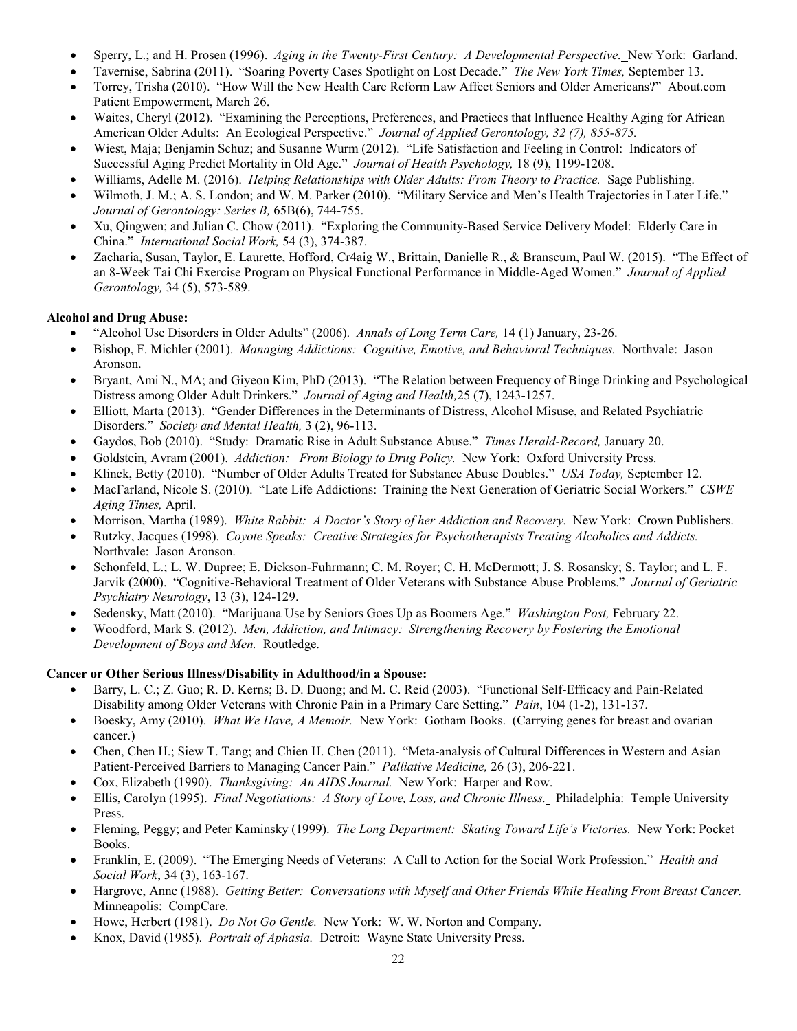- Sperry, L.; and H. Prosen (1996). *Aging in the Twenty-First Century: A Developmental Perspective.* New York: Garland.
- Tavernise, Sabrina (2011). "Soaring Poverty Cases Spotlight on Lost Decade." *The New York Times,* September 13.
- Torrey, Trisha (2010). "How Will the New Health Care Reform Law Affect Seniors and Older Americans?" About.com Patient Empowerment, March 26.
- Waites, Cheryl (2012). "Examining the Perceptions, Preferences, and Practices that Influence Healthy Aging for African American Older Adults: An Ecological Perspective." *Journal of Applied Gerontology, 32 (7), 855-875.*
- Wiest, Maja; Benjamin Schuz; and Susanne Wurm (2012). "Life Satisfaction and Feeling in Control: Indicators of Successful Aging Predict Mortality in Old Age." *Journal of Health Psychology,* 18 (9), 1199-1208.
- Williams, Adelle M. (2016). *Helping Relationships with Older Adults: From Theory to Practice.* Sage Publishing.
- Wilmoth, J. M.; A. S. London; and W. M. Parker (2010). "Military Service and Men's Health Trajectories in Later Life." *Journal of Gerontology: Series B,* 65B(6), 744-755.
- Xu, Qingwen; and Julian C. Chow (2011). "Exploring the Community-Based Service Delivery Model: Elderly Care in China." *International Social Work,* 54 (3), 374-387.
- Zacharia, Susan, Taylor, E. Laurette, Hofford, Cr4aig W., Brittain, Danielle R., & Branscum, Paul W. (2015). "The Effect of an 8-Week Tai Chi Exercise Program on Physical Functional Performance in Middle-Aged Women." *Journal of Applied Gerontology,* 34 (5), 573-589.

**Alcohol and Drug Abuse:**

- "Alcohol Use Disorders in Older Adults" (2006). *Annals of Long Term Care,* 14 (1) January, 23-26.
- Bishop, F. Michler (2001). *Managing Addictions: Cognitive, Emotive, and Behavioral Techniques.* Northvale: Jason Aronson.
- Bryant, Ami N., MA; and Giyeon Kim, PhD (2013). "The Relation between Frequency of Binge Drinking and Psychological Distress among Older Adult Drinkers." *Journal of Aging and Health,*25 (7), 1243-1257.
- Elliott, Marta (2013). "Gender Differences in the Determinants of Distress, Alcohol Misuse, and Related Psychiatric Disorders." *Society and Mental Health,* 3 (2), 96-113.
- Gaydos, Bob (2010). "Study: Dramatic Rise in Adult Substance Abuse." *Times Herald-Record,* January 20.
- Goldstein, Avram (2001). *Addiction: From Biology to Drug Policy.* New York: Oxford University Press.
- Klinck, Betty (2010). "Number of Older Adults Treated for Substance Abuse Doubles." *USA Today,* September 12.
- MacFarland, Nicole S. (2010). "Late Life Addictions: Training the Next Generation of Geriatric Social Workers." *CSWE Aging Times,* April.
- Morrison, Martha (1989). *White Rabbit: A Doctor's Story of her Addiction and Recovery.* New York: Crown Publishers.
- Rutzky, Jacques (1998). *Coyote Speaks: Creative Strategies for Psychotherapists Treating Alcoholics and Addicts.* Northvale: Jason Aronson.
- Schonfeld, L.; L. W. Dupree; E. Dickson-Fuhrmann; C. M. Royer; C. H. McDermott; J. S. Rosansky; S. Taylor; and L. F. Jarvik (2000). "Cognitive-Behavioral Treatment of Older Veterans with Substance Abuse Problems." *Journal of Geriatric Psychiatry Neurology*, 13 (3), 124-129.
- Sedensky, Matt (2010). "Marijuana Use by Seniors Goes Up as Boomers Age." *Washington Post,* February 22.
- Woodford, Mark S. (2012). *Men, Addiction, and Intimacy: Strengthening Recovery by Fostering the Emotional Development of Boys and Men.* Routledge.

**Cancer or Other Serious Illness/Disability in Adulthood/in a Spouse:**

- Barry, L. C.; Z. Guo; R. D. Kerns; B. D. Duong; and M. C. Reid (2003). "Functional Self-Efficacy and Pain-Related Disability among Older Veterans with Chronic Pain in a Primary Care Setting." *Pain*, 104 (1-2), 131-137.
- Boesky, Amy (2010). *What We Have, A Memoir.* New York: Gotham Books. (Carrying genes for breast and ovarian cancer.)
- Chen, Chen H.; Siew T. Tang; and Chien H. Chen (2011). "Meta-analysis of Cultural Differences in Western and Asian Patient-Perceived Barriers to Managing Cancer Pain." *Palliative Medicine,* 26 (3), 206-221.
- Cox, Elizabeth (1990). *Thanksgiving: An AIDS Journal.* New York: Harper and Row.
- Ellis, Carolyn (1995). *Final Negotiations: A Story of Love, Loss, and Chronic Illness.* Philadelphia: Temple University Press.
- Fleming, Peggy; and Peter Kaminsky (1999). *The Long Department: Skating Toward Life's Victories.* New York: Pocket Books.
- Franklin, E. (2009). "The Emerging Needs of Veterans: A Call to Action for the Social Work Profession." *Health and Social Work*, 34 (3), 163-167.
- Hargrove, Anne (1988). *Getting Better: Conversations with Myself and Other Friends While Healing From Breast Cancer.* Minneapolis: CompCare.
- Howe, Herbert (1981). *Do Not Go Gentle.* New York: W. W. Norton and Company.
- Knox, David (1985). *Portrait of Aphasia.* Detroit: Wayne State University Press.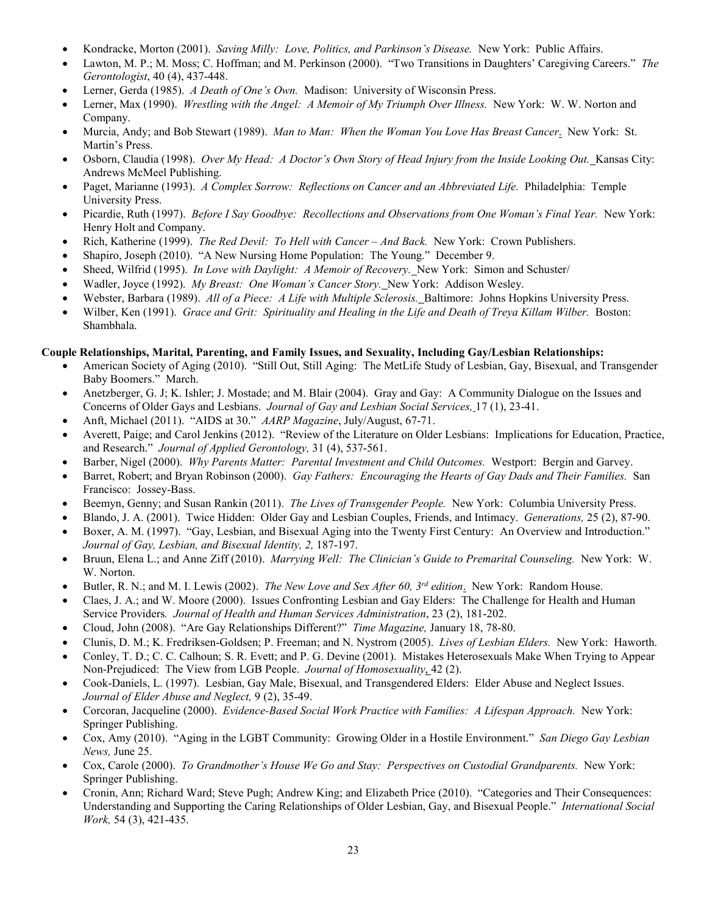- Kondracke, Morton (2001). *Saving Milly: Love, Politics, and Parkinson's Disease.* New York: Public Affairs.
- Lawton, M. P.; M. Moss; C. Hoffman; and M. Perkinson (2000). "Two Transitions in Daughters' Caregiving Careers." *The Gerontologist*, 40 (4), 437-448.
- Lerner, Gerda (1985). *A Death of One's Own.* Madison: University of Wisconsin Press.
- Lerner, Max (1990). *Wrestling with the Angel: A Memoir of My Triumph Over Illness.* New York: W. W. Norton and Company.
- Murcia, Andy; and Bob Stewart (1989). *Man to Man: When the Woman You Love Has Breast Cancer*. New York: St. Martin's Press.
- Osborn, Claudia (1998). *Over My Head: A Doctor's Own Story of Head Injury from the Inside Looking Out.* Kansas City: Andrews McMeel Publishing.
- Paget, Marianne (1993). *A Complex Sorrow: Reflections on Cancer and an Abbreviated Life.* Philadelphia: Temple University Press.
- Picardie, Ruth (1997). *Before I Say Goodbye: Recollections and Observations from One Woman's Final Year.* New York: Henry Holt and Company.
- Rich, Katherine (1999). *The Red Devil: To Hell with Cancer – And Back.* New York: Crown Publishers.
- Shapiro, Joseph (2010). "A New Nursing Home Population: The Young." December 9.
- Sheed, Wilfrid (1995). *In Love with Daylight: A Memoir of Recovery.* New York: Simon and Schuster/
- Wadler, Joyce (1992). *My Breast: One Woman's Cancer Story.* New York: Addison Wesley.
- Webster, Barbara (1989). *All of a Piece: A Life with Multiple Sclerosis.* Baltimore: Johns Hopkins University Press.
- Wilber, Ken (1991). *Grace and Grit: Spirituality and Healing in the Life and Death of Treya Killam Wilber.* Boston: Shambhala.

**Couple Relationships, Marital, Parenting, and Family Issues, and Sexuality, Including Gay/Lesbian Relationships:**

- American Society of Aging (2010). "Still Out, Still Aging: The MetLife Study of Lesbian, Gay, Bisexual, and Transgender Baby Boomers." March.
- Anetzberger, G. J; K. Ishler; J. Mostade; and M. Blair (2004). Gray and Gay: A Community Dialogue on the Issues and Concerns of Older Gays and Lesbians. *Journal of Gay and Lesbian Social Services,* 17 (1), 23-41.
- Anft, Michael (2011). "AIDS at 30." *AARP Magazine*, July/August, 67-71.
- Averett, Paige; and Carol Jenkins (2012). "Review of the Literature on Older Lesbians: Implications for Education, Practice, and Research." *Journal of Applied Gerontology,* 31 (4), 537-561.
- Barber, Nigel (2000). *Why Parents Matter: Parental Investment and Child Outcomes.* Westport: Bergin and Garvey.
- Barret, Robert; and Bryan Robinson (2000). *Gay Fathers: Encouraging the Hearts of Gay Dads and Their Families.* San Francisco: Jossey-Bass.
- Beemyn, Genny; and Susan Rankin (2011). *The Lives of Transgender People.* New York: Columbia University Press.
- Blando, J. A. (2001). Twice Hidden: Older Gay and Lesbian Couples, Friends, and Intimacy. *Generations,* 25 (2), 87-90.
- Boxer, A. M. (1997). "Gay, Lesbian, and Bisexual Aging into the Twenty First Century: An Overview and Introduction." *Journal of Gay, Lesbian, and Bisexual Identity, 2,* 187-197.
- Bruun, Elena L.; and Anne Ziff (2010). *Marrying Well: The Clinician's Guide to Premarital Counseling.* New York: W. W. Norton.
- Butler, R. N.; and M. I. Lewis (2002). *The New Love and Sex After 60, 3rd edition*. New York: Random House.
- Claes, J. A.; and W. Moore (2000). Issues Confronting Lesbian and Gay Elders: The Challenge for Health and Human Service Providers*. Journal of Health and Human Services Administration*, 23 (2), 181-202.
- Cloud, John (2008). "Are Gay Relationships Different?" *Time Magazine,* January 18, 78-80.
- Clunis, D. M.; K. Fredriksen-Goldsen; P. Freeman; and N. Nystrom (2005). *Lives of Lesbian Elders.* New York: Haworth.
- Conley, T. D.; C. C. Calhoun; S. R. Evett; and P. G. Devine (2001). Mistakes Heterosexuals Make When Trying to Appear Non-Prejudiced: The View from LGB People. *Journal of Homosexuality*, 42 (2).
- Cook-Daniels, L. (1997). Lesbian, Gay Male, Bisexual, and Transgendered Elders: Elder Abuse and Neglect Issues. *Journal of Elder Abuse and Neglect,* 9 (2), 35-49.
- Corcoran, Jacqueline (2000). *Evidence-Based Social Work Practice with Families: A Lifespan Approach.* New York: Springer Publishing.
- Cox, Amy (2010). "Aging in the LGBT Community: Growing Older in a Hostile Environment." *San Diego Gay Lesbian News,* June 25.
- Cox, Carole (2000). *To Grandmother's House We Go and Stay: Perspectives on Custodial Grandparents.* New York: Springer Publishing.
- Cronin, Ann; Richard Ward; Steve Pugh; Andrew King; and Elizabeth Price (2010). "Categories and Their Consequences: Understanding and Supporting the Caring Relationships of Older Lesbian, Gay, and Bisexual People." *International Social Work,* 54 (3), 421-435.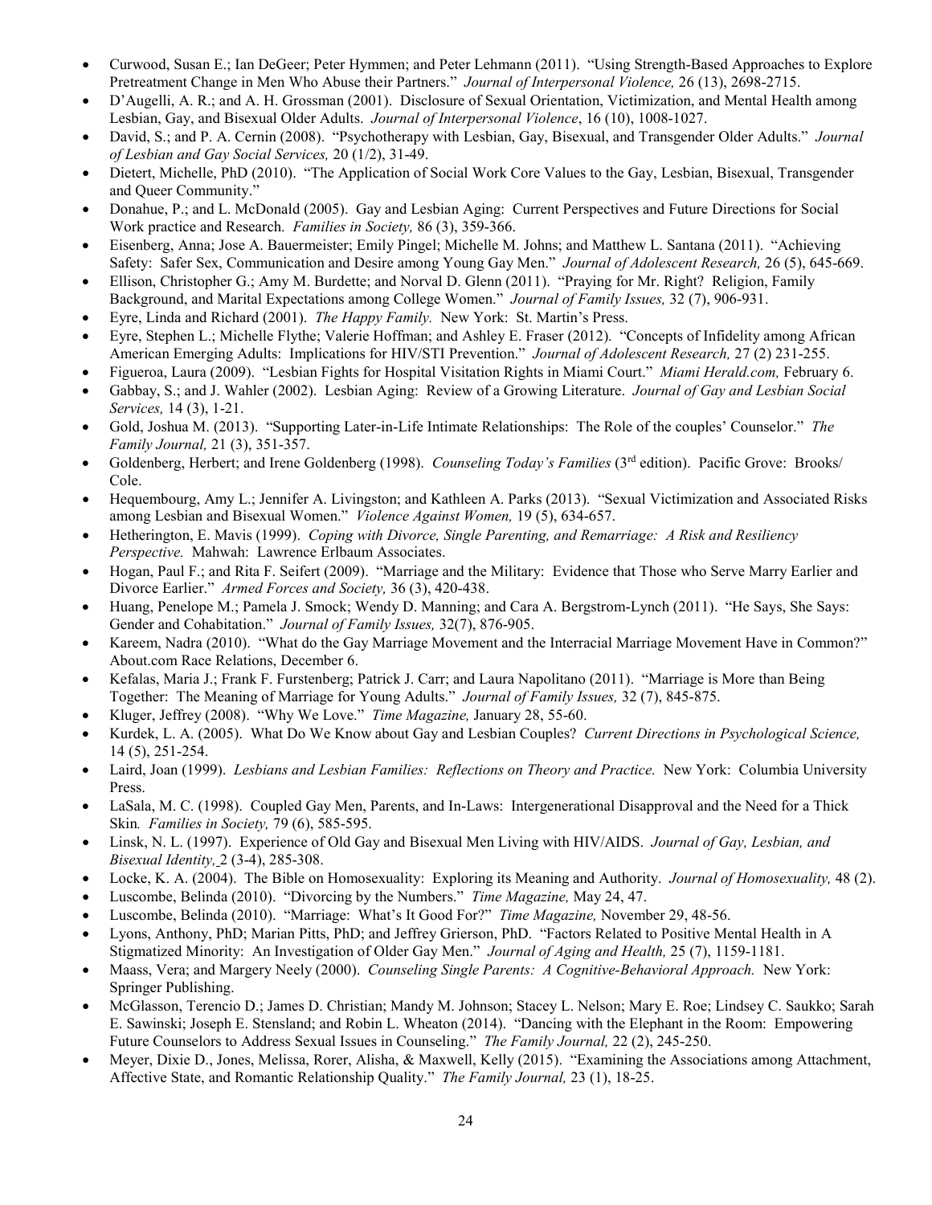- Curwood, Susan E.; Ian DeGeer; Peter Hymmen; and Peter Lehmann (2011). "Using Strength-Based Approaches to Explore Pretreatment Change in Men Who Abuse their Partners." *Journal of Interpersonal Violence,* 26 (13), 2698-2715.
- D'Augelli, A. R.; and A. H. Grossman (2001). Disclosure of Sexual Orientation, Victimization, and Mental Health among Lesbian, Gay, and Bisexual Older Adults. *Journal of Interpersonal Violence*, 16 (10), 1008-1027.
- David, S.; and P. A. Cernin (2008). "Psychotherapy with Lesbian, Gay, Bisexual, and Transgender Older Adults." *Journal of Lesbian and Gay Social Services,* 20 (1/2), 31-49.
- Dietert, Michelle, PhD (2010). "The Application of Social Work Core Values to the Gay, Lesbian, Bisexual, Transgender and Queer Community."
- Donahue, P.; and L. McDonald (2005). Gay and Lesbian Aging: Current Perspectives and Future Directions for Social Work practice and Research. *Families in Society,* 86 (3), 359-366.
- Eisenberg, Anna; Jose A. Bauermeister; Emily Pingel; Michelle M. Johns; and Matthew L. Santana (2011). "Achieving Safety: Safer Sex, Communication and Desire among Young Gay Men." *Journal of Adolescent Research,* 26 (5), 645-669.
- Ellison, Christopher G.; Amy M. Burdette; and Norval D. Glenn (2011). "Praying for Mr. Right? Religion, Family Background, and Marital Expectations among College Women." *Journal of Family Issues,* 32 (7), 906-931.
- Eyre, Linda and Richard (2001). *The Happy Family.* New York: St. Martin's Press.
- Eyre, Stephen L.; Michelle Flythe; Valerie Hoffman; and Ashley E. Fraser (2012). "Concepts of Infidelity among African American Emerging Adults: Implications for HIV/STI Prevention." *Journal of Adolescent Research,* 27 (2) 231-255.
- Figueroa, Laura (2009). "Lesbian Fights for Hospital Visitation Rights in Miami Court." *Miami Herald.com,* February 6.
- Gabbay, S.; and J. Wahler (2002). Lesbian Aging: Review of a Growing Literature. *Journal of Gay and Lesbian Social Services,* 14 (3), 1-21.
- Gold, Joshua M. (2013). "Supporting Later-in-Life Intimate Relationships: The Role of the couples' Counselor." *The Family Journal,* 21 (3), 351-357.
- Goldenberg, Herbert; and Irene Goldenberg (1998). *Counseling Today's Families* (3rd edition). Pacific Grove: Brooks/ Cole.
- Hequembourg, Amy L.; Jennifer A. Livingston; and Kathleen A. Parks (2013). "Sexual Victimization and Associated Risks among Lesbian and Bisexual Women." *Violence Against Women,* 19 (5), 634-657.
- Hetherington, E. Mavis (1999). *Coping with Divorce, Single Parenting, and Remarriage: A Risk and Resiliency Perspective.* Mahwah: Lawrence Erlbaum Associates.
- Hogan, Paul F.; and Rita F. Seifert (2009). "Marriage and the Military: Evidence that Those who Serve Marry Earlier and Divorce Earlier." *Armed Forces and Society,* 36 (3), 420-438.
- Huang, Penelope M.; Pamela J. Smock; Wendy D. Manning; and Cara A. Bergstrom-Lynch (2011). "He Says, She Says: Gender and Cohabitation." *Journal of Family Issues,* 32(7), 876-905.
- Kareem, Nadra (2010). "What do the Gay Marriage Movement and the Interracial Marriage Movement Have in Common?" About.com Race Relations, December 6.
- Kefalas, Maria J.; Frank F. Furstenberg; Patrick J. Carr; and Laura Napolitano (2011). "Marriage is More than Being Together: The Meaning of Marriage for Young Adults." *Journal of Family Issues,* 32 (7), 845-875.
- Kluger, Jeffrey (2008). "Why We Love." *Time Magazine,* January 28, 55-60.
- Kurdek, L. A. (2005). What Do We Know about Gay and Lesbian Couples? *Current Directions in Psychological Science,* 14 (5), 251-254.
- Laird, Joan (1999). *Lesbians and Lesbian Families: Reflections on Theory and Practice.* New York: Columbia University Press.
- LaSala, M. C. (1998). Coupled Gay Men, Parents, and In-Laws: Intergenerational Disapproval and the Need for a Thick Skin*. Families in Society,* 79 (6), 585-595.
- Linsk, N. L. (1997). Experience of Old Gay and Bisexual Men Living with HIV/AIDS. *Journal of Gay, Lesbian, and Bisexual Identity,* 2 (3-4), 285-308.
- Locke, K. A. (2004). The Bible on Homosexuality: Exploring its Meaning and Authority. *Journal of Homosexuality,* 48 (2).
- Luscombe, Belinda (2010). "Divorcing by the Numbers." *Time Magazine,* May 24, 47.
- Luscombe, Belinda (2010). "Marriage: What's It Good For?" *Time Magazine,* November 29, 48-56.
- Lyons, Anthony, PhD; Marian Pitts, PhD; and Jeffrey Grierson, PhD. "Factors Related to Positive Mental Health in A Stigmatized Minority: An Investigation of Older Gay Men." *Journal of Aging and Health,* 25 (7), 1159-1181.
- Maass, Vera; and Margery Neely (2000). *Counseling Single Parents: A Cognitive-Behavioral Approach.* New York: Springer Publishing.
- McGlasson, Terencio D.; James D. Christian; Mandy M. Johnson; Stacey L. Nelson; Mary E. Roe; Lindsey C. Saukko; Sarah E. Sawinski; Joseph E. Stensland; and Robin L. Wheaton (2014). "Dancing with the Elephant in the Room: Empowering Future Counselors to Address Sexual Issues in Counseling." *The Family Journal,* 22 (2), 245-250.
- Meyer, Dixie D., Jones, Melissa, Rorer, Alisha, & Maxwell, Kelly (2015). "Examining the Associations among Attachment, Affective State, and Romantic Relationship Quality." *The Family Journal,* 23 (1), 18-25.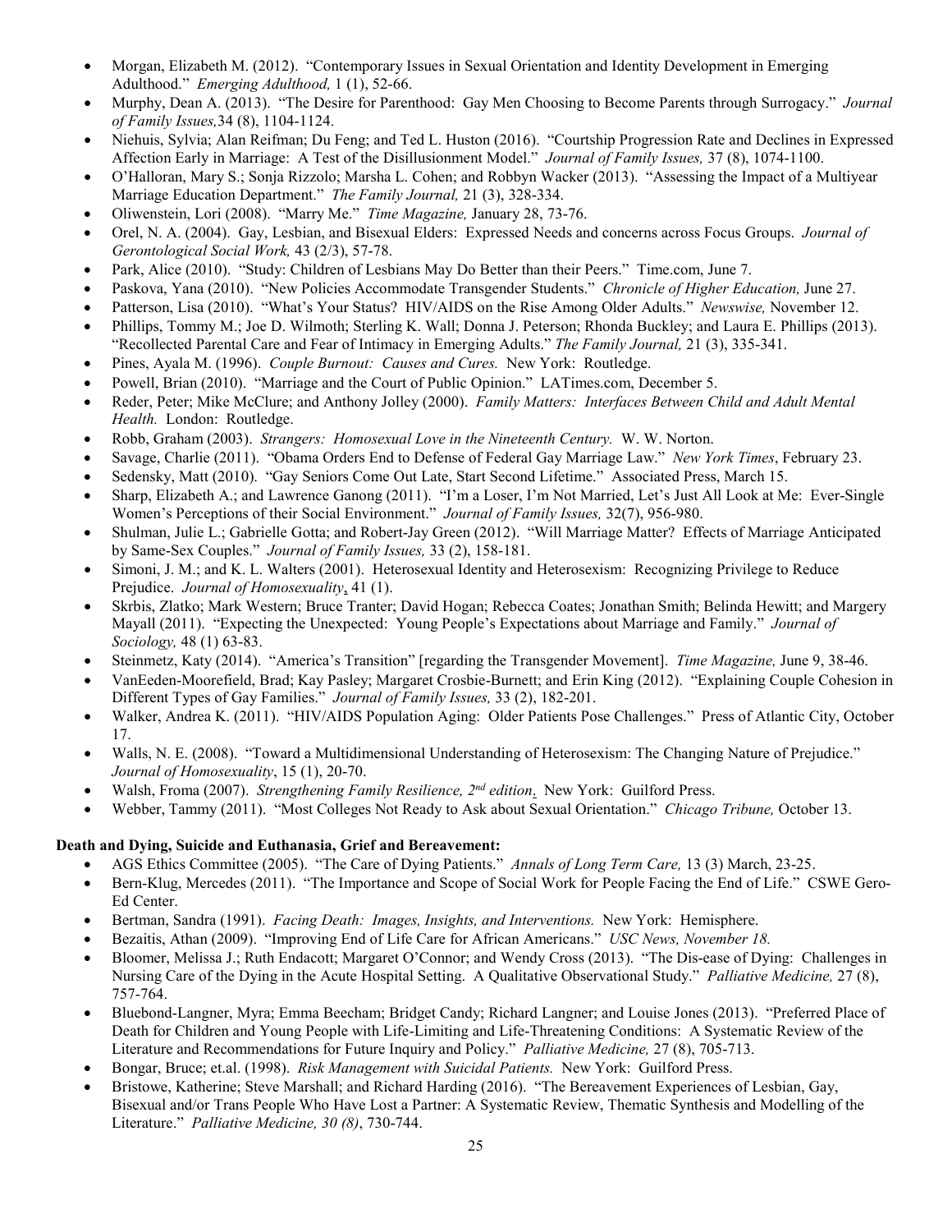- Morgan, Elizabeth M. (2012). "Contemporary Issues in Sexual Orientation and Identity Development in Emerging Adulthood." *Emerging Adulthood,* 1 (1), 52-66.
- Murphy, Dean A. (2013). "The Desire for Parenthood: Gay Men Choosing to Become Parents through Surrogacy." *Journal of Family Issues,*34 (8), 1104-1124.
- Niehuis, Sylvia; Alan Reifman; Du Feng; and Ted L. Huston (2016). "Courtship Progression Rate and Declines in Expressed Affection Early in Marriage: A Test of the Disillusionment Model." *Journal of Family Issues,* 37 (8), 1074-1100.
- O'Halloran, Mary S.; Sonja Rizzolo; Marsha L. Cohen; and Robbyn Wacker (2013). "Assessing the Impact of a Multiyear Marriage Education Department." *The Family Journal,* 21 (3), 328-334.
- Oliwenstein, Lori (2008). "Marry Me." *Time Magazine,* January 28, 73-76.
- Orel, N. A. (2004). Gay, Lesbian, and Bisexual Elders: Expressed Needs and concerns across Focus Groups. *Journal of Gerontological Social Work,* 43 (2/3), 57-78.
- Park, Alice (2010). "Study: Children of Lesbians May Do Better than their Peers." Time.com, June 7.
- Paskova, Yana (2010). "New Policies Accommodate Transgender Students." *Chronicle of Higher Education,* June 27.
- Patterson, Lisa (2010). "What's Your Status? HIV/AIDS on the Rise Among Older Adults." *Newswise,* November 12.
- Phillips, Tommy M.; Joe D. Wilmoth; Sterling K. Wall; Donna J. Peterson; Rhonda Buckley; and Laura E. Phillips (2013). "Recollected Parental Care and Fear of Intimacy in Emerging Adults." *The Family Journal,* 21 (3), 335-341.
- Pines, Ayala M. (1996). *Couple Burnout: Causes and Cures.* New York: Routledge.
- Powell, Brian (2010). "Marriage and the Court of Public Opinion." LATimes.com, December 5.
- Reder, Peter; Mike McClure; and Anthony Jolley (2000). *Family Matters: Interfaces Between Child and Adult Mental Health.* London: Routledge.
- Robb, Graham (2003). *Strangers: Homosexual Love in the Nineteenth Century.* W. W. Norton.
- Savage, Charlie (2011). "Obama Orders End to Defense of Federal Gay Marriage Law." *New York Times*, February 23.
- Sedensky, Matt (2010). "Gay Seniors Come Out Late, Start Second Lifetime." Associated Press, March 15.
- Sharp, Elizabeth A.; and Lawrence Ganong (2011). "I'm a Loser, I'm Not Married, Let's Just All Look at Me: Ever-Single Women's Perceptions of their Social Environment." *Journal of Family Issues,* 32(7), 956-980.
- Shulman, Julie L.; Gabrielle Gotta; and Robert-Jay Green (2012). "Will Marriage Matter? Effects of Marriage Anticipated by Same-Sex Couples." *Journal of Family Issues,* 33 (2), 158-181.
- Simoni, J. M.; and K. L. Walters (2001). Heterosexual Identity and Heterosexism: Recognizing Privilege to Reduce Prejudice. *Journal of Homosexuality*, 41 (1).
- Skrbis, Zlatko; Mark Western; Bruce Tranter; David Hogan; Rebecca Coates; Jonathan Smith; Belinda Hewitt; and Margery Mayall (2011). "Expecting the Unexpected: Young People's Expectations about Marriage and Family." *Journal of Sociology,* 48 (1) 63-83.
- Steinmetz, Katy (2014). "America's Transition" [regarding the Transgender Movement]. *Time Magazine,* June 9, 38-46.
- VanEeden-Moorefield, Brad; Kay Pasley; Margaret Crosbie-Burnett; and Erin King (2012). "Explaining Couple Cohesion in Different Types of Gay Families." *Journal of Family Issues,* 33 (2), 182-201.
- Walker, Andrea K. (2011). "HIV/AIDS Population Aging: Older Patients Pose Challenges." Press of Atlantic City, October 17.
- Walls, N. E. (2008). "Toward a Multidimensional Understanding of Heterosexism: The Changing Nature of Prejudice." *Journal of Homosexuality*, 15 (1), 20-70.
- Walsh, Froma (2007). *Strengthening Family Resilience, 2nd edition*. New York: Guilford Press.
- Webber, Tammy (2011). "Most Colleges Not Ready to Ask about Sexual Orientation." *Chicago Tribune,* October 13.

**Death and Dying, Suicide and Euthanasia, Grief and Bereavement:**

- AGS Ethics Committee (2005). "The Care of Dying Patients." *Annals of Long Term Care,* 13 (3) March, 23-25.
- Bern-Klug, Mercedes (2011). "The Importance and Scope of Social Work for People Facing the End of Life." CSWE Gero-Ed Center.
- Bertman, Sandra (1991). *Facing Death: Images, Insights, and Interventions.* New York: Hemisphere.
- Bezaitis, Athan (2009). "Improving End of Life Care for African Americans." *USC News, November 18.*
- Bloomer, Melissa J.; Ruth Endacott; Margaret O'Connor; and Wendy Cross (2013). "The Dis-ease of Dying: Challenges in Nursing Care of the Dying in the Acute Hospital Setting. A Qualitative Observational Study." *Palliative Medicine,* 27 (8), 757-764.
- Bluebond-Langner, Myra; Emma Beecham; Bridget Candy; Richard Langner; and Louise Jones (2013). "Preferred Place of Death for Children and Young People with Life-Limiting and Life-Threatening Conditions: A Systematic Review of the Literature and Recommendations for Future Inquiry and Policy." *Palliative Medicine,* 27 (8), 705-713.
- Bongar, Bruce; et.al. (1998). *Risk Management with Suicidal Patients.* New York: Guilford Press.
- Bristowe, Katherine; Steve Marshall; and Richard Harding (2016). "The Bereavement Experiences of Lesbian, Gay, Bisexual and/or Trans People Who Have Lost a Partner: A Systematic Review, Thematic Synthesis and Modelling of the Literature." *Palliative Medicine, 30 (8)*, 730-744.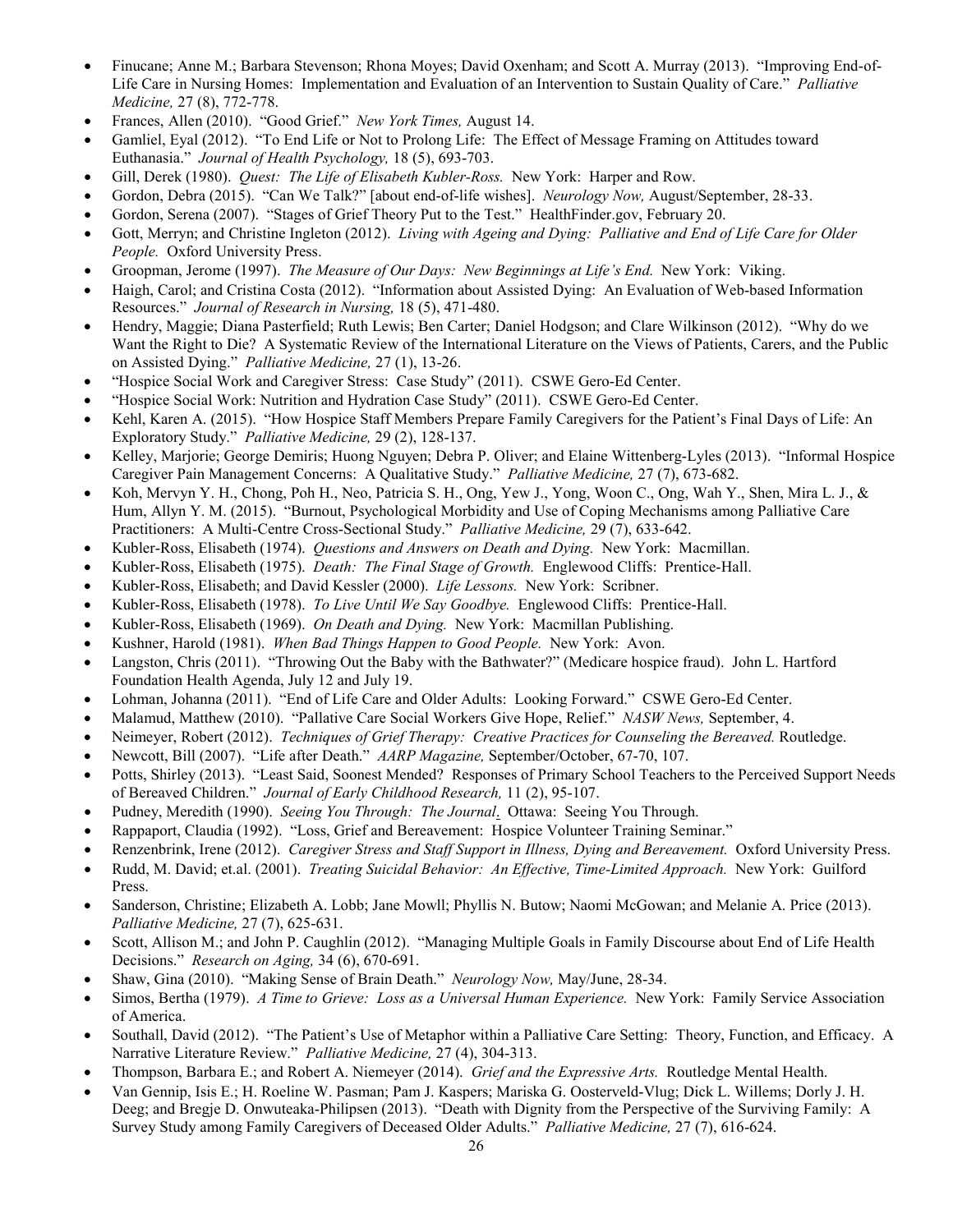- Finucane; Anne M.; Barbara Stevenson; Rhona Moyes; David Oxenham; and Scott A. Murray (2013). "Improving End-of-Life Care in Nursing Homes: Implementation and Evaluation of an Intervention to Sustain Quality of Care." *Palliative Medicine,* 27 (8), 772-778.
- Frances, Allen (2010). "Good Grief." *New York Times,* August 14.
- Gamliel, Eyal (2012). "To End Life or Not to Prolong Life: The Effect of Message Framing on Attitudes toward Euthanasia." *Journal of Health Psychology,* 18 (5), 693-703.
- Gill, Derek (1980). *Quest: The Life of Elisabeth Kubler-Ross.* New York: Harper and Row.
- Gordon, Debra (2015). "Can We Talk?" [about end-of-life wishes]. *Neurology Now,* August/September, 28-33.
- Gordon, Serena (2007). "Stages of Grief Theory Put to the Test." HealthFinder.gov, February 20.
- Gott, Merryn; and Christine Ingleton (2012). *Living with Ageing and Dying: Palliative and End of Life Care for Older People.* Oxford University Press.
- Groopman, Jerome (1997). *The Measure of Our Days: New Beginnings at Life's End.* New York: Viking.
- Haigh, Carol; and Cristina Costa (2012). "Information about Assisted Dying: An Evaluation of Web-based Information Resources." *Journal of Research in Nursing,* 18 (5), 471-480.
- Hendry, Maggie; Diana Pasterfield; Ruth Lewis; Ben Carter; Daniel Hodgson; and Clare Wilkinson (2012). "Why do we Want the Right to Die? A Systematic Review of the International Literature on the Views of Patients, Carers, and the Public on Assisted Dying." *Palliative Medicine,* 27 (1), 13-26.
- "Hospice Social Work and Caregiver Stress: Case Study" (2011). CSWE Gero-Ed Center.
- "Hospice Social Work: Nutrition and Hydration Case Study" (2011). CSWE Gero-Ed Center.
- Kehl, Karen A. (2015). "How Hospice Staff Members Prepare Family Caregivers for the Patient's Final Days of Life: An Exploratory Study." *Palliative Medicine,* 29 (2), 128-137.
- Kelley, Marjorie; George Demiris; Huong Nguyen; Debra P. Oliver; and Elaine Wittenberg-Lyles (2013). "Informal Hospice Caregiver Pain Management Concerns: A Qualitative Study." *Palliative Medicine,* 27 (7), 673-682.
- Koh, Mervyn Y. H., Chong, Poh H., Neo, Patricia S. H., Ong, Yew J., Yong, Woon C., Ong, Wah Y., Shen, Mira L. J., & Hum, Allyn Y. M. (2015). "Burnout, Psychological Morbidity and Use of Coping Mechanisms among Palliative Care Practitioners: A Multi-Centre Cross-Sectional Study." *Palliative Medicine,* 29 (7), 633-642.
- Kubler-Ross, Elisabeth (1974). *Questions and Answers on Death and Dying.* New York: Macmillan.
- Kubler-Ross, Elisabeth (1975). *Death: The Final Stage of Growth.* Englewood Cliffs: Prentice-Hall.
- Kubler-Ross, Elisabeth; and David Kessler (2000). *Life Lessons.* New York: Scribner.
- Kubler-Ross, Elisabeth (1978). *To Live Until We Say Goodbye.* Englewood Cliffs: Prentice-Hall.
- Kubler-Ross, Elisabeth (1969). *On Death and Dying.* New York: Macmillan Publishing.
- Kushner, Harold (1981). *When Bad Things Happen to Good People.* New York: Avon.
- Langston, Chris (2011). "Throwing Out the Baby with the Bathwater?" (Medicare hospice fraud). John L. Hartford Foundation Health Agenda, July 12 and July 19.
- Lohman, Johanna (2011). "End of Life Care and Older Adults: Looking Forward." CSWE Gero-Ed Center.
- Malamud, Matthew (2010). "Palliative Care Social Workers Give Hope, Relief." *NASW News,* September, 4.
- Neimeyer, Robert (2012). *Techniques of Grief Therapy: Creative Practices for Counseling the Bereaved.* Routledge.
- Newcott, Bill (2007). "Life after Death." *AARP Magazine,* September/October, 67-70, 107.
- Potts, Shirley (2013). "Least Said, Soonest Mended? Responses of Primary School Teachers to the Perceived Support Needs of Bereaved Children." *Journal of Early Childhood Research,* 11 (2), 95-107.
- Pudney, Meredith (1990). *Seeing You Through: The Journal*. Ottawa: Seeing You Through.
- Rappaport, Claudia (1992). "Loss, Grief and Bereavement: Hospice Volunteer Training Seminar."
- Renzenbrink, Irene (2012). *Caregiver Stress and Staff Support in Illness, Dying and Bereavement.* Oxford University Press.
- Rudd, M. David; et.al. (2001). *Treating Suicidal Behavior: An Effective, Time-Limited Approach.* New York: Guilford Press.
- Sanderson, Christine; Elizabeth A. Lobb; Jane Mowll; Phyllis N. Butow; Naomi McGowan; and Melanie A. Price (2013). *Palliative Medicine,* 27 (7), 625-631.
- Scott, Allison M.; and John P. Caughlin (2012). "Managing Multiple Goals in Family Discourse about End of Life Health Decisions." *Research on Aging,* 34 (6), 670-691.
- Shaw, Gina (2010). "Making Sense of Brain Death." *Neurology Now,* May/June, 28-34.
- Simos, Bertha (1979). *A Time to Grieve: Loss as a Universal Human Experience.* New York: Family Service Association of America.
- Southall, David (2012). "The Patient's Use of Metaphor within a Palliative Care Setting: Theory, Function, and Efficacy. A Narrative Literature Review." *Palliative Medicine,* 27 (4), 304-313.
- Thompson, Barbara E.; and Robert A. Niemeyer (2014). *Grief and the Expressive Arts.* Routledge Mental Health.
- Van Gennip, Isis E.; H. Roeline W. Pasman; Pam J. Kaspers; Mariska G. Oosterveld-Vlug; Dick L. Willems; Dorly J. H. Deeg; and Bregje D. Onwuteaka-Philipsen (2013). "Death with Dignity from the Perspective of the Surviving Family: A Survey Study among Family Caregivers of Deceased Older Adults." *Palliative Medicine,* 27 (7), 616-624.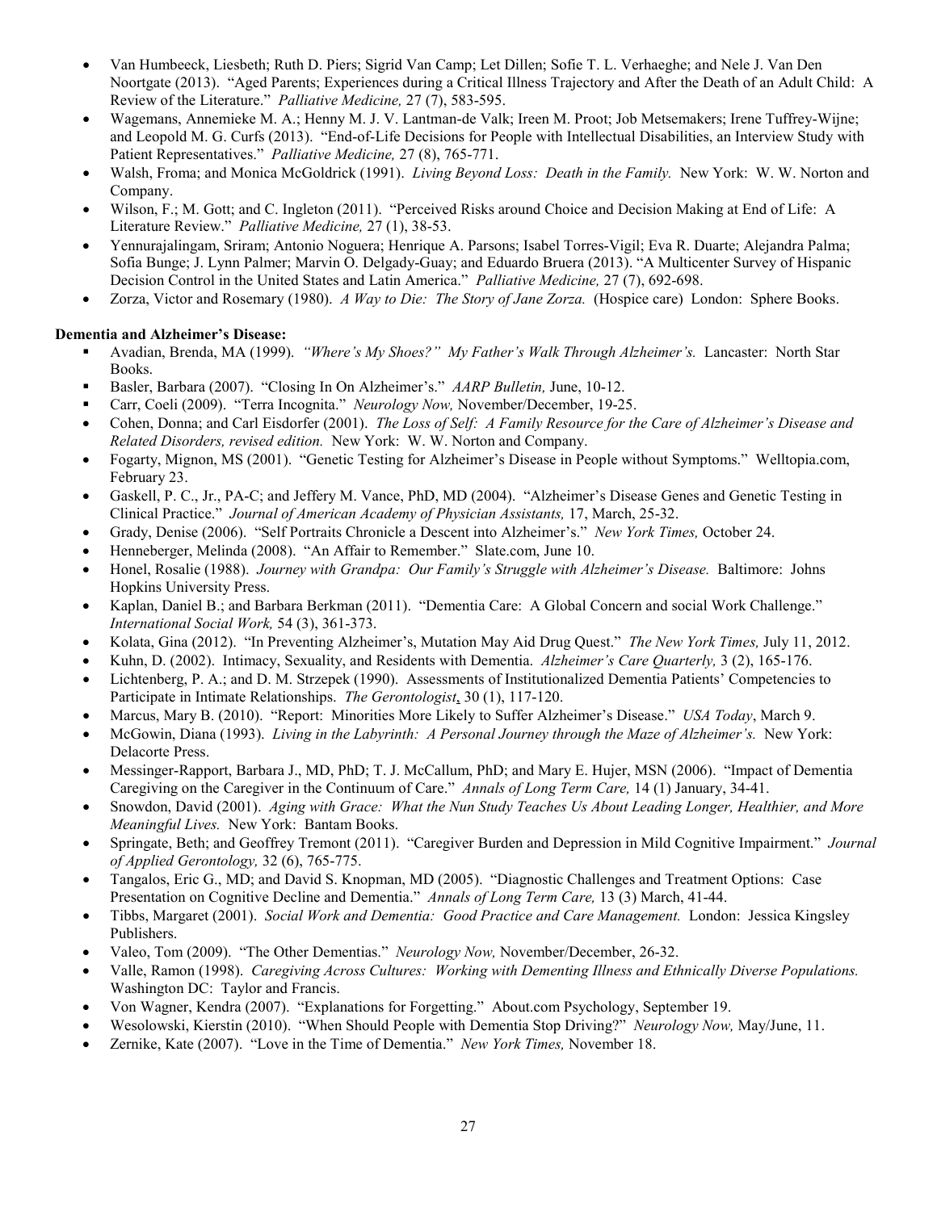- Van Humbeeck, Liesbeth; Ruth D. Piers; Sigrid Van Camp; Let Dillen; Sofie T. L. Verhaeghe; and Nele J. Van Den Noortgate (2013). "Aged Parents; Experiences during a Critical Illness Trajectory and After the Death of an Adult Child: A Review of the Literature." *Palliative Medicine,* 27 (7), 583-595.
- Wagemans, Annemieke M. A.; Henny M. J. V. Lantman-de Valk; Ireen M. Proot; Job Metsemakers; Irene Tuffrey-Wijne; and Leopold M. G. Curfs (2013). "End-of-Life Decisions for People with Intellectual Disabilities, an Interview Study with Patient Representatives." *Palliative Medicine,* 27 (8), 765-771.
- Walsh, Froma; and Monica McGoldrick (1991). *Living Beyond Loss: Death in the Family.* New York: W. W. Norton and Company.
- Wilson, F.; M. Gott; and C. Ingleton (2011). "Perceived Risks around Choice and Decision Making at End of Life: A Literature Review." *Palliative Medicine,* 27 (1), 38-53.
- Yennurajalingam, Sriram; Antonio Noguera; Henrique A. Parsons; Isabel Torres-Vigil; Eva R. Duarte; Alejandra Palma; Sofia Bunge; J. Lynn Palmer; Marvin O. Delgady-Guay; and Eduardo Bruera (2013). "A Multicenter Survey of Hispanic Decision Control in the United States and Latin America." *Palliative Medicine,* 27 (7), 692-698.
- Zorza, Victor and Rosemary (1980). *A Way to Die: The Story of Jane Zorza.* (Hospice care) London: Sphere Books.

**Dementia and Alzheimer's Disease:**

- Avadian, Brenda, MA (1999). *"Where's My Shoes?" My Father's Walk Through Alzheimer's.* Lancaster: North Star Books.
- Basler, Barbara (2007). "Closing In On Alzheimer's." *AARP Bulletin,* June, 10-12.
- Carr, Coeli (2009). "Terra Incognita." *Neurology Now,* November/December, 19-25.
- Cohen, Donna; and Carl Eisdorfer (2001). *The Loss of Self: A Family Resource for the Care of Alzheimer's Disease and Related Disorders, revised edition.* New York: W. W. Norton and Company.
- Fogarty, Mignon, MS (2001). "Genetic Testing for Alzheimer's Disease in People without Symptoms." Welltopia.com, February 23.
- Gaskell, P. C., Jr., PA-C; and Jeffery M. Vance, PhD, MD (2004). "Alzheimer's Disease Genes and Genetic Testing in Clinical Practice." *Journal of American Academy of Physician Assistants,* 17, March, 25-32.
- Grady, Denise (2006). "Self Portraits Chronicle a Descent into Alzheimer's." *New York Times,* October 24.
- Henneberger, Melinda (2008). "An Affair to Remember." Slate.com, June 10.
- Honel, Rosalie (1988). *Journey with Grandpa: Our Family's Struggle with Alzheimer's Disease.* Baltimore: Johns Hopkins University Press.
- Kaplan, Daniel B.; and Barbara Berkman (2011). "Dementia Care: A Global Concern and social Work Challenge." *International Social Work,* 54 (3), 361-373.
- Kolata, Gina (2012). "In Preventing Alzheimer's, Mutation May Aid Drug Quest." *The New York Times,* July 11, 2012.
- Kuhn, D. (2002). Intimacy, Sexuality, and Residents with Dementia. *Alzheimer's Care Quarterly,* 3 (2), 165-176.
- Lichtenberg, P. A.; and D. M. Strzepek (1990). Assessments of Institutionalized Dementia Patients' Competencies to Participate in Intimate Relationships. *The Gerontologist*, 30 (1), 117-120.
- Marcus, Mary B. (2010). "Report: Minorities More Likely to Suffer Alzheimer's Disease." *USA Today*, March 9.
- McGowin, Diana (1993). *Living in the Labyrinth: A Personal Journey through the Maze of Alzheimer's.* New York: Delacorte Press.
- Messinger-Rapport, Barbara J., MD, PhD; T. J. McCallum, PhD; and Mary E. Hujer, MSN (2006). "Impact of Dementia Caregiving on the Caregiver in the Continuum of Care." *Annals of Long Term Care,* 14 (1) January, 34-41.
- Snowdon, David (2001). *Aging with Grace: What the Nun Study Teaches Us About Leading Longer, Healthier, and More Meaningful Lives.* New York: Bantam Books.
- Springate, Beth; and Geoffrey Tremont (2011). "Caregiver Burden and Depression in Mild Cognitive Impairment." *Journal of Applied Gerontology,* 32 (6), 765-775.
- Tangalos, Eric G., MD; and David S. Knopman, MD (2005). "Diagnostic Challenges and Treatment Options: Case Presentation on Cognitive Decline and Dementia." *Annals of Long Term Care,* 13 (3) March, 41-44.
- Tibbs, Margaret (2001). *Social Work and Dementia: Good Practice and Care Management.* London: Jessica Kingsley Publishers.
- Valeo, Tom (2009). "The Other Dementias." *Neurology Now,* November/December, 26-32.
- Valle, Ramon (1998). *Caregiving Across Cultures: Working with Dementing Illness and Ethnically Diverse Populations.* Washington DC: Taylor and Francis.
- Von Wagner, Kendra (2007). "Explanations for Forgetting." About.com Psychology, September 19.
- Wesolowski, Kierstin (2010). "When Should People with Dementia Stop Driving?" *Neurology Now,* May/June, 11.
- Zernike, Kate (2007). "Love in the Time of Dementia." *New York Times,* November 18.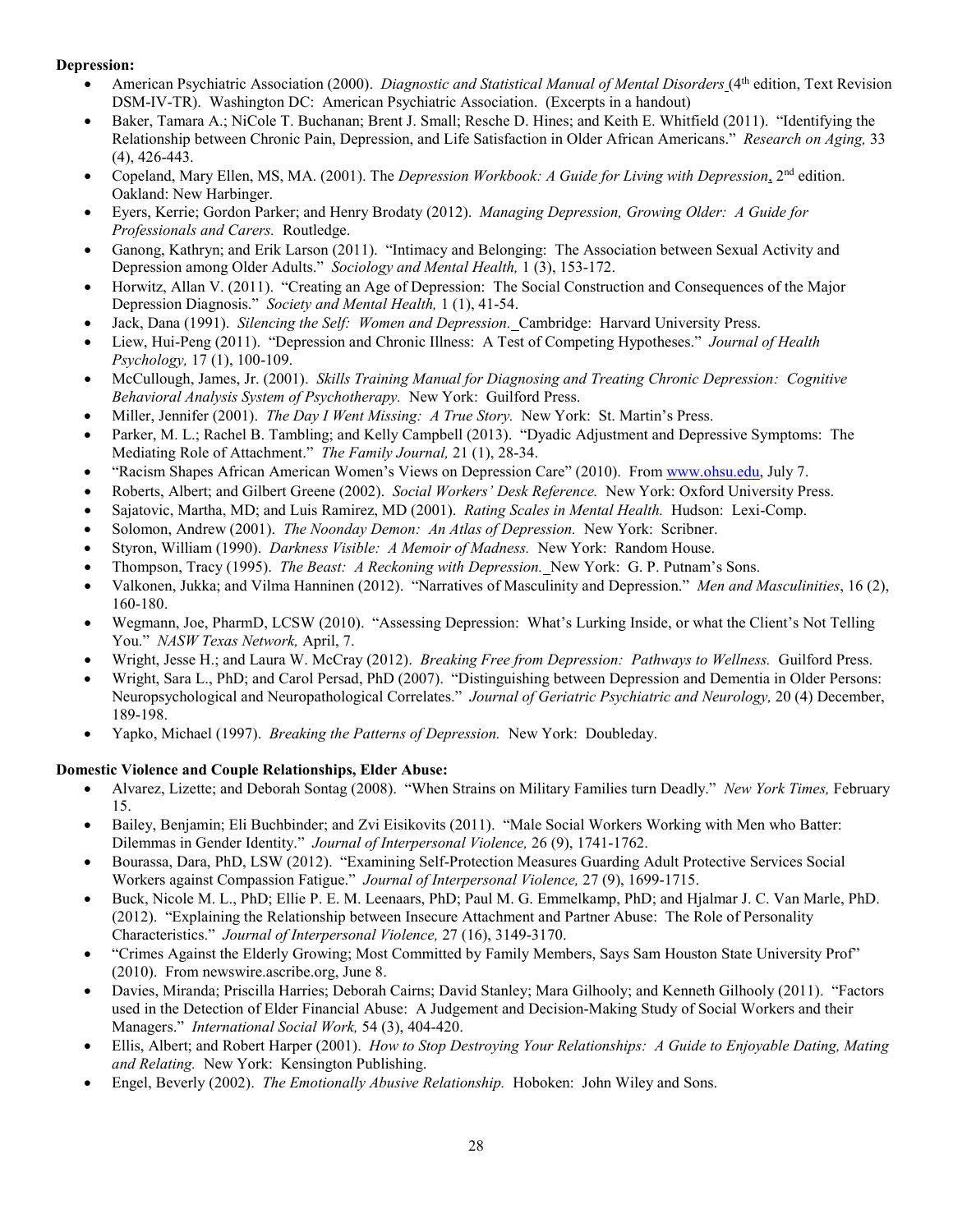**Depression:**

- American Psychiatric Association (2000). *Diagnostic and Statistical Manual of Mental Disorders* (4th edition, Text Revision DSM-IV-TR). Washington DC: American Psychiatric Association. (Excerpts in a handout)
- Baker, Tamara A.; NiCole T. Buchanan; Brent J. Small; Resche D. Hines; and Keith E. Whitfield (2011). "Identifying the Relationship between Chronic Pain, Depression, and Life Satisfaction in Older African Americans." *Research on Aging,* 33 (4), 426-443.
- Copeland, Mary Ellen, MS, MA. (2001). The *Depression Workbook: A Guide for Living with Depression*, 2nd edition. Oakland: New Harbinger.
- Eyers, Kerrie; Gordon Parker; and Henry Brodaty (2012). *Managing Depression, Growing Older: A Guide for Professionals and Carers.* Routledge.
- Ganong, Kathryn; and Erik Larson (2011). "Intimacy and Belonging: The Association between Sexual Activity and Depression among Older Adults." *Sociology and Mental Health,* 1 (3), 153-172.
- Horwitz, Allan V. (2011). "Creating an Age of Depression: The Social Construction and Consequences of the Major Depression Diagnosis." *Society and Mental Health,* 1 (1), 41-54.
- Jack, Dana (1991). *Silencing the Self: Women and Depression.* Cambridge: Harvard University Press.
- Liew, Hui-Peng (2011). "Depression and Chronic Illness: A Test of Competing Hypotheses." *Journal of Health Psychology,* 17 (1), 100-109.
- McCullough, James, Jr. (2001). *Skills Training Manual for Diagnosing and Treating Chronic Depression: Cognitive Behavioral Analysis System of Psychotherapy.* New York: Guilford Press.
- Miller, Jennifer (2001). *The Day I Went Missing: A True Story.* New York: St. Martin's Press.
- Parker, M. L.; Rachel B. Tambling; and Kelly Campbell (2013). "Dyadic Adjustment and Depressive Symptoms: The Mediating Role of Attachment." *The Family Journal,* 21 (1), 28-34.
- "Racism Shapes African American Women's Views on Depression Care" (2010). From www.ohsu.edu, July 7.
- Roberts, Albert; and Gilbert Greene (2002). *Social Workers' Desk Reference.* New York: Oxford University Press.
- Sajatovic, Martha, MD; and Luis Ramirez, MD (2001). *Rating Scales in Mental Health.* Hudson: Lexi-Comp.
- Solomon, Andrew (2001). *The Noonday Demon: An Atlas of Depression.* New York: Scribner.
- Styron, William (1990). *Darkness Visible: A Memoir of Madness.* New York: Random House.
- Thompson, Tracy (1995). *The Beast: A Reckoning with Depression.* New York: G. P. Putnam's Sons.
- Valkonen, Jukka; and Vilma Hanninen (2012). "Narratives of Masculinity and Depression." *Men and Masculinities*, 16 (2), 160-180.
- Wegmann, Joe, PharmD, LCSW (2010). "Assessing Depression: What's Lurking Inside, or what the Client's Not Telling You." *NASW Texas Network,* April, 7.
- Wright, Jesse H.; and Laura W. McCray (2012). *Breaking Free from Depression: Pathways to Wellness.* Guilford Press.
- Wright, Sara L., PhD; and Carol Persad, PhD (2007). "Distinguishing between Depression and Dementia in Older Persons: Neuropsychological and Neuropathological Correlates." *Journal of Geriatric Psychiatric and Neurology,* 20 (4) December, 189-198.
- Yapko, Michael (1997). *Breaking the Patterns of Depression.* New York: Doubleday.

**Domestic Violence and Couple Relationships, Elder Abuse:**

- Alvarez, Lizette; and Deborah Sontag (2008). "When Strains on Military Families turn Deadly." *New York Times,* February 15.
- Bailey, Benjamin; Eli Buchbinder; and Zvi Eisikovits (2011). "Male Social Workers Working with Men who Batter: Dilemmas in Gender Identity." *Journal of Interpersonal Violence,* 26 (9), 1741-1762.
- Bourassa, Dara, PhD, LSW (2012). "Examining Self-Protection Measures Guarding Adult Protective Services Social Workers against Compassion Fatigue." *Journal of Interpersonal Violence,* 27 (9), 1699-1715.
- Buck, Nicole M. L., PhD; Ellie P. E. M. Leenaars, PhD; Paul M. G. Emmelkamp, PhD; and Hjalmar J. C. Van Marle, PhD. (2012). "Explaining the Relationship between Insecure Attachment and Partner Abuse: The Role of Personality Characteristics." *Journal of Interpersonal Violence,* 27 (16), 3149-3170.
- "Crimes Against the Elderly Growing; Most Committed by Family Members, Says Sam Houston State University Prof" (2010). From newswire.ascribe.org, June 8.
- Davies, Miranda; Priscilla Harries; Deborah Cairns; David Stanley; Mara Gilhooly; and Kenneth Gilhooly (2011). "Factors used in the Detection of Elder Financial Abuse: A Judgement and Decision-Making Study of Social Workers and their Managers." *International Social Work,* 54 (3), 404-420.
- Ellis, Albert; and Robert Harper (2001). *How to Stop Destroying Your Relationships: A Guide to Enjoyable Dating, Mating and Relating.* New York: Kensington Publishing.
- Engel, Beverly (2002). *The Emotionally Abusive Relationship.* Hoboken: John Wiley and Sons.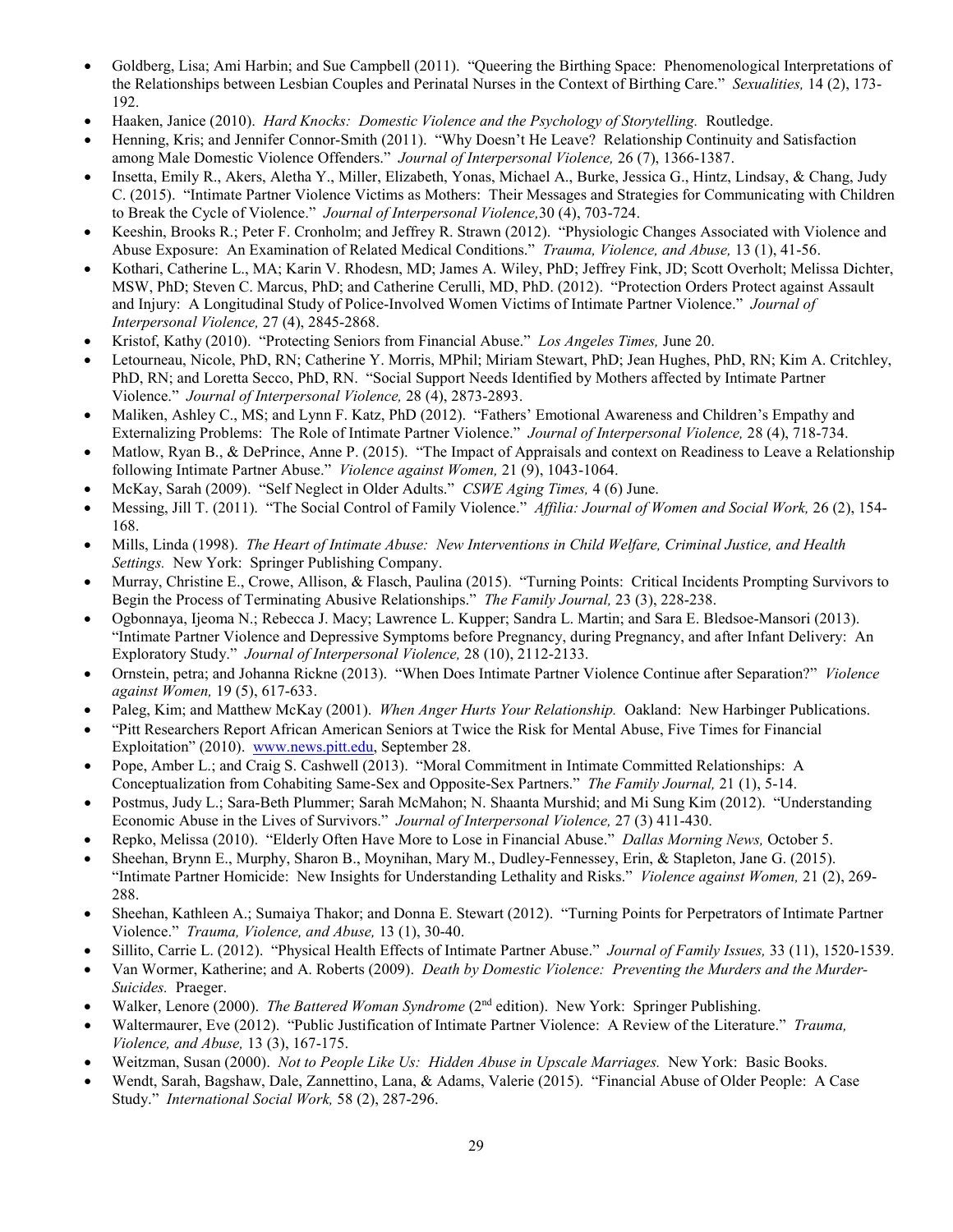- Goldberg, Lisa; Ami Harbin; and Sue Campbell (2011). "Queering the Birthing Space: Phenomenological Interpretations of the Relationships between Lesbian Couples and Perinatal Nurses in the Context of Birthing Care." *Sexualities,* 14 (2), 173-192.
- Haaken, Janice (2010). *Hard Knocks: Domestic Violence and the Psychology of Storytelling.* Routledge.
- Henning, Kris; and Jennifer Connor-Smith (2011). "Why Doesn't He Leave? Relationship Continuity and Satisfaction among Male Domestic Violence Offenders." *Journal of Interpersonal Violence,* 26 (7), 1366-1387.
- Insetta, Emily R., Akers, Aletha Y., Miller, Elizabeth, Yonas, Michael A., Burke, Jessica G., Hintz, Lindsay, & Chang, Judy C. (2015). "Intimate Partner Violence Victims as Mothers: Their Messages and Strategies for Communicating with Children to Break the Cycle of Violence." *Journal of Interpersonal Violence,*30 (4), 703-724.
- Keeshin, Brooks R.; Peter F. Cronholm; and Jeffrey R. Strawn (2012). "Physiologic Changes Associated with Violence and Abuse Exposure: An Examination of Related Medical Conditions." *Trauma, Violence, and Abuse,* 13 (1), 41-56.
- Kothari, Catherine L., MA; Karin V. Rhodesn, MD; James A. Wiley, PhD; Jeffrey Fink, JD; Scott Overholt; Melissa Dichter, MSW, PhD; Steven C. Marcus, PhD; and Catherine Cerulli, MD, PhD. (2012). "Protection Orders Protect against Assault and Injury: A Longitudinal Study of Police-Involved Women Victims of Intimate Partner Violence." *Journal of Interpersonal Violence,* 27 (4), 2845-2868.
- Kristof, Kathy (2010). "Protecting Seniors from Financial Abuse." *Los Angeles Times,* June 20.
- Letourneau, Nicole, PhD, RN; Catherine Y. Morris, MPhil; Miriam Stewart, PhD; Jean Hughes, PhD, RN; Kim A. Critchley, PhD, RN; and Loretta Secco, PhD, RN. "Social Support Needs Identified by Mothers affected by Intimate Partner Violence." *Journal of Interpersonal Violence,* 28 (4), 2873-2893.
- Maliken, Ashley C., MS; and Lynn F. Katz, PhD (2012). "Fathers' Emotional Awareness and Children's Empathy and Externalizing Problems: The Role of Intimate Partner Violence." *Journal of Interpersonal Violence,* 28 (4), 718-734.
- Matlow, Ryan B., & DePrince, Anne P. (2015). "The Impact of Appraisals and context on Readiness to Leave a Relationship following Intimate Partner Abuse." *Violence against Women,* 21 (9), 1043-1064.
- McKay, Sarah (2009). "Self Neglect in Older Adults." *CSWE Aging Times,* 4 (6) June.
- Messing, Jill T. (2011). "The Social Control of Family Violence." *Affilia: Journal of Women and Social Work,* 26 (2), 154-168.
- Mills, Linda (1998). *The Heart of Intimate Abuse: New Interventions in Child Welfare, Criminal Justice, and Health Settings.* New York: Springer Publishing Company.
- Murray, Christine E., Crowe, Allison, & Flasch, Paulina (2015). "Turning Points: Critical Incidents Prompting Survivors to Begin the Process of Terminating Abusive Relationships." *The Family Journal,* 23 (3), 228-238.
- Ogbonnaya, Ijeoma N.; Rebecca J. Macy; Lawrence L. Kupper; Sandra L. Martin; and Sara E. Bledsoe-Mansori (2013). "Intimate Partner Violence and Depressive Symptoms before Pregnancy, during Pregnancy, and after Infant Delivery: An Exploratory Study." *Journal of Interpersonal Violence,* 28 (10), 2112-2133.
- Ornstein, petra; and Johanna Rickne (2013). "When Does Intimate Partner Violence Continue after Separation?" *Violence against Women,* 19 (5), 617-633.
- Paleg, Kim; and Matthew McKay (2001). *When Anger Hurts Your Relationship.* Oakland: New Harbinger Publications.
- "Pitt Researchers Report African American Seniors at Twice the Risk for Mental Abuse, Five Times for Financial Exploitation" (2010). www.news.pitt.edu, September 28.
- Pope, Amber L.; and Craig S. Cashwell (2013). "Moral Commitment in Intimate Committed Relationships: A Conceptualization from Cohabiting Same-Sex and Opposite-Sex Partners." *The Family Journal,* 21 (1), 5-14.
- Postmus, Judy L.; Sara-Beth Plummer; Sarah McMahon; N. Shaanta Murshid; and Mi Sung Kim (2012). "Understanding Economic Abuse in the Lives of Survivors." *Journal of Interpersonal Violence,* 27 (3) 411-430.
- Repko, Melissa (2010). "Elderly Often Have More to Lose in Financial Abuse." *Dallas Morning News,* October 5.
- Sheehan, Brynn E., Murphy, Sharon B., Moynihan, Mary M., Dudley-Fennessey, Erin, & Stapleton, Jane G. (2015). "Intimate Partner Homicide: New Insights for Understanding Lethality and Risks." *Violence against Women,* 21 (2), 269-288.
- Sheehan, Kathleen A.; Sumaiya Thakor; and Donna E. Stewart (2012). "Turning Points for Perpetrators of Intimate Partner Violence." *Trauma, Violence, and Abuse,* 13 (1), 30-40.
- Sillito, Carrie L. (2012). "Physical Health Effects of Intimate Partner Abuse." *Journal of Family Issues,* 33 (11), 1520-1539.
- Van Wormer, Katherine; and A. Roberts (2009). *Death by Domestic Violence: Preventing the Murders and the Murder-Suicides.* Praeger.
- Walker, Lenore (2000). *The Battered Woman Syndrome* (2nd edition). New York: Springer Publishing.
- Waltermaurer, Eve (2012). "Public Justification of Intimate Partner Violence: A Review of the Literature." *Trauma, Violence, and Abuse,* 13 (3), 167-175.
- Weitzman, Susan (2000). *Not to People Like Us: Hidden Abuse in Upscale Marriages.* New York: Basic Books.
- Wendt, Sarah, Bagshaw, Dale, Zannettino, Lana, & Adams, Valerie (2015). "Financial Abuse of Older People: A Case Study." *International Social Work,* 58 (2), 287-296.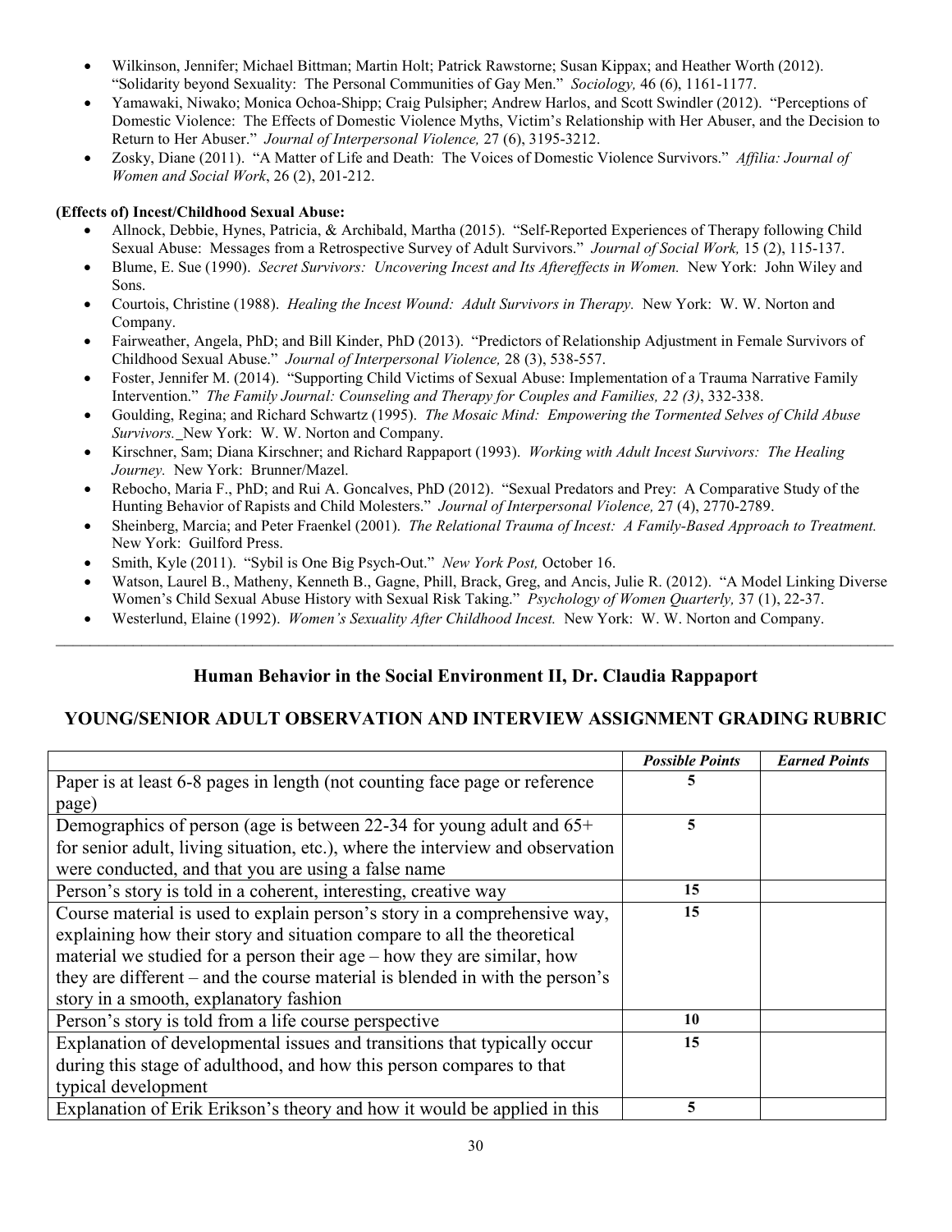- Wilkinson, Jennifer; Michael Bittman; Martin Holt; Patrick Rawstorne; Susan Kippax; and Heather Worth (2012). "Solidarity beyond Sexuality: The Personal Communities of Gay Men." *Sociology,* 46 (6), 1161-1177.
- Yamawaki, Niwako; Monica Ochoa-Shipp; Craig Pulsipher; Andrew Harlos, and Scott Swindler (2012). "Perceptions of Domestic Violence: The Effects of Domestic Violence Myths, Victim's Relationship with Her Abuser, and the Decision to Return to Her Abuser." *Journal of Interpersonal Violence,* 27 (6), 3195-3212.
- Zosky, Diane (2011). "A Matter of Life and Death: The Voices of Domestic Violence Survivors." *Affilia: Journal of Women and Social Work*, 26 (2), 201-212.

**(Effects of) Incest/Childhood Sexual Abuse:**

- Allnock, Debbie, Hynes, Patricia, & Archibald, Martha (2015). "Self-Reported Experiences of Therapy following Child Sexual Abuse: Messages from a Retrospective Survey of Adult Survivors." *Journal of Social Work,* 15 (2), 115-137.
- Blume, E. Sue (1990). *Secret Survivors: Uncovering Incest and Its Aftereffects in Women.* New York: John Wiley and Sons.
- Courtois, Christine (1988). *Healing the Incest Wound: Adult Survivors in Therapy.* New York: W. W. Norton and Company.
- Fairweather, Angela, PhD; and Bill Kinder, PhD (2013). "Predictors of Relationship Adjustment in Female Survivors of Childhood Sexual Abuse." *Journal of Interpersonal Violence,* 28 (3), 538-557.
- Foster, Jennifer M. (2014). "Supporting Child Victims of Sexual Abuse: Implementation of a Trauma Narrative Family Intervention." *The Family Journal: Counseling and Therapy for Couples and Families, 22 (3)*, 332-338.
- Goulding, Regina; and Richard Schwartz (1995). *The Mosaic Mind: Empowering the Tormented Selves of Child Abuse Survivors.* New York: W. W. Norton and Company.
- Kirschner, Sam; Diana Kirschner; and Richard Rappaport (1993). *Working with Adult Incest Survivors: The Healing Journey.* New York: Brunner/Mazel.
- Rebocho, Maria F., PhD; and Rui A. Goncalves, PhD (2012). "Sexual Predators and Prey: A Comparative Study of the Hunting Behavior of Rapists and Child Molesters." *Journal of Interpersonal Violence,* 27 (4), 2770-2789.
- Sheinberg, Marcia; and Peter Fraenkel (2001). *The Relational Trauma of Incest: A Family-Based Approach to Treatment.* New York: Guilford Press.
- Smith, Kyle (2011). "Sybil is One Big Psych-Out." *New York Post,* October 16.
- Watson, Laurel B., Matheny, Kenneth B., Gagne, Phill, Brack, Greg, and Ancis, Julie R. (2012). "A Model Linking Diverse Women's Child Sexual Abuse History with Sexual Risk Taking." *Psychology of Women Quarterly,* 37 (1), 22-37.
- Westerlund, Elaine (1992). *Women's Sexuality After Childhood Incest.* New York: W. W. Norton and Company.

---

## Human Behavior in the Social Environment II, Dr. Claudia Rappaport

## YOUNG/SENIOR ADULT OBSERVATION AND INTERVIEW ASSIGNMENT GRADING RUBRIC

| | *Possible Points* | *Earned Points* |
|---|---|---|
| Paper is at least 6-8 pages in length (not counting face page or reference page) | **5** | |
| Demographics of person (age is between 22-34 for young adult and 65+ for senior adult, living situation, etc.), where the interview and observation were conducted, and that you are using a false name | **5** | |
| Person's story is told in a coherent, interesting, creative way | **15** | |
| Course material is used to explain person's story in a comprehensive way, explaining how their story and situation compare to all the theoretical material we studied for a person their age – how they are similar, how they are different – and the course material is blended in with the person's story in a smooth, explanatory fashion | **15** | |
| Person's story is told from a life course perspective | **10** | |
| Explanation of developmental issues and transitions that typically occur during this stage of adulthood, and how this person compares to that typical development | **15** | |
| Explanation of Erik Erikson's theory and how it would be applied in this | **5** | |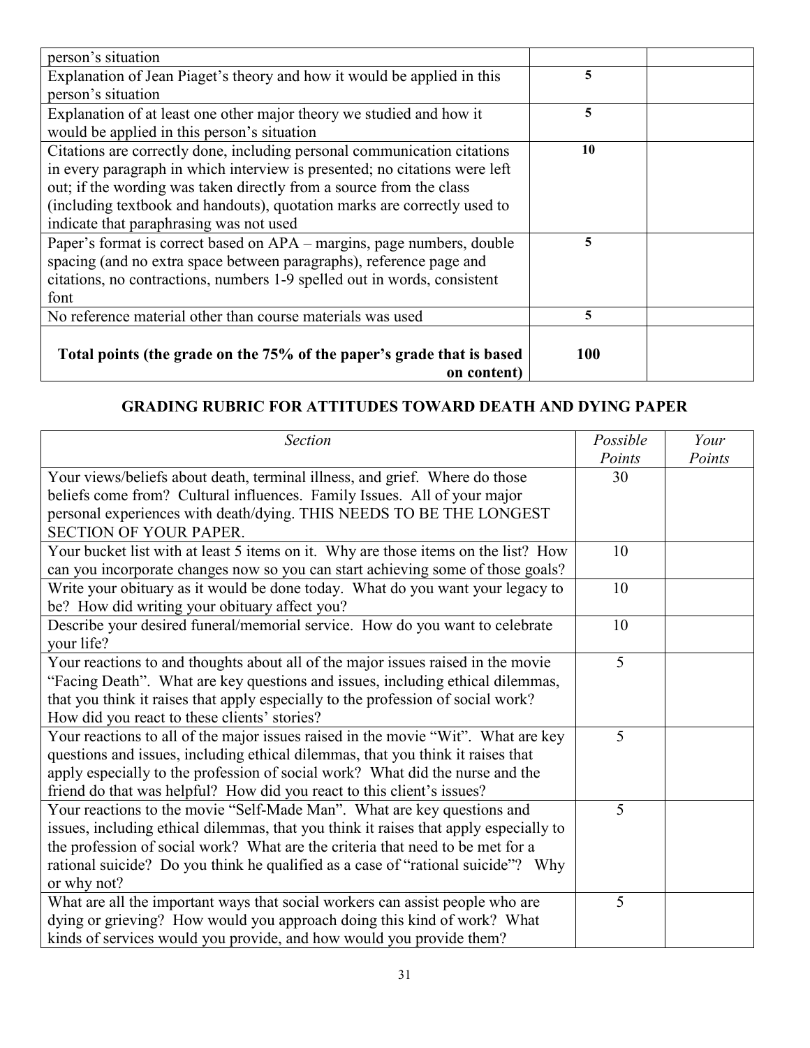| | | |
|---|---|---|
| person's situation | | |
| Explanation of Jean Piaget's theory and how it would be applied in this person's situation | **5** | |
| Explanation of at least one other major theory we studied and how it would be applied in this person's situation | **5** | |
| Citations are correctly done, including personal communication citations in every paragraph in which interview is presented; no citations were left out; if the wording was taken directly from a source from the class (including textbook and handouts), quotation marks are correctly used to indicate that paraphrasing was not used | **10** | |
| Paper's format is correct based on APA – margins, page numbers, double spacing (and no extra space between paragraphs), reference page and citations, no contractions, numbers 1-9 spelled out in words, consistent font | **5** | |
| No reference material other than course materials was used | **5** | |
| **Total points (the grade on the 75% of the paper's grade that is based on content)** | **100** | |

## GRADING RUBRIC FOR ATTITUDES TOWARD DEATH AND DYING PAPER

| *Section* | *Possible Points* | *Your Points* |
|---|---|---|
| Your views/beliefs about death, terminal illness, and grief. Where do those beliefs come from? Cultural influences. Family Issues. All of your major personal experiences with death/dying. THIS NEEDS TO BE THE LONGEST SECTION OF YOUR PAPER. | 30 | |
| Your bucket list with at least 5 items on it. Why are those items on the list? How can you incorporate changes now so you can start achieving some of those goals? | 10 | |
| Write your obituary as it would be done today. What do you want your legacy to be? How did writing your obituary affect you? | 10 | |
| Describe your desired funeral/memorial service. How do you want to celebrate your life? | 10 | |
| Your reactions to and thoughts about all of the major issues raised in the movie "Facing Death". What are key questions and issues, including ethical dilemmas, that you think it raises that apply especially to the profession of social work? How did you react to these clients' stories? | 5 | |
| Your reactions to all of the major issues raised in the movie "Wit". What are key questions and issues, including ethical dilemmas, that you think it raises that apply especially to the profession of social work? What did the nurse and the friend do that was helpful? How did you react to this client's issues? | 5 | |
| Your reactions to the movie "Self-Made Man". What are key questions and issues, including ethical dilemmas, that you think it raises that apply especially to the profession of social work? What are the criteria that need to be met for a rational suicide? Do you think he qualified as a case of "rational suicide"? Why or why not? | 5 | |
| What are all the important ways that social workers can assist people who are dying or grieving? How would you approach doing this kind of work? What kinds of services would you provide, and how would you provide them? | 5 | |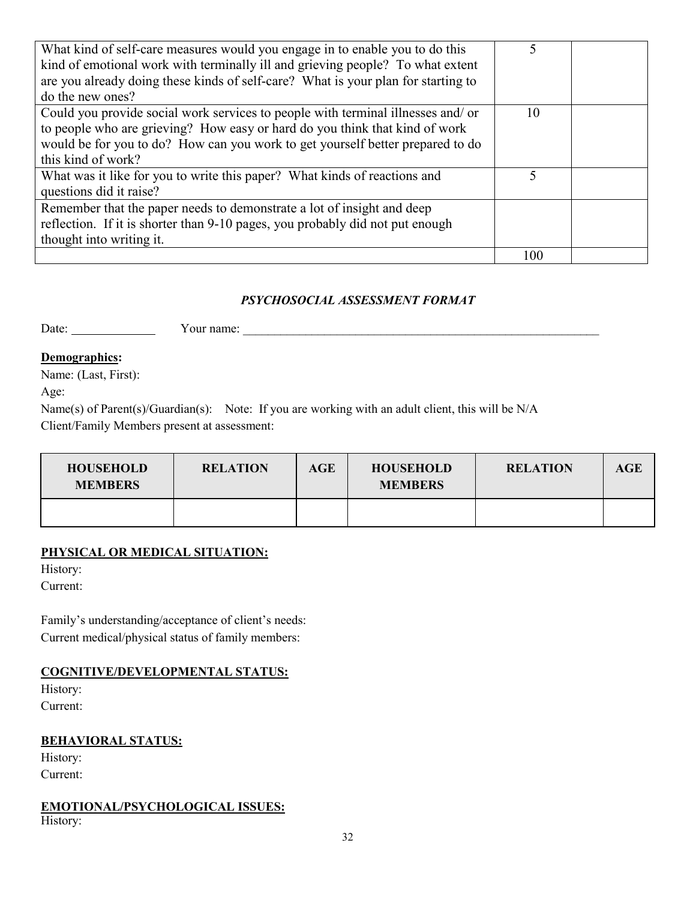| | | |
|---|---|---|
| What kind of self-care measures would you engage in to enable you to do this kind of emotional work with terminally ill and grieving people? To what extent are you already doing these kinds of self-care? What is your plan for starting to do the new ones? | 5 | |
| Could you provide social work services to people with terminal illnesses and/ or to people who are grieving? How easy or hard do you think that kind of work would be for you to do? How can you work to get yourself better prepared to do this kind of work? | 10 | |
| What was it like for you to write this paper? What kinds of reactions and questions did it raise? | 5 | |
| Remember that the paper needs to demonstrate a lot of insight and deep reflection. If it is shorter than 9-10 pages, you probably did not put enough thought into writing it. | | |
| | 100 | |

### ***PSYCHOSOCIAL ASSESSMENT FORMAT***

Date: ____________ Your name: ____________________________________________________________

**Demographics:**

Name: (Last, First):

Age:

Name(s) of Parent(s)/Guardian(s): Note: If you are working with an adult client, this will be N/A

Client/Family Members present at assessment:

| HOUSEHOLD MEMBERS | RELATION | AGE | HOUSEHOLD MEMBERS | RELATION | AGE |
|---|---|---|---|---|---|
| | | | | | |

**PHYSICAL OR MEDICAL SITUATION:**

History:

Current:

Family's understanding/acceptance of client's needs:

Current medical/physical status of family members:

**COGNITIVE/DEVELOPMENTAL STATUS:**

History:

Current:

**BEHAVIORAL STATUS:**

History:

Current:

**EMOTIONAL/PSYCHOLOGICAL ISSUES:**

History: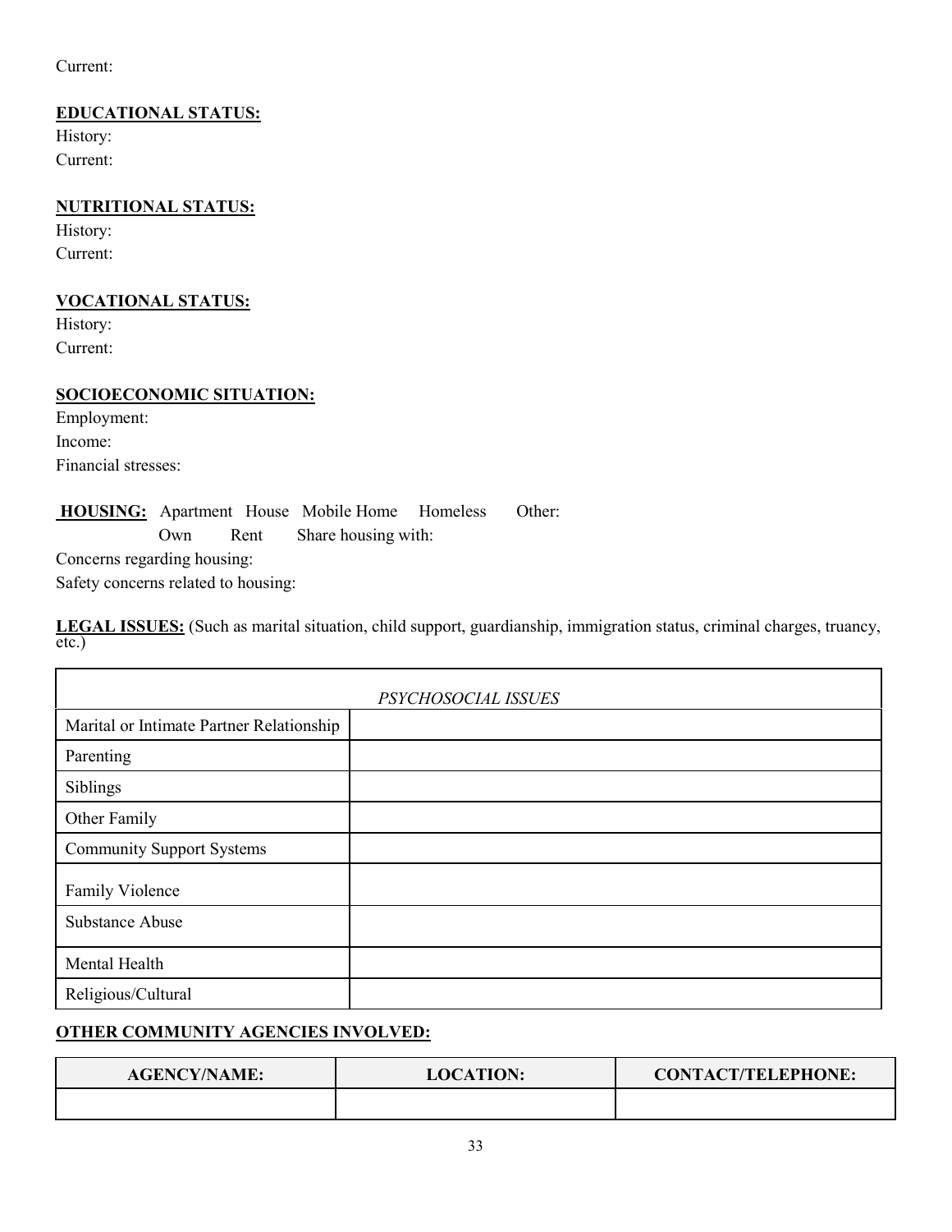Current:

**EDUCATIONAL STATUS:**
History:
Current:

**NUTRITIONAL STATUS:**
History:
Current:

**VOCATIONAL STATUS:**
History:
Current:

**SOCIOECONOMIC SITUATION:**
Employment:
Income:
Financial stresses:

**HOUSING:** Apartment House Mobile Home Homeless Other:
Own Rent Share housing with:
Concerns regarding housing:
Safety concerns related to housing:

**LEGAL ISSUES:** (Such as marital situation, child support, guardianship, immigration status, criminal charges, truancy, etc.)

| *PSYCHOSOCIAL ISSUES* | |
|---|---|
| Marital or Intimate Partner Relationship | |
| Parenting | |
| Siblings | |
| Other Family | |
| Community Support Systems | |
| Family Violence | |
| Substance Abuse | |
| Mental Health | |
| Religious/Cultural | |

**OTHER COMMUNITY AGENCIES INVOLVED:**

| AGENCY/NAME: | LOCATION: | CONTACT/TELEPHONE: |
|---|---|---|
| | | |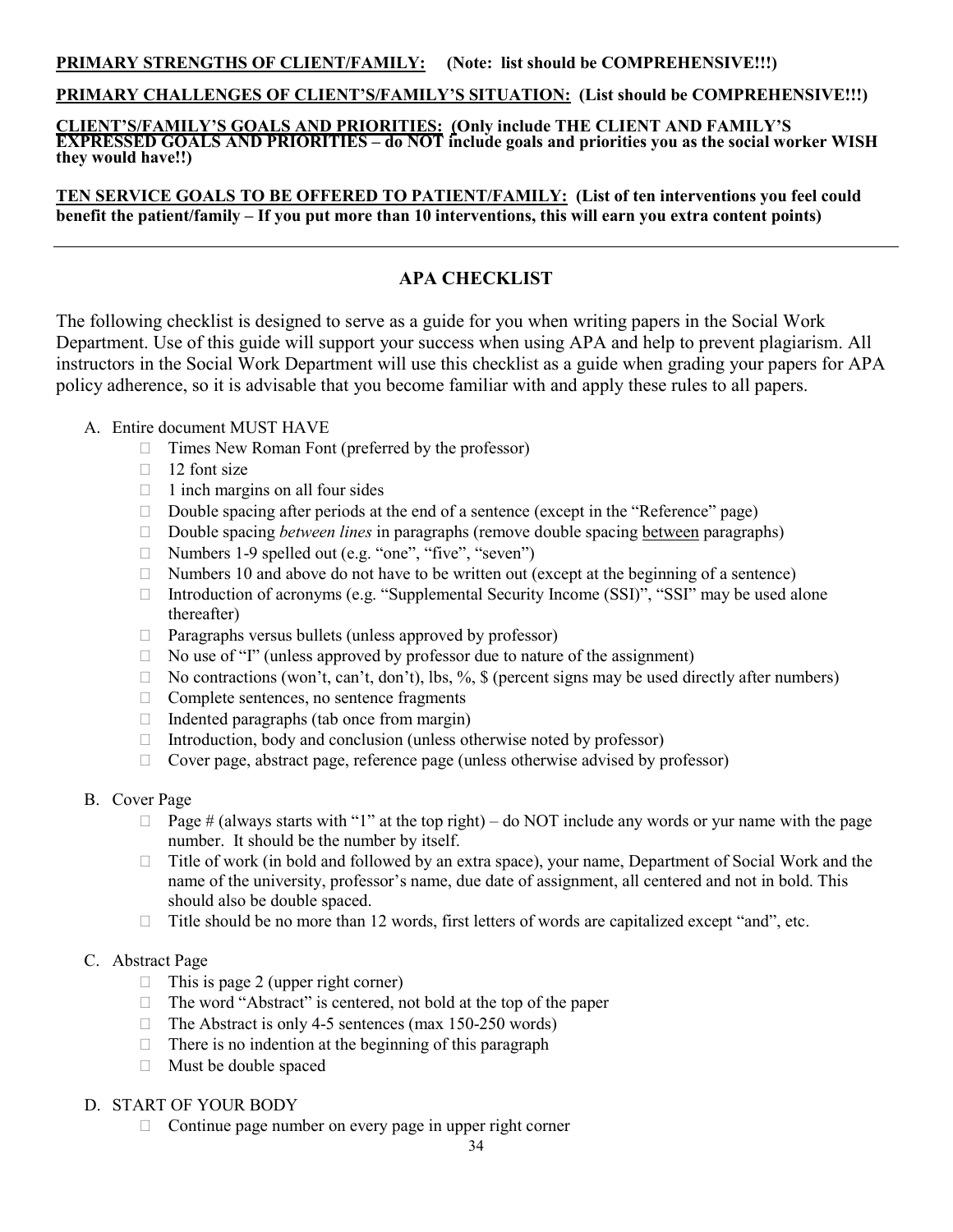**PRIMARY STRENGTHS OF CLIENT/FAMILY:** **(Note: list should be COMPREHENSIVE!!!)**

**PRIMARY CHALLENGES OF CLIENT'S/FAMILY'S SITUATION:** **(List should be COMPREHENSIVE!!!)**

**CLIENT'S/FAMILY'S GOALS AND PRIORITIES:** **(Only include THE CLIENT AND FAMILY'S EXPRESSED GOALS AND PRIORITIES – do NOT include goals and priorities you as the social worker WISH they would have!!)**

**TEN SERVICE GOALS TO BE OFFERED TO PATIENT/FAMILY:** **(List of ten interventions you feel could benefit the patient/family – If you put more than 10 interventions, this will earn you extra content points)**

---

## APA CHECKLIST

The following checklist is designed to serve as a guide for you when writing papers in the Social Work Department. Use of this guide will support your success when using APA and help to prevent plagiarism. All instructors in the Social Work Department will use this checklist as a guide when grading your papers for APA policy adherence, so it is advisable that you become familiar with and apply these rules to all papers.

A. Entire document MUST HAVE
- Times New Roman Font (preferred by the professor)
- 12 font size
- 1 inch margins on all four sides
- Double spacing after periods at the end of a sentence (except in the "Reference" page)
- Double spacing *between lines* in paragraphs (remove double spacing between paragraphs)
- Numbers 1-9 spelled out (e.g. "one", "five", "seven")
- Numbers 10 and above do not have to be written out (except at the beginning of a sentence)
- Introduction of acronyms (e.g. "Supplemental Security Income (SSI)", "SSI" may be used alone thereafter)
- Paragraphs versus bullets (unless approved by professor)
- No use of "I" (unless approved by professor due to nature of the assignment)
- No contractions (won't, can't, don't), lbs, %, $ (percent signs may be used directly after numbers)
- Complete sentences, no sentence fragments
- Indented paragraphs (tab once from margin)
- Introduction, body and conclusion (unless otherwise noted by professor)
- Cover page, abstract page, reference page (unless otherwise advised by professor)

B. Cover Page
- Page # (always starts with "1" at the top right) – do NOT include any words or yur name with the page number. It should be the number by itself.
- Title of work (in bold and followed by an extra space), your name, Department of Social Work and the name of the university, professor's name, due date of assignment, all centered and not in bold. This should also be double spaced.
- Title should be no more than 12 words, first letters of words are capitalized except "and", etc.

C. Abstract Page
- This is page 2 (upper right corner)
- The word "Abstract" is centered, not bold at the top of the paper
- The Abstract is only 4-5 sentences (max 150-250 words)
- There is no indention at the beginning of this paragraph
- Must be double spaced

D. START OF YOUR BODY
- Continue page number on every page in upper right corner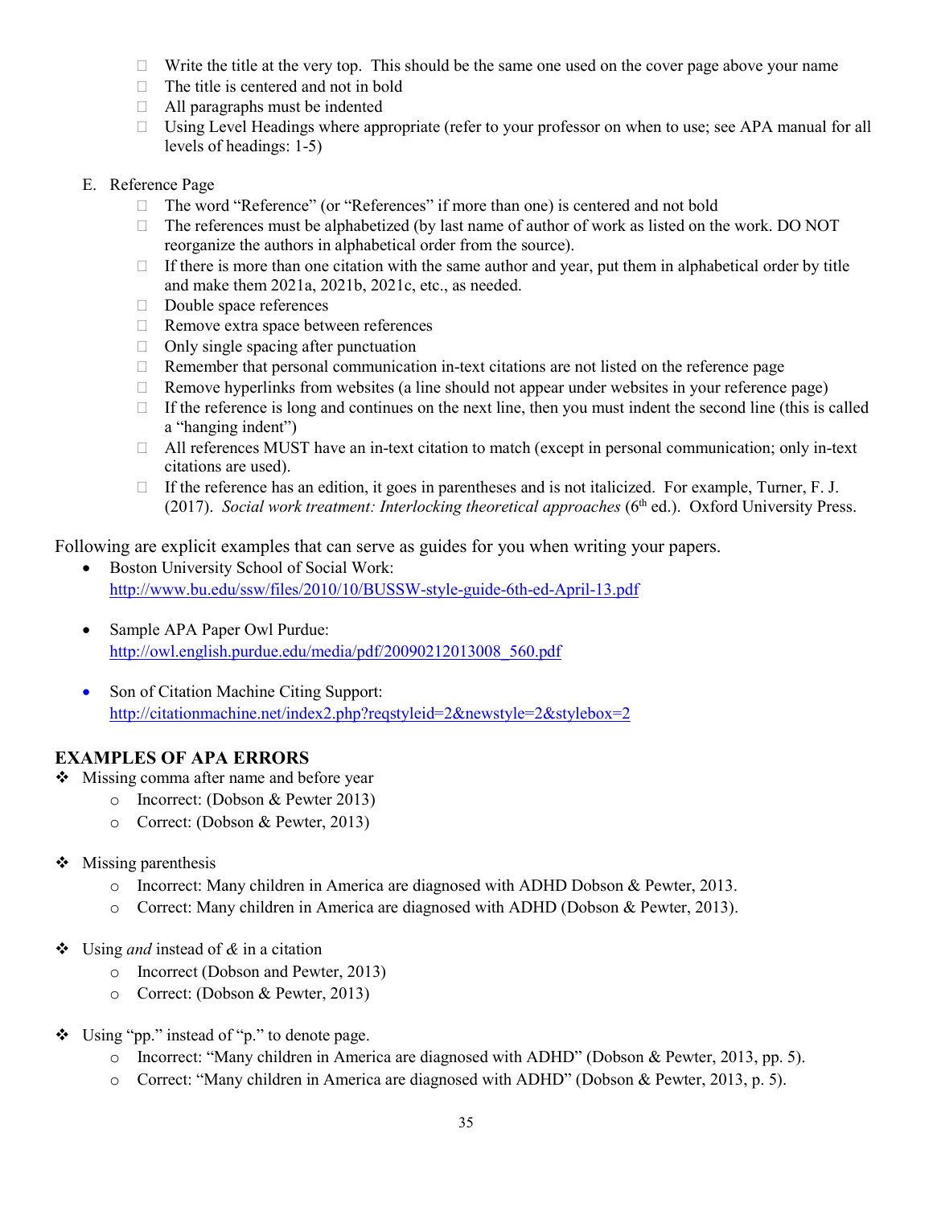- Write the title at the very top. This should be the same one used on the cover page above your name
- The title is centered and not in bold
- All paragraphs must be indented
- Using Level Headings where appropriate (refer to your professor on when to use; see APA manual for all levels of headings: 1-5)

E. Reference Page

- The word "Reference" (or "References" if more than one) is centered and not bold
- The references must be alphabetized (by last name of author of work as listed on the work. DO NOT reorganize the authors in alphabetical order from the source).
- If there is more than one citation with the same author and year, put them in alphabetical order by title and make them 2021a, 2021b, 2021c, etc., as needed.
- Double space references
- Remove extra space between references
- Only single spacing after punctuation
- Remember that personal communication in-text citations are not listed on the reference page
- Remove hyperlinks from websites (a line should not appear under websites in your reference page)
- If the reference is long and continues on the next line, then you must indent the second line (this is called a "hanging indent")
- All references MUST have an in-text citation to match (except in personal communication; only in-text citations are used).
- If the reference has an edition, it goes in parentheses and is not italicized. For example, Turner, F. J. (2017). *Social work treatment: Interlocking theoretical approaches* (6th ed.). Oxford University Press.

Following are explicit examples that can serve as guides for you when writing your papers.

- Boston University School of Social Work: http://www.bu.edu/ssw/files/2010/10/BUSSW-style-guide-6th-ed-April-13.pdf
- Sample APA Paper Owl Purdue: http://owl.english.purdue.edu/media/pdf/20090212013008_560.pdf
- Son of Citation Machine Citing Support: http://citationmachine.net/index2.php?reqstyleid=2&newstyle=2&stylebox=2

**EXAMPLES OF APA ERRORS**

- Missing comma after name and before year
  - Incorrect: (Dobson & Pewter 2013)
  - Correct: (Dobson & Pewter, 2013)
- Missing parenthesis
  - Incorrect: Many children in America are diagnosed with ADHD Dobson & Pewter, 2013.
  - Correct: Many children in America are diagnosed with ADHD (Dobson & Pewter, 2013).
- Using *and* instead of *&* in a citation
  - Incorrect (Dobson and Pewter, 2013)
  - Correct: (Dobson & Pewter, 2013)
- Using "pp." instead of "p." to denote page.
  - Incorrect: "Many children in America are diagnosed with ADHD" (Dobson & Pewter, 2013, pp. 5).
  - Correct: "Many children in America are diagnosed with ADHD" (Dobson & Pewter, 2013, p. 5).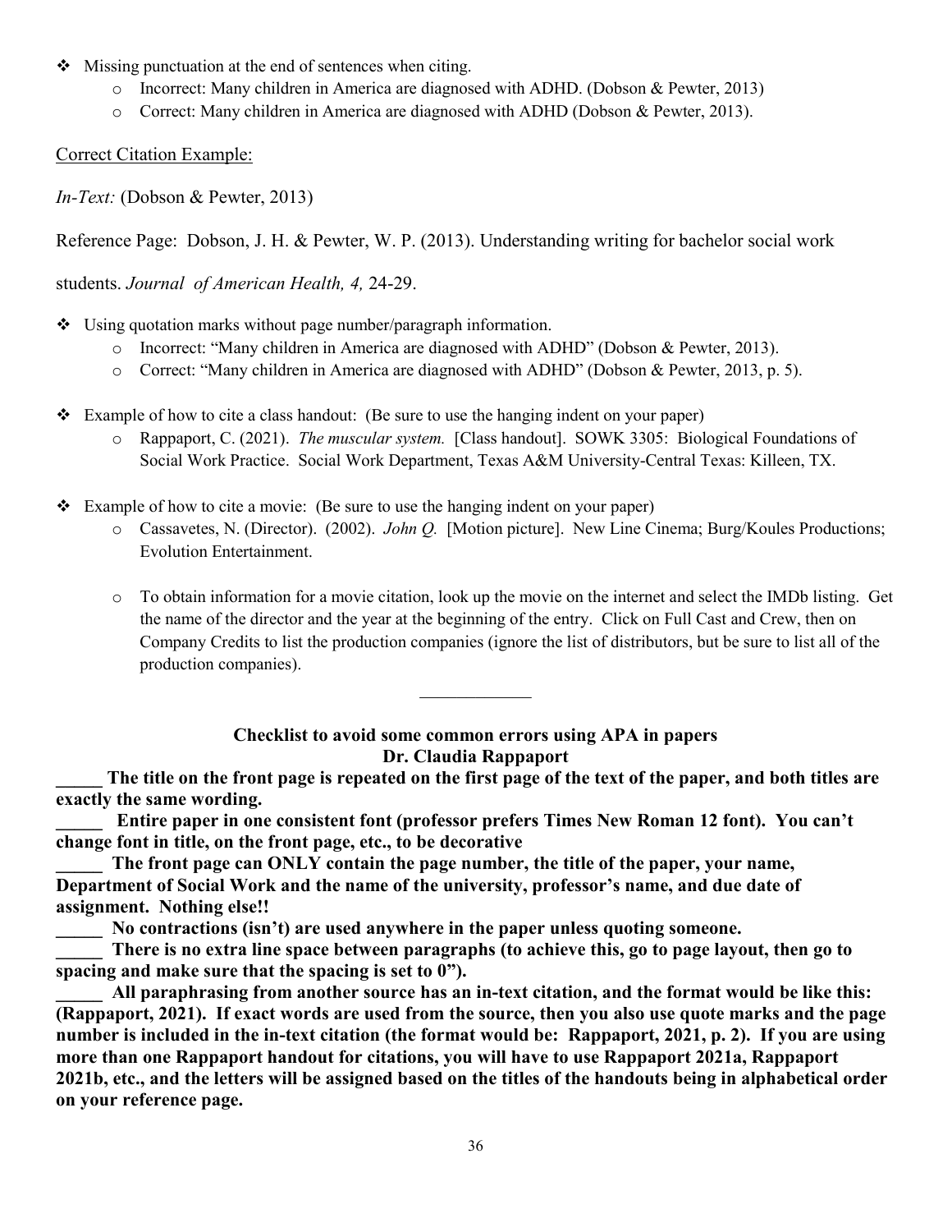- Missing punctuation at the end of sentences when citing.
  - Incorrect: Many children in America are diagnosed with ADHD. (Dobson & Pewter, 2013)
  - Correct: Many children in America are diagnosed with ADHD (Dobson & Pewter, 2013).

<u>Correct Citation Example:</u>

*In-Text:* (Dobson & Pewter, 2013)

Reference Page: Dobson, J. H. & Pewter, W. P. (2013). Understanding writing for bachelor social work students. *Journal of American Health, 4,* 24-29.

- Using quotation marks without page number/paragraph information.
  - Incorrect: "Many children in America are diagnosed with ADHD" (Dobson & Pewter, 2013).
  - Correct: "Many children in America are diagnosed with ADHD" (Dobson & Pewter, 2013, p. 5).

- Example of how to cite a class handout: (Be sure to use the hanging indent on your paper)
  - Rappaport, C. (2021). *The muscular system.* [Class handout]. SOWK 3305: Biological Foundations of Social Work Practice. Social Work Department, Texas A&M University-Central Texas: Killeen, TX.

- Example of how to cite a movie: (Be sure to use the hanging indent on your paper)
  - Cassavetes, N. (Director). (2002). *John Q.* [Motion picture]. New Line Cinema; Burg/Koules Productions; Evolution Entertainment.

  - To obtain information for a movie citation, look up the movie on the internet and select the IMDb listing. Get the name of the director and the year at the beginning of the entry. Click on Full Cast and Crew, then on Company Credits to list the production companies (ignore the list of distributors, but be sure to list all of the production companies).

---

**Checklist to avoid some common errors using APA in papers**
**Dr. Claudia Rappaport**

**_____ The title on the front page is repeated on the first page of the text of the paper, and both titles are exactly the same wording.**

**_____ Entire paper in one consistent font (professor prefers Times New Roman 12 font). You can't change font in title, on the front page, etc., to be decorative**

**_____ The front page can ONLY contain the page number, the title of the paper, your name, Department of Social Work and the name of the university, professor's name, and due date of assignment. Nothing else!!**

**_____ No contractions (isn't) are used anywhere in the paper unless quoting someone.**

**_____ There is no extra line space between paragraphs (to achieve this, go to page layout, then go to spacing and make sure that the spacing is set to 0").**

**_____ All paraphrasing from another source has an in-text citation, and the format would be like this: (Rappaport, 2021). If exact words are used from the source, then you also use quote marks and the page number is included in the in-text citation (the format would be: Rappaport, 2021, p. 2). If you are using more than one Rappaport handout for citations, you will have to use Rappaport 2021a, Rappaport 2021b, etc., and the letters will be assigned based on the titles of the handouts being in alphabetical order on your reference page.**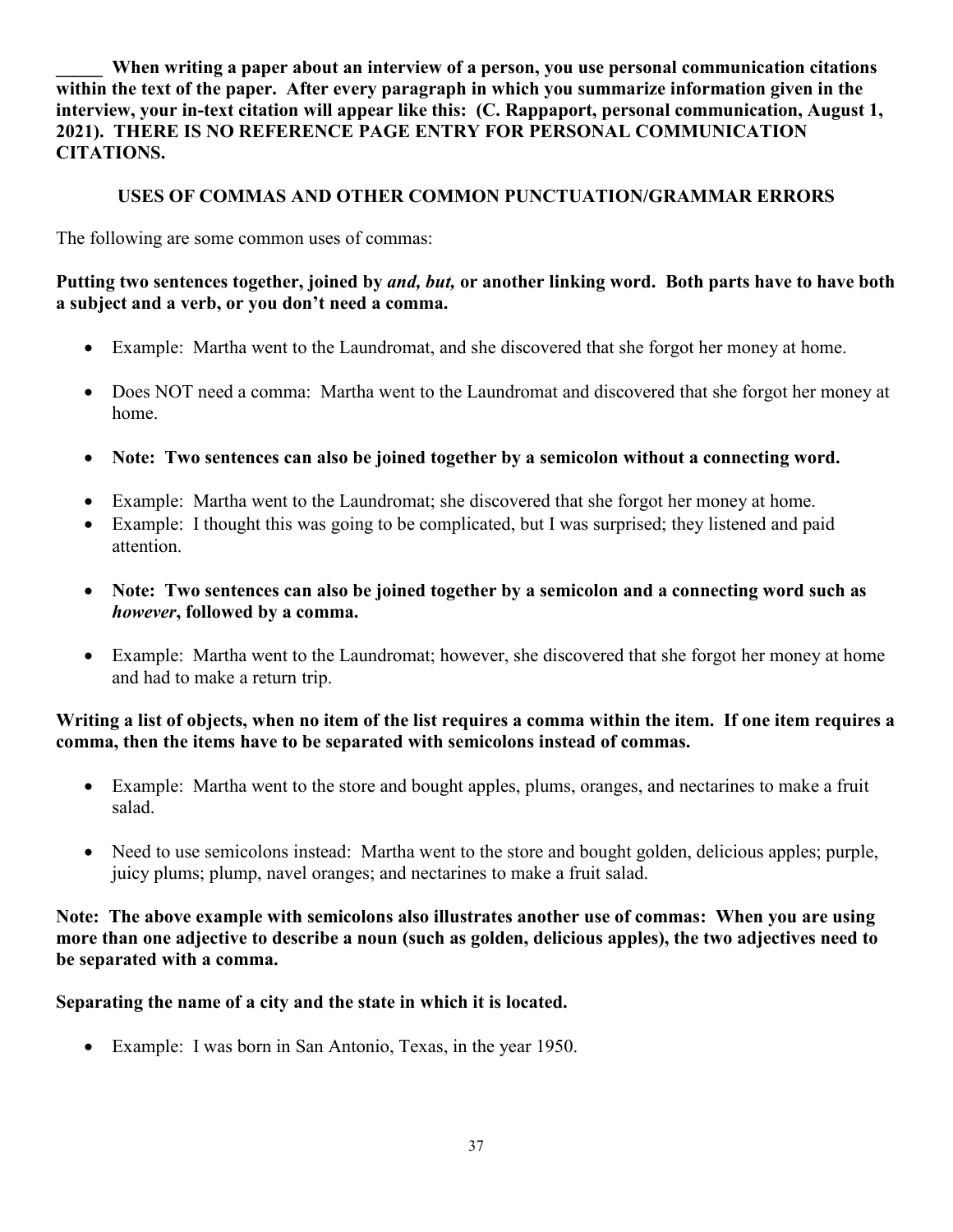**_____ When writing a paper about an interview of a person, you use personal communication citations within the text of the paper. After every paragraph in which you summarize information given in the interview, your in-text citation will appear like this: (C. Rappaport, personal communication, August 1, 2021). THERE IS NO REFERENCE PAGE ENTRY FOR PERSONAL COMMUNICATION CITATIONS.**

## USES OF COMMAS AND OTHER COMMON PUNCTUATION/GRAMMAR ERRORS

The following are some common uses of commas:

**Putting two sentences together, joined by *and, but,* or another linking word. Both parts have to have both a subject and a verb, or you don't need a comma.**

- Example: Martha went to the Laundromat, and she discovered that she forgot her money at home.
- Does NOT need a comma: Martha went to the Laundromat and discovered that she forgot her money at home.
- **Note: Two sentences can also be joined together by a semicolon without a connecting word.**
- Example: Martha went to the Laundromat; she discovered that she forgot her money at home.
- Example: I thought this was going to be complicated, but I was surprised; they listened and paid attention.
- **Note: Two sentences can also be joined together by a semicolon and a connecting word such as *however*, followed by a comma.**
- Example: Martha went to the Laundromat; however, she discovered that she forgot her money at home and had to make a return trip.

**Writing a list of objects, when no item of the list requires a comma within the item. If one item requires a comma, then the items have to be separated with semicolons instead of commas.**

- Example: Martha went to the store and bought apples, plums, oranges, and nectarines to make a fruit salad.
- Need to use semicolons instead: Martha went to the store and bought golden, delicious apples; purple, juicy plums; plump, navel oranges; and nectarines to make a fruit salad.

**Note: The above example with semicolons also illustrates another use of commas: When you are using more than one adjective to describe a noun (such as golden, delicious apples), the two adjectives need to be separated with a comma.**

**Separating the name of a city and the state in which it is located.**

- Example: I was born in San Antonio, Texas, in the year 1950.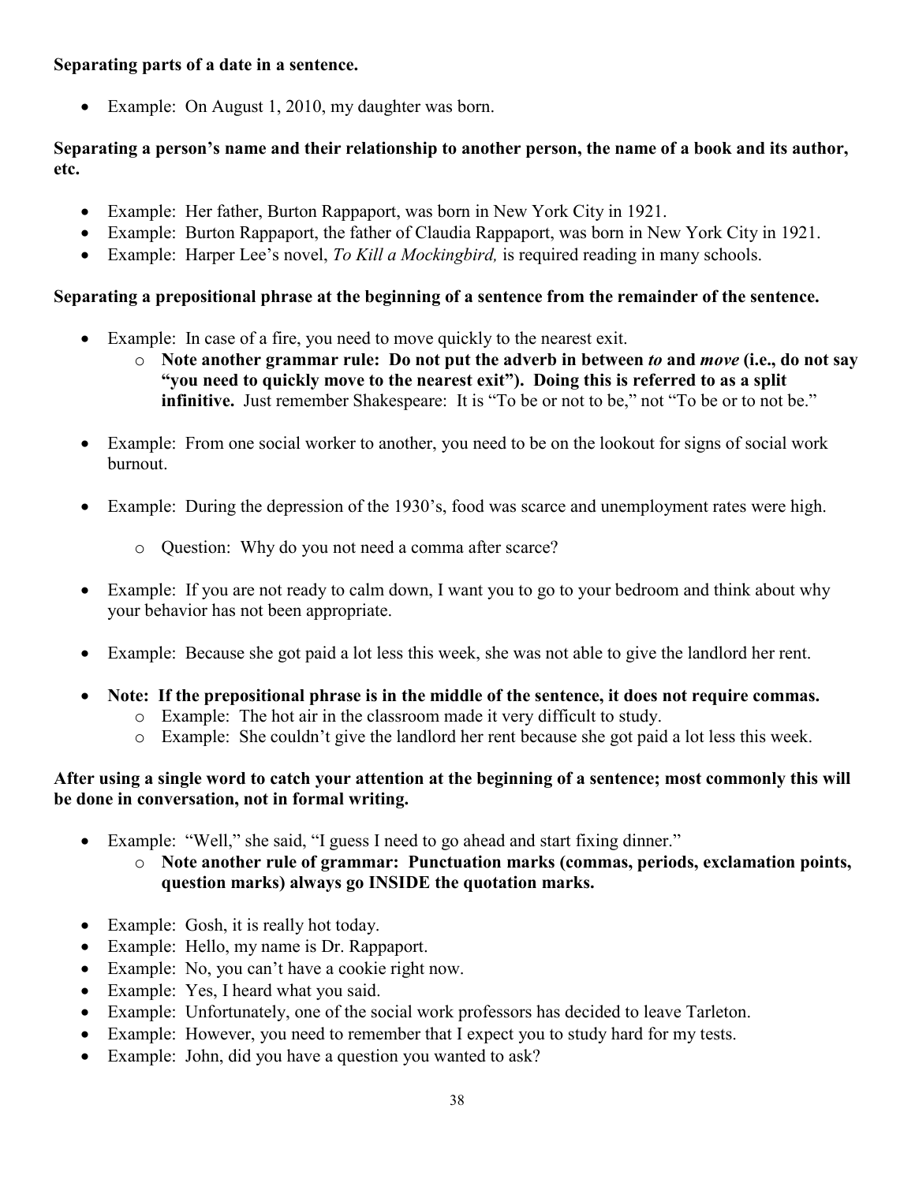**Separating parts of a date in a sentence.**

- Example: On August 1, 2010, my daughter was born.

**Separating a person's name and their relationship to another person, the name of a book and its author, etc.**

- Example: Her father, Burton Rappaport, was born in New York City in 1921.
- Example: Burton Rappaport, the father of Claudia Rappaport, was born in New York City in 1921.
- Example: Harper Lee's novel, *To Kill a Mockingbird,* is required reading in many schools.

**Separating a prepositional phrase at the beginning of a sentence from the remainder of the sentence.**

- Example: In case of a fire, you need to move quickly to the nearest exit.
  - **Note another grammar rule: Do not put the adverb in between *to* and *move* (i.e., do not say "you need to quickly move to the nearest exit"). Doing this is referred to as a split infinitive.** Just remember Shakespeare: It is "To be or not to be," not "To be or to not be."

- Example: From one social worker to another, you need to be on the lookout for signs of social work burnout.

- Example: During the depression of the 1930's, food was scarce and unemployment rates were high.

  - Question: Why do you not need a comma after scarce?

- Example: If you are not ready to calm down, I want you to go to your bedroom and think about why your behavior has not been appropriate.

- Example: Because she got paid a lot less this week, she was not able to give the landlord her rent.

- **Note: If the prepositional phrase is in the middle of the sentence, it does not require commas.**
  - Example: The hot air in the classroom made it very difficult to study.
  - Example: She couldn't give the landlord her rent because she got paid a lot less this week.

**After using a single word to catch your attention at the beginning of a sentence; most commonly this will be done in conversation, not in formal writing.**

- Example: "Well," she said, "I guess I need to go ahead and start fixing dinner."
  - **Note another rule of grammar: Punctuation marks (commas, periods, exclamation points, question marks) always go INSIDE the quotation marks.**

- Example: Gosh, it is really hot today.
- Example: Hello, my name is Dr. Rappaport.
- Example: No, you can't have a cookie right now.
- Example: Yes, I heard what you said.
- Example: Unfortunately, one of the social work professors has decided to leave Tarleton.
- Example: However, you need to remember that I expect you to study hard for my tests.
- Example: John, did you have a question you wanted to ask?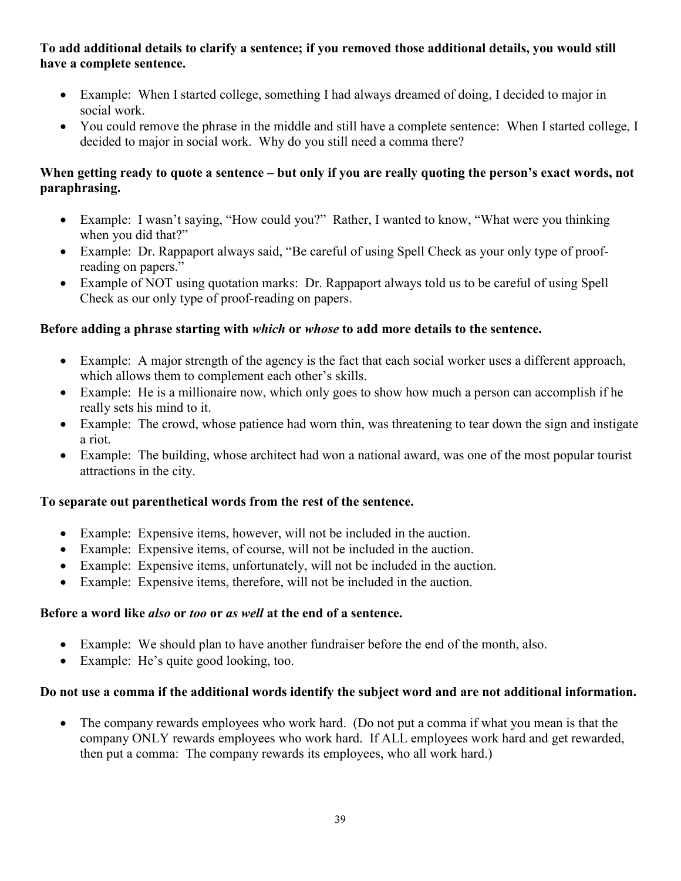**To add additional details to clarify a sentence; if you removed those additional details, you would still have a complete sentence.**

- Example: When I started college, something I had always dreamed of doing, I decided to major in social work.
- You could remove the phrase in the middle and still have a complete sentence: When I started college, I decided to major in social work. Why do you still need a comma there?

**When getting ready to quote a sentence – but only if you are really quoting the person's exact words, not paraphrasing.**

- Example: I wasn't saying, "How could you?" Rather, I wanted to know, "What were you thinking when you did that?"
- Example: Dr. Rappaport always said, "Be careful of using Spell Check as your only type of proof-reading on papers."
- Example of NOT using quotation marks: Dr. Rappaport always told us to be careful of using Spell Check as our only type of proof-reading on papers.

**Before adding a phrase starting with *which* or *whose* to add more details to the sentence.**

- Example: A major strength of the agency is the fact that each social worker uses a different approach, which allows them to complement each other's skills.
- Example: He is a millionaire now, which only goes to show how much a person can accomplish if he really sets his mind to it.
- Example: The crowd, whose patience had worn thin, was threatening to tear down the sign and instigate a riot.
- Example: The building, whose architect had won a national award, was one of the most popular tourist attractions in the city.

**To separate out parenthetical words from the rest of the sentence.**

- Example: Expensive items, however, will not be included in the auction.
- Example: Expensive items, of course, will not be included in the auction.
- Example: Expensive items, unfortunately, will not be included in the auction.
- Example: Expensive items, therefore, will not be included in the auction.

**Before a word like *also* or *too* or *as well* at the end of a sentence.**

- Example: We should plan to have another fundraiser before the end of the month, also.
- Example: He's quite good looking, too.

**Do not use a comma if the additional words identify the subject word and are not additional information.**

- The company rewards employees who work hard. (Do not put a comma if what you mean is that the company ONLY rewards employees who work hard. If ALL employees work hard and get rewarded, then put a comma: The company rewards its employees, who all work hard.)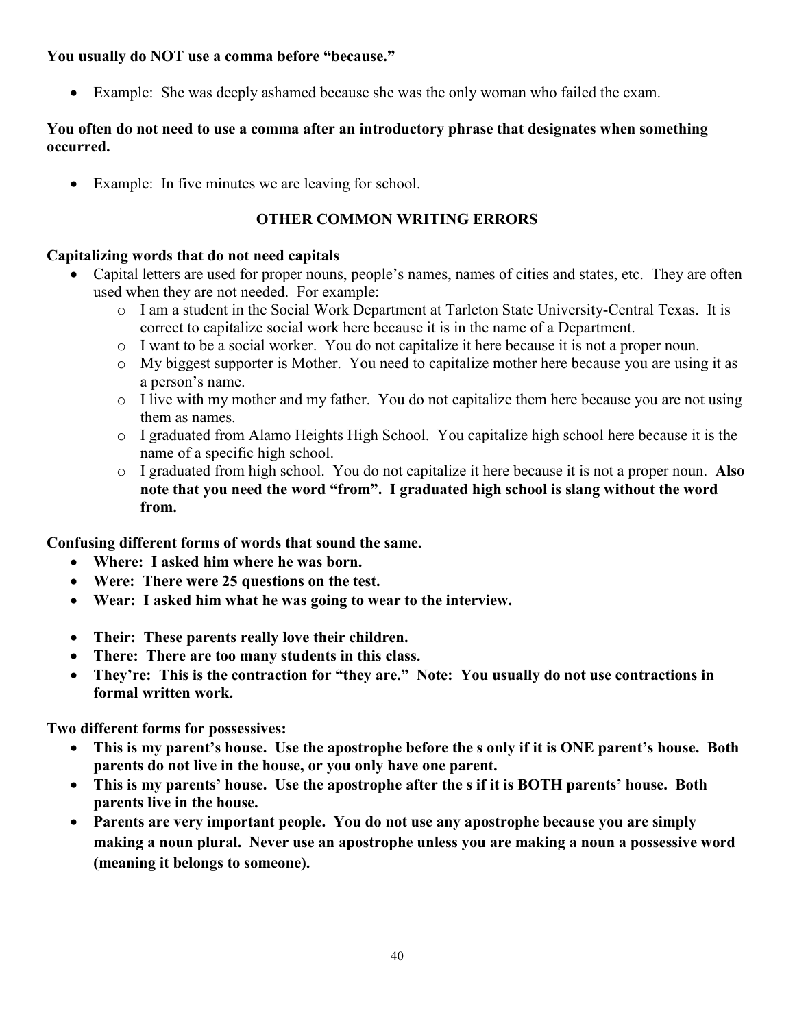**You usually do NOT use a comma before "because."**

- Example: She was deeply ashamed because she was the only woman who failed the exam.

**You often do not need to use a comma after an introductory phrase that designates when something occurred.**

- Example: In five minutes we are leaving for school.

## OTHER COMMON WRITING ERRORS

**Capitalizing words that do not need capitals**

- Capital letters are used for proper nouns, people's names, names of cities and states, etc. They are often used when they are not needed. For example:
  - I am a student in the Social Work Department at Tarleton State University-Central Texas. It is correct to capitalize social work here because it is in the name of a Department.
  - I want to be a social worker. You do not capitalize it here because it is not a proper noun.
  - My biggest supporter is Mother. You need to capitalize mother here because you are using it as a person's name.
  - I live with my mother and my father. You do not capitalize them here because you are not using them as names.
  - I graduated from Alamo Heights High School. You capitalize high school here because it is the name of a specific high school.
  - I graduated from high school. You do not capitalize it here because it is not a proper noun. **Also note that you need the word "from". I graduated high school is slang without the word from.**

**Confusing different forms of words that sound the same.**

- **Where: I asked him where he was born.**
- **Were: There were 25 questions on the test.**
- **Wear: I asked him what he was going to wear to the interview.**

- **Their: These parents really love their children.**
- **There: There are too many students in this class.**
- **They're: This is the contraction for "they are." Note: You usually do not use contractions in formal written work.**

**Two different forms for possessives:**

- **This is my parent's house. Use the apostrophe before the s only if it is ONE parent's house. Both parents do not live in the house, or you only have one parent.**
- **This is my parents' house. Use the apostrophe after the s if it is BOTH parents' house. Both parents live in the house.**
- **Parents are very important people. You do not use any apostrophe because you are simply making a noun plural. Never use an apostrophe unless you are making a noun a possessive word (meaning it belongs to someone).**